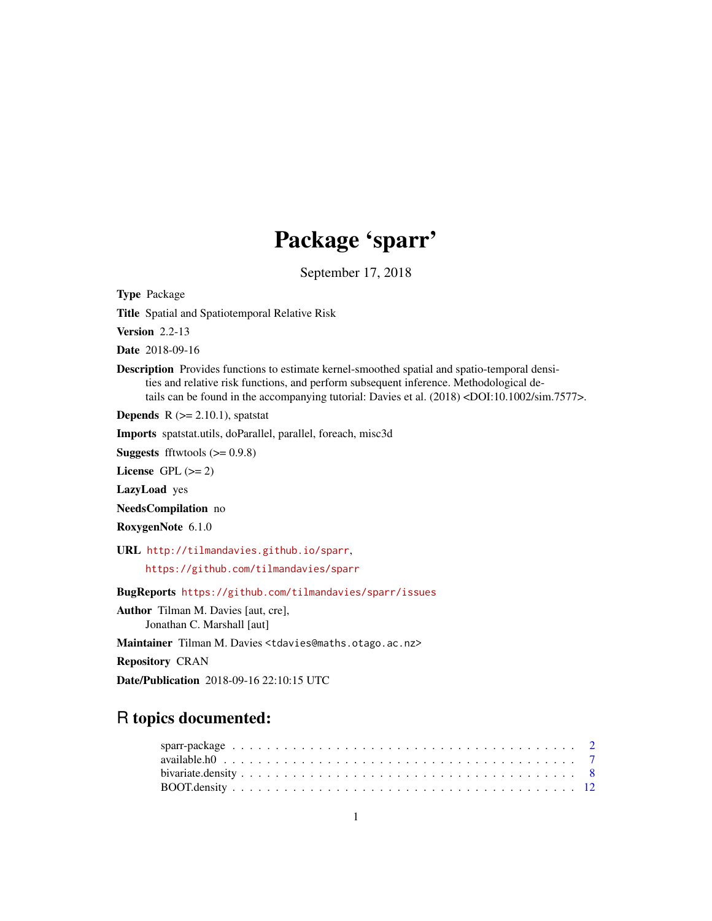# Package 'sparr'

September 17, 2018

**Type** Package

**Title** Spatial and Spatiotemporal Relative Risk

**Version** 2.2-13

**Date** 2018-09-16

**Description** Provides functions to estimate kernel-smoothed spatial and spatio-temporal densities and relative risk functions, and perform subsequent inference. Methodological details can be found in the accompanying tutorial: Davies et al. (2018) <DOI:10.1002/sim.7577>.

**Depends** R (>= 2.10.1), spatstat

**Imports** spatstat.utils, doParallel, parallel, foreach, misc3d

**Suggests** fftwtools (>= 0.9.8)

**License** GPL (>= 2)

**LazyLoad** yes

**NeedsCompilation** no

**RoxygenNote** 6.1.0

**URL** http://tilmandavies.github.io/sparr,
https://github.com/tilmandavies/sparr

**BugReports** https://github.com/tilmandavies/sparr/issues

**Author** Tilman M. Davies [aut, cre],
Jonathan C. Marshall [aut]

**Maintainer** Tilman M. Davies <tdavies@maths.otago.ac.nz>

**Repository** CRAN

**Date/Publication** 2018-09-16 22:10:15 UTC

## R topics documented:

sparr-package . . . . . . . . . . . . . . . . . . . . . . . . . . . . . . . . . . . . . . . . 2
available.h0 . . . . . . . . . . . . . . . . . . . . . . . . . . . . . . . . . . . . . . . . . 7
bivariate.density . . . . . . . . . . . . . . . . . . . . . . . . . . . . . . . . . . . . . . 8
BOOT.density . . . . . . . . . . . . . . . . . . . . . . . . . . . . . . . . . . . . . . . 12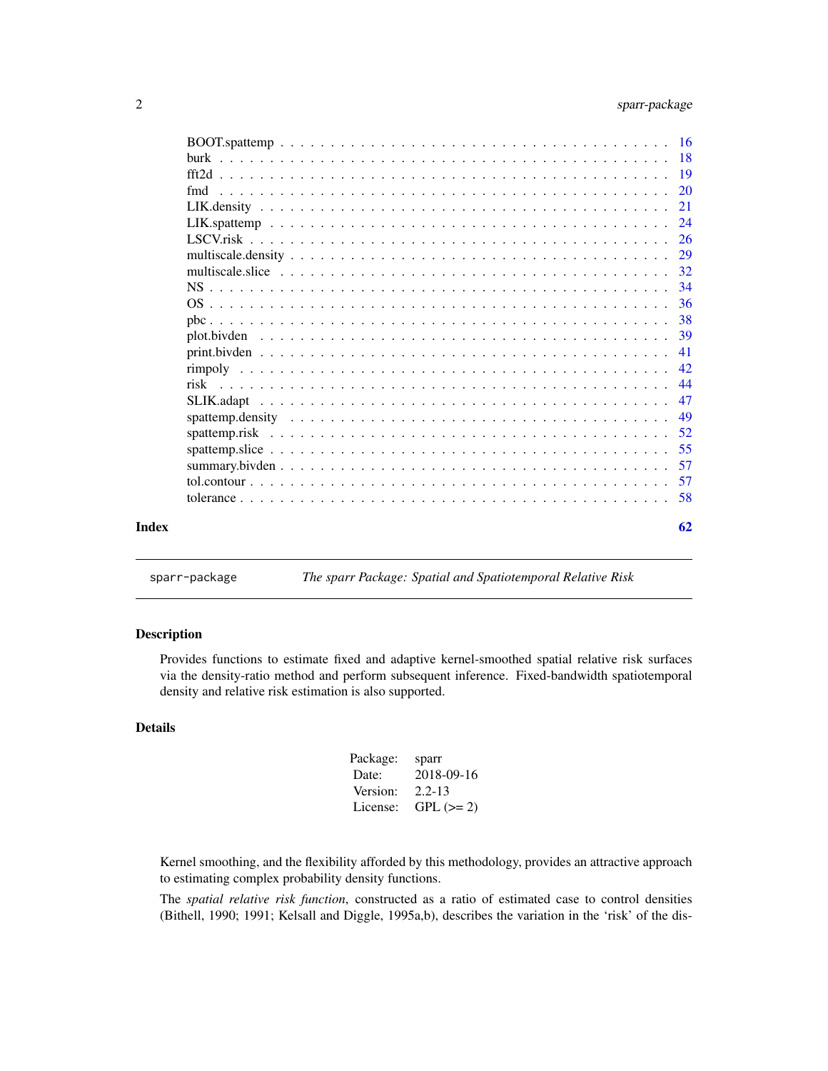BOOT.spattemp . . . . . . . . . . . . . . . . . . . . . . . . . . . . . . . . . . . . 16
burk . . . . . . . . . . . . . . . . . . . . . . . . . . . . . . . . . . . . . . . . . 18
fft2d . . . . . . . . . . . . . . . . . . . . . . . . . . . . . . . . . . . . . . . . . 19
fmd . . . . . . . . . . . . . . . . . . . . . . . . . . . . . . . . . . . . . . . . . . 20
LIK.density . . . . . . . . . . . . . . . . . . . . . . . . . . . . . . . . . . . . . 21
LIK.spattemp . . . . . . . . . . . . . . . . . . . . . . . . . . . . . . . . . . . . 24
LSCV.risk . . . . . . . . . . . . . . . . . . . . . . . . . . . . . . . . . . . . . . 26
multiscale.density . . . . . . . . . . . . . . . . . . . . . . . . . . . . . . . . . 29
multiscale.slice . . . . . . . . . . . . . . . . . . . . . . . . . . . . . . . . . . 32
NS . . . . . . . . . . . . . . . . . . . . . . . . . . . . . . . . . . . . . . . . . . 34
OS . . . . . . . . . . . . . . . . . . . . . . . . . . . . . . . . . . . . . . . . . . 36
pbc . . . . . . . . . . . . . . . . . . . . . . . . . . . . . . . . . . . . . . . . . . 38
plot.bivden . . . . . . . . . . . . . . . . . . . . . . . . . . . . . . . . . . . . . 39
print.bivden . . . . . . . . . . . . . . . . . . . . . . . . . . . . . . . . . . . . 41
rimpoly . . . . . . . . . . . . . . . . . . . . . . . . . . . . . . . . . . . . . . . 42
risk . . . . . . . . . . . . . . . . . . . . . . . . . . . . . . . . . . . . . . . . . 44
SLIK.adapt . . . . . . . . . . . . . . . . . . . . . . . . . . . . . . . . . . . . . 47
spattemp.density . . . . . . . . . . . . . . . . . . . . . . . . . . . . . . . . . 49
spattemp.risk . . . . . . . . . . . . . . . . . . . . . . . . . . . . . . . . . . . 52
spattemp.slice . . . . . . . . . . . . . . . . . . . . . . . . . . . . . . . . . . 55
summary.bivden . . . . . . . . . . . . . . . . . . . . . . . . . . . . . . . . . . 57
tol.contour . . . . . . . . . . . . . . . . . . . . . . . . . . . . . . . . . . . . 57
tolerance . . . . . . . . . . . . . . . . . . . . . . . . . . . . . . . . . . . . . 58

**Index** **62**

---

sparr-package *The sparr Package: Spatial and Spatiotemporal Relative Risk*

---

## Description

Provides functions to estimate fixed and adaptive kernel-smoothed spatial relative risk surfaces via the density-ratio method and perform subsequent inference. Fixed-bandwidth spatiotemporal density and relative risk estimation is also supported.

## Details

| | |
|---|---|
| Package: | sparr |
| Date: | 2018-09-16 |
| Version: | 2.2-13 |
| License: | GPL (>= 2) |

Kernel smoothing, and the flexibility afforded by this methodology, provides an attractive approach to estimating complex probability density functions.

The *spatial relative risk function*, constructed as a ratio of estimated case to control densities (Bithell, 1990; 1991; Kelsall and Diggle, 1995a,b), describes the variation in the 'risk' of the dis-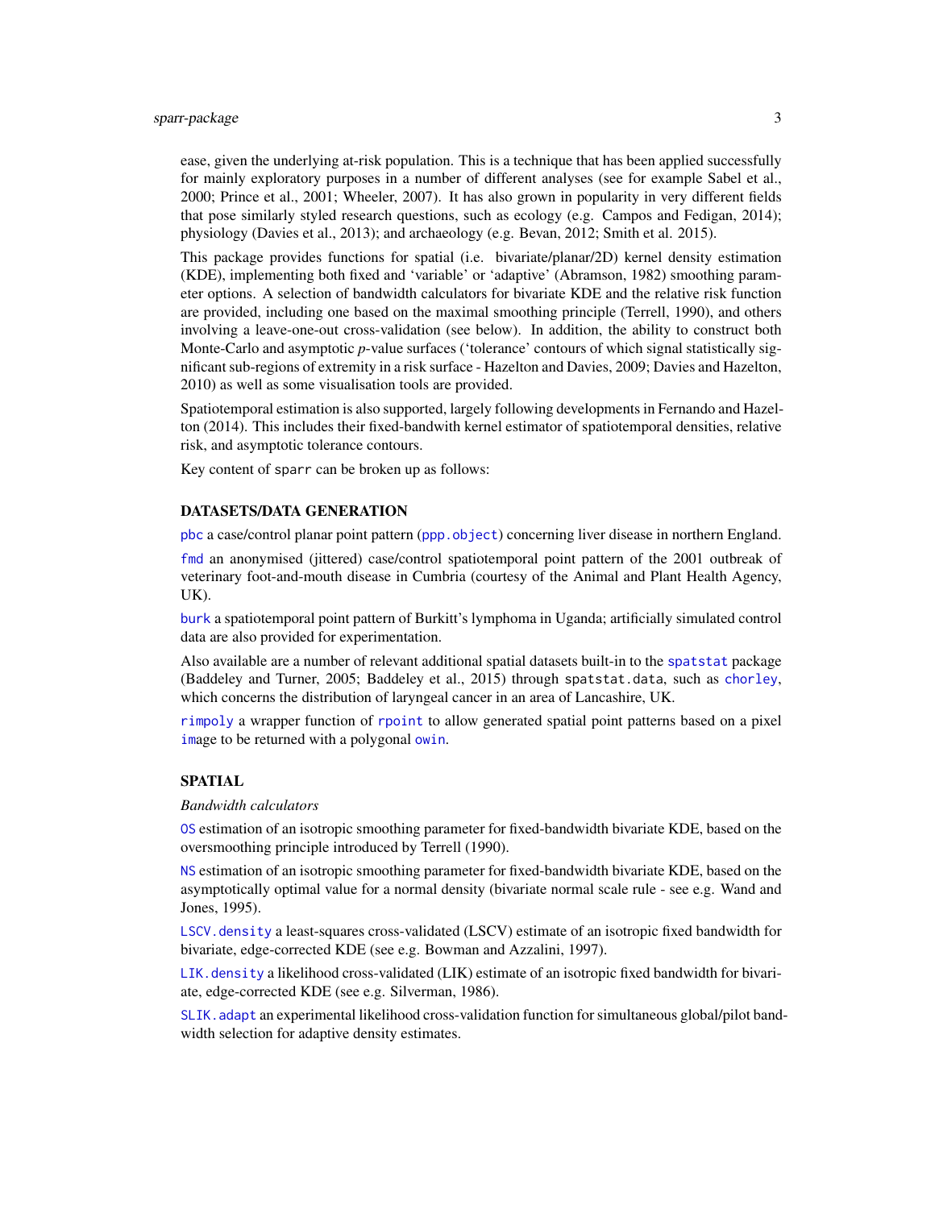ease, given the underlying at-risk population. This is a technique that has been applied successfully for mainly exploratory purposes in a number of different analyses (see for example Sabel et al., 2000; Prince et al., 2001; Wheeler, 2007). It has also grown in popularity in very different fields that pose similarly styled research questions, such as ecology (e.g. Campos and Fedigan, 2014); physiology (Davies et al., 2013); and archaeology (e.g. Bevan, 2012; Smith et al. 2015).

This package provides functions for spatial (i.e. bivariate/planar/2D) kernel density estimation (KDE), implementing both fixed and 'variable' or 'adaptive' (Abramson, 1982) smoothing parameter options. A selection of bandwidth calculators for bivariate KDE and the relative risk function are provided, including one based on the maximal smoothing principle (Terrell, 1990), and others involving a leave-one-out cross-validation (see below). In addition, the ability to construct both Monte-Carlo and asymptotic *p*-value surfaces ('tolerance' contours of which signal statistically significant sub-regions of extremity in a risk surface - Hazelton and Davies, 2009; Davies and Hazelton, 2010) as well as some visualisation tools are provided.

Spatiotemporal estimation is also supported, largely following developments in Fernando and Hazelton (2014). This includes their fixed-bandwith kernel estimator of spatiotemporal densities, relative risk, and asymptotic tolerance contours.

Key content of `sparr` can be broken up as follows:

### DATASETS/DATA GENERATION

`pbc` a case/control planar point pattern (`ppp.object`) concerning liver disease in northern England.

`fmd` an anonymised (jittered) case/control spatiotemporal point pattern of the 2001 outbreak of veterinary foot-and-mouth disease in Cumbria (courtesy of the Animal and Plant Health Agency, UK).

`burk` a spatiotemporal point pattern of Burkitt's lymphoma in Uganda; artificially simulated control data are also provided for experimentation.

Also available are a number of relevant additional spatial datasets built-in to the `spatstat` package (Baddeley and Turner, 2005; Baddeley et al., 2015) through `spatstat.data`, such as `chorley`, which concerns the distribution of laryngeal cancer in an area of Lancashire, UK.

`rimpoly` a wrapper function of `rpoint` to allow generated spatial point patterns based on a pixel `im`age to be returned with a polygonal `owin`.

### SPATIAL

*Bandwidth calculators*

`OS` estimation of an isotropic smoothing parameter for fixed-bandwidth bivariate KDE, based on the oversmoothing principle introduced by Terrell (1990).

`NS` estimation of an isotropic smoothing parameter for fixed-bandwidth bivariate KDE, based on the asymptotically optimal value for a normal density (bivariate normal scale rule - see e.g. Wand and Jones, 1995).

`LSCV.density` a least-squares cross-validated (LSCV) estimate of an isotropic fixed bandwidth for bivariate, edge-corrected KDE (see e.g. Bowman and Azzalini, 1997).

`LIK.density` a likelihood cross-validated (LIK) estimate of an isotropic fixed bandwidth for bivariate, edge-corrected KDE (see e.g. Silverman, 1986).

`SLIK.adapt` an experimental likelihood cross-validation function for simultaneous global/pilot bandwidth selection for adaptive density estimates.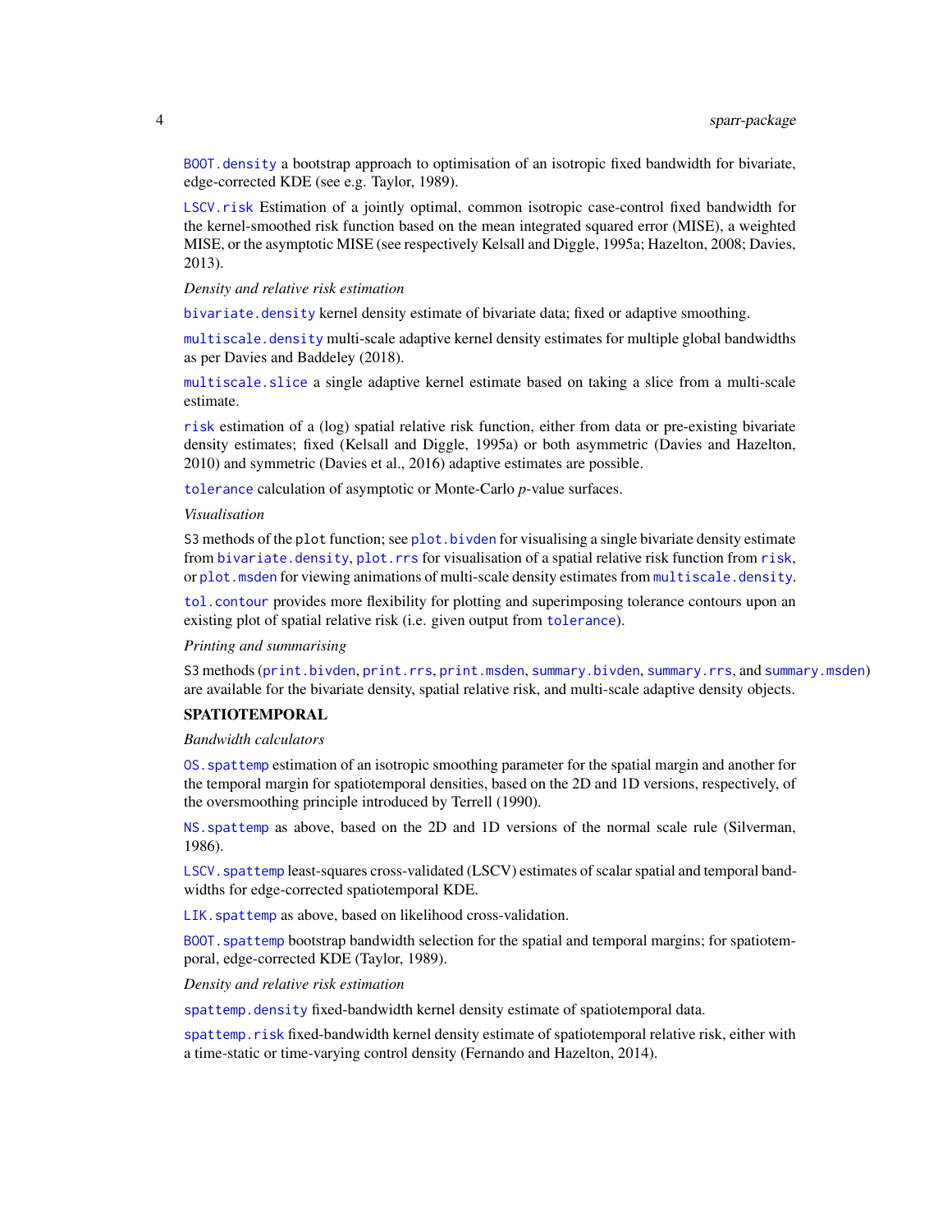`BOOT.density` a bootstrap approach to optimisation of an isotropic fixed bandwidth for bivariate, edge-corrected KDE (see e.g. Taylor, 1989).

`LSCV.risk` Estimation of a jointly optimal, common isotropic case-control fixed bandwidth for the kernel-smoothed risk function based on the mean integrated squared error (MISE), a weighted MISE, or the asymptotic MISE (see respectively Kelsall and Diggle, 1995a; Hazelton, 2008; Davies, 2013).

*Density and relative risk estimation*

`bivariate.density` kernel density estimate of bivariate data; fixed or adaptive smoothing.

`multiscale.density` multi-scale adaptive kernel density estimates for multiple global bandwidths as per Davies and Baddeley (2018).

`multiscale.slice` a single adaptive kernel estimate based on taking a slice from a multi-scale estimate.

`risk` estimation of a (log) spatial relative risk function, either from data or pre-existing bivariate density estimates; fixed (Kelsall and Diggle, 1995a) or both asymmetric (Davies and Hazelton, 2010) and symmetric (Davies et al., 2016) adaptive estimates are possible.

`tolerance` calculation of asymptotic or Monte-Carlo *p*-value surfaces.

*Visualisation*

S3 methods of the `plot` function; see `plot.bivden` for visualising a single bivariate density estimate from `bivariate.density`, `plot.rrs` for visualisation of a spatial relative risk function from `risk`, or `plot.msden` for viewing animations of multi-scale density estimates from `multiscale.density`.

`tol.contour` provides more flexibility for plotting and superimposing tolerance contours upon an existing plot of spatial relative risk (i.e. given output from `tolerance`).

*Printing and summarising*

S3 methods (`print.bivden`, `print.rrs`, `print.msden`, `summary.bivden`, `summary.rrs`, and `summary.msden`) are available for the bivariate density, spatial relative risk, and multi-scale adaptive density objects.

**SPATIOTEMPORAL**

*Bandwidth calculators*

`OS.spattemp` estimation of an isotropic smoothing parameter for the spatial margin and another for the temporal margin for spatiotemporal densities, based on the 2D and 1D versions, respectively, of the oversmoothing principle introduced by Terrell (1990).

`NS.spattemp` as above, based on the 2D and 1D versions of the normal scale rule (Silverman, 1986).

`LSCV.spattemp` least-squares cross-validated (LSCV) estimates of scalar spatial and temporal bandwidths for edge-corrected spatiotemporal KDE.

`LIK.spattemp` as above, based on likelihood cross-validation.

`BOOT.spattemp` bootstrap bandwidth selection for the spatial and temporal margins; for spatiotemporal, edge-corrected KDE (Taylor, 1989).

*Density and relative risk estimation*

`spattemp.density` fixed-bandwidth kernel density estimate of spatiotemporal data.

`spattemp.risk` fixed-bandwidth kernel density estimate of spatiotemporal relative risk, either with a time-static or time-varying control density (Fernando and Hazelton, 2014).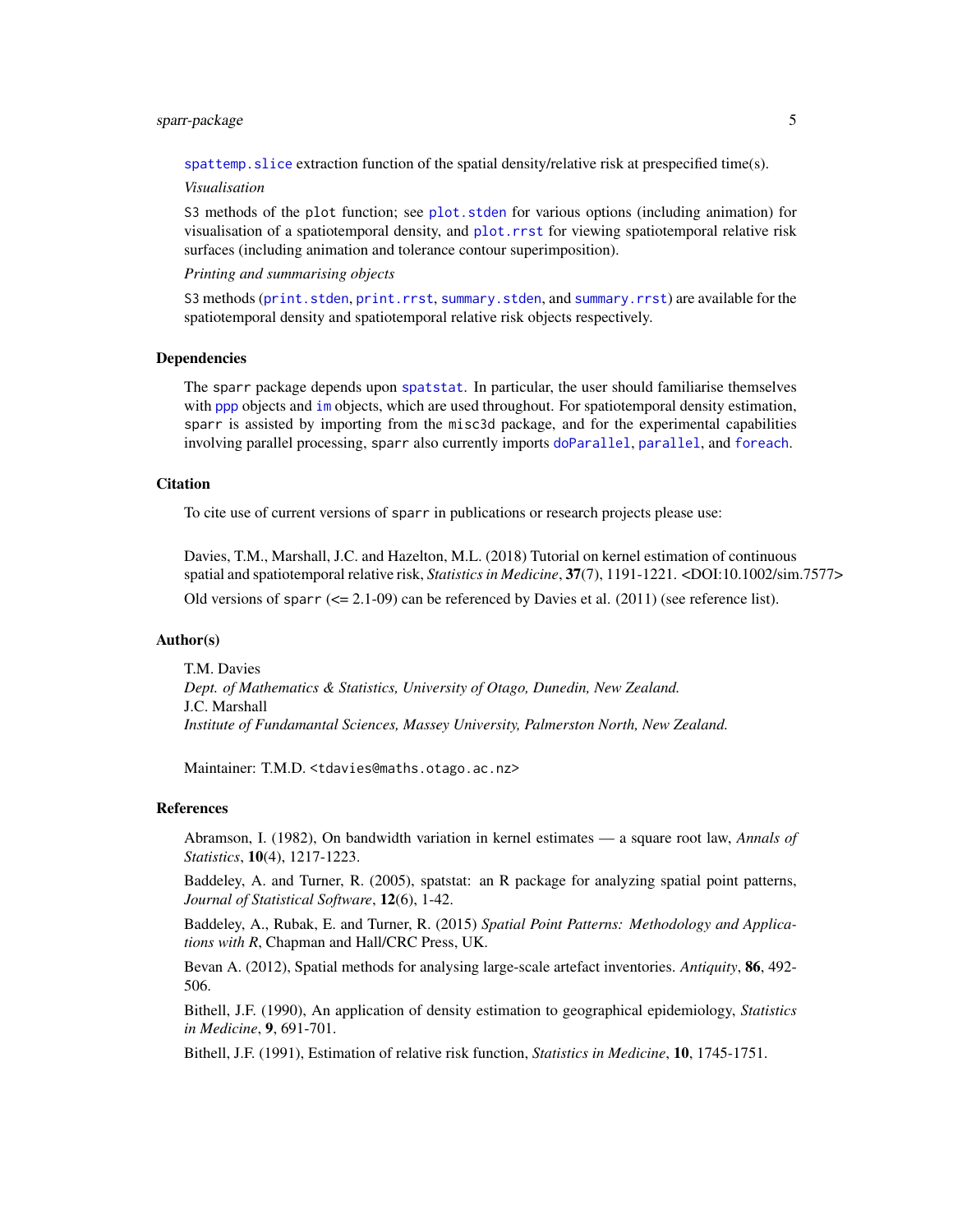spattemp.slice extraction function of the spatial density/relative risk at prespecified time(s).

*Visualisation*

S3 methods of the plot function; see plot.stden for various options (including animation) for visualisation of a spatiotemporal density, and plot.rrst for viewing spatiotemporal relative risk surfaces (including animation and tolerance contour superimposition).

*Printing and summarising objects*

S3 methods (print.stden, print.rrst, summary.stden, and summary.rrst) are available for the spatiotemporal density and spatiotemporal relative risk objects respectively.

## Dependencies

The sparr package depends upon spatstat. In particular, the user should familiarise themselves with ppp objects and im objects, which are used throughout. For spatiotemporal density estimation, sparr is assisted by importing from the misc3d package, and for the experimental capabilities involving parallel processing, sparr also currently imports doParallel, parallel, and foreach.

## Citation

To cite use of current versions of sparr in publications or research projects please use:

Davies, T.M., Marshall, J.C. and Hazelton, M.L. (2018) Tutorial on kernel estimation of continuous spatial and spatiotemporal relative risk, *Statistics in Medicine*, **37**(7), 1191-1221. <DOI:10.1002/sim.7577>

Old versions of sparr (<= 2.1-09) can be referenced by Davies et al. (2011) (see reference list).

## Author(s)

T.M. Davies
*Dept. of Mathematics & Statistics, University of Otago, Dunedin, New Zealand.*
J.C. Marshall
*Institute of Fundamantal Sciences, Massey University, Palmerston North, New Zealand.*

Maintainer: T.M.D. <tdavies@maths.otago.ac.nz>

## References

Abramson, I. (1982), On bandwidth variation in kernel estimates — a square root law, *Annals of Statistics*, **10**(4), 1217-1223.

Baddeley, A. and Turner, R. (2005), spatstat: an R package for analyzing spatial point patterns, *Journal of Statistical Software*, **12**(6), 1-42.

Baddeley, A., Rubak, E. and Turner, R. (2015) *Spatial Point Patterns: Methodology and Applications with R*, Chapman and Hall/CRC Press, UK.

Bevan A. (2012), Spatial methods for analysing large-scale artefact inventories. *Antiquity*, **86**, 492-506.

Bithell, J.F. (1990), An application of density estimation to geographical epidemiology, *Statistics in Medicine*, **9**, 691-701.

Bithell, J.F. (1991), Estimation of relative risk function, *Statistics in Medicine*, **10**, 1745-1751.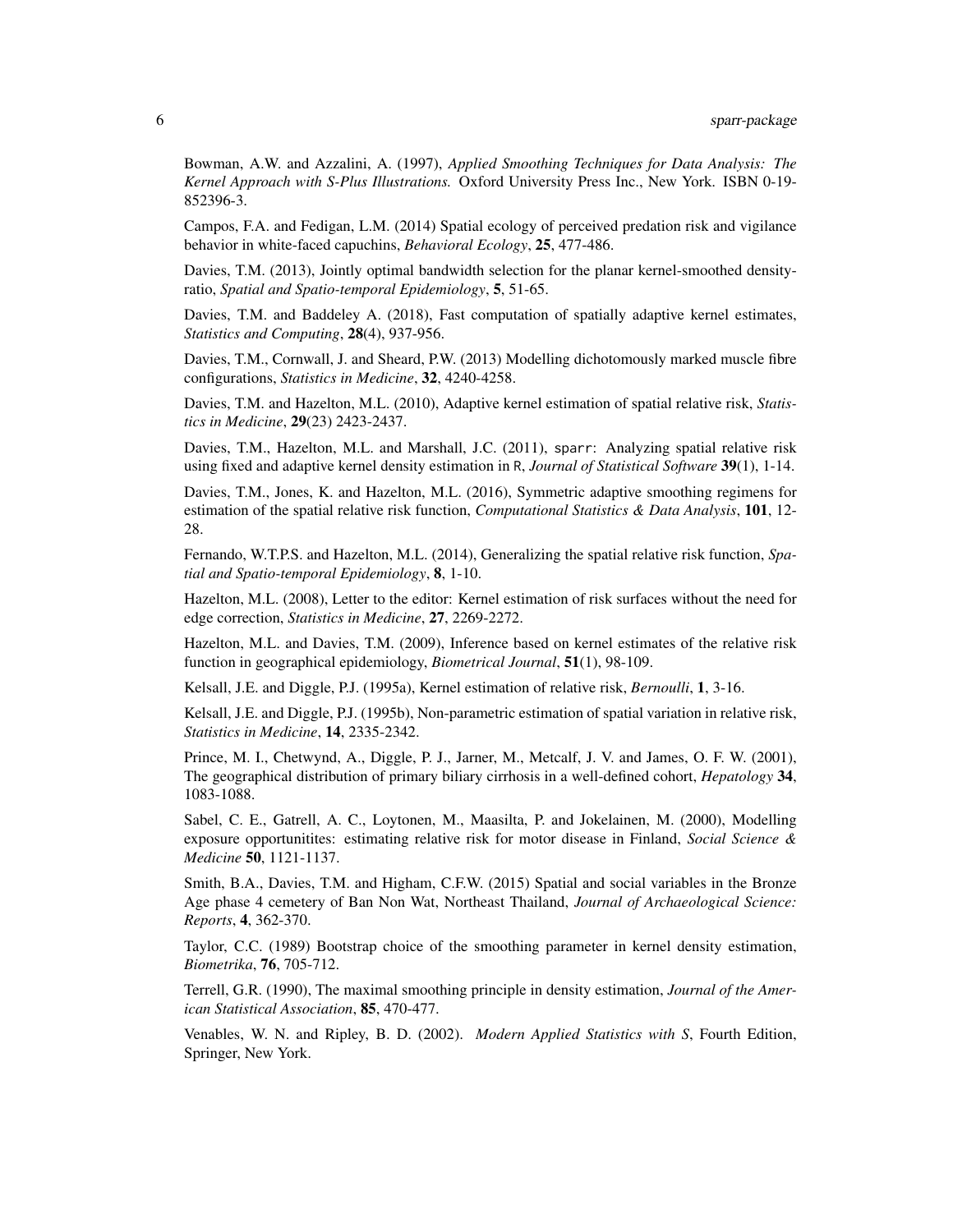Bowman, A.W. and Azzalini, A. (1997), *Applied Smoothing Techniques for Data Analysis: The Kernel Approach with S-Plus Illustrations.* Oxford University Press Inc., New York. ISBN 0-19-852396-3.

Campos, F.A. and Fedigan, L.M. (2014) Spatial ecology of perceived predation risk and vigilance behavior in white-faced capuchins, *Behavioral Ecology*, **25**, 477-486.

Davies, T.M. (2013), Jointly optimal bandwidth selection for the planar kernel-smoothed density-ratio, *Spatial and Spatio-temporal Epidemiology*, **5**, 51-65.

Davies, T.M. and Baddeley A. (2018), Fast computation of spatially adaptive kernel estimates, *Statistics and Computing*, **28**(4), 937-956.

Davies, T.M., Cornwall, J. and Sheard, P.W. (2013) Modelling dichotomously marked muscle fibre configurations, *Statistics in Medicine*, **32**, 4240-4258.

Davies, T.M. and Hazelton, M.L. (2010), Adaptive kernel estimation of spatial relative risk, *Statistics in Medicine*, **29**(23) 2423-2437.

Davies, T.M., Hazelton, M.L. and Marshall, J.C. (2011), sparr: Analyzing spatial relative risk using fixed and adaptive kernel density estimation in R, *Journal of Statistical Software* **39**(1), 1-14.

Davies, T.M., Jones, K. and Hazelton, M.L. (2016), Symmetric adaptive smoothing regimens for estimation of the spatial relative risk function, *Computational Statistics & Data Analysis*, **101**, 12-28.

Fernando, W.T.P.S. and Hazelton, M.L. (2014), Generalizing the spatial relative risk function, *Spatial and Spatio-temporal Epidemiology*, **8**, 1-10.

Hazelton, M.L. (2008), Letter to the editor: Kernel estimation of risk surfaces without the need for edge correction, *Statistics in Medicine*, **27**, 2269-2272.

Hazelton, M.L. and Davies, T.M. (2009), Inference based on kernel estimates of the relative risk function in geographical epidemiology, *Biometrical Journal*, **51**(1), 98-109.

Kelsall, J.E. and Diggle, P.J. (1995a), Kernel estimation of relative risk, *Bernoulli*, **1**, 3-16.

Kelsall, J.E. and Diggle, P.J. (1995b), Non-parametric estimation of spatial variation in relative risk, *Statistics in Medicine*, **14**, 2335-2342.

Prince, M. I., Chetwynd, A., Diggle, P. J., Jarner, M., Metcalf, J. V. and James, O. F. W. (2001), The geographical distribution of primary biliary cirrhosis in a well-defined cohort, *Hepatology* **34**, 1083-1088.

Sabel, C. E., Gatrell, A. C., Loytonen, M., Maasilta, P. and Jokelainen, M. (2000), Modelling exposure opportunitites: estimating relative risk for motor disease in Finland, *Social Science & Medicine* **50**, 1121-1137.

Smith, B.A., Davies, T.M. and Higham, C.F.W. (2015) Spatial and social variables in the Bronze Age phase 4 cemetery of Ban Non Wat, Northeast Thailand, *Journal of Archaeological Science: Reports*, **4**, 362-370.

Taylor, C.C. (1989) Bootstrap choice of the smoothing parameter in kernel density estimation, *Biometrika*, **76**, 705-712.

Terrell, G.R. (1990), The maximal smoothing principle in density estimation, *Journal of the American Statistical Association*, **85**, 470-477.

Venables, W. N. and Ripley, B. D. (2002). *Modern Applied Statistics with S*, Fourth Edition, Springer, New York.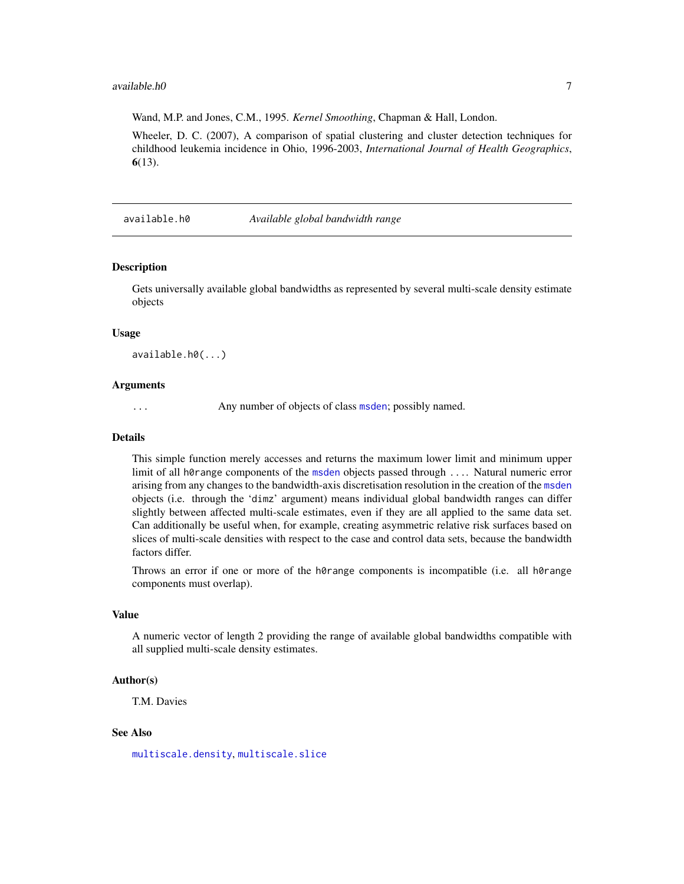Wand, M.P. and Jones, C.M., 1995. *Kernel Smoothing*, Chapman & Hall, London.

Wheeler, D. C. (2007), A comparison of spatial clustering and cluster detection techniques for childhood leukemia incidence in Ohio, 1996-2003, *International Journal of Health Geographics*, **6**(13).

---

## available.h0 — *Available global bandwidth range*

### Description

Gets universally available global bandwidths as represented by several multi-scale density estimate objects

### Usage

```
available.h0(...)
```

### Arguments

`...` Any number of objects of class `msden`; possibly named.

### Details

This simple function merely accesses and returns the maximum lower limit and minimum upper limit of all `h0range` components of the `msden` objects passed through `...`. Natural numeric error arising from any changes to the bandwidth-axis discretisation resolution in the creation of the `msden` objects (i.e. through the '`dimz`' argument) means individual global bandwidth ranges can differ slightly between affected multi-scale estimates, even if they are all applied to the same data set. Can additionally be useful when, for example, creating asymmetric relative risk surfaces based on slices of multi-scale densities with respect to the case and control data sets, because the bandwidth factors differ.

Throws an error if one or more of the `h0range` components is incompatible (i.e. all `h0range` components must overlap).

### Value

A numeric vector of length 2 providing the range of available global bandwidths compatible with all supplied multi-scale density estimates.

### Author(s)

T.M. Davies

### See Also

`multiscale.density`, `multiscale.slice`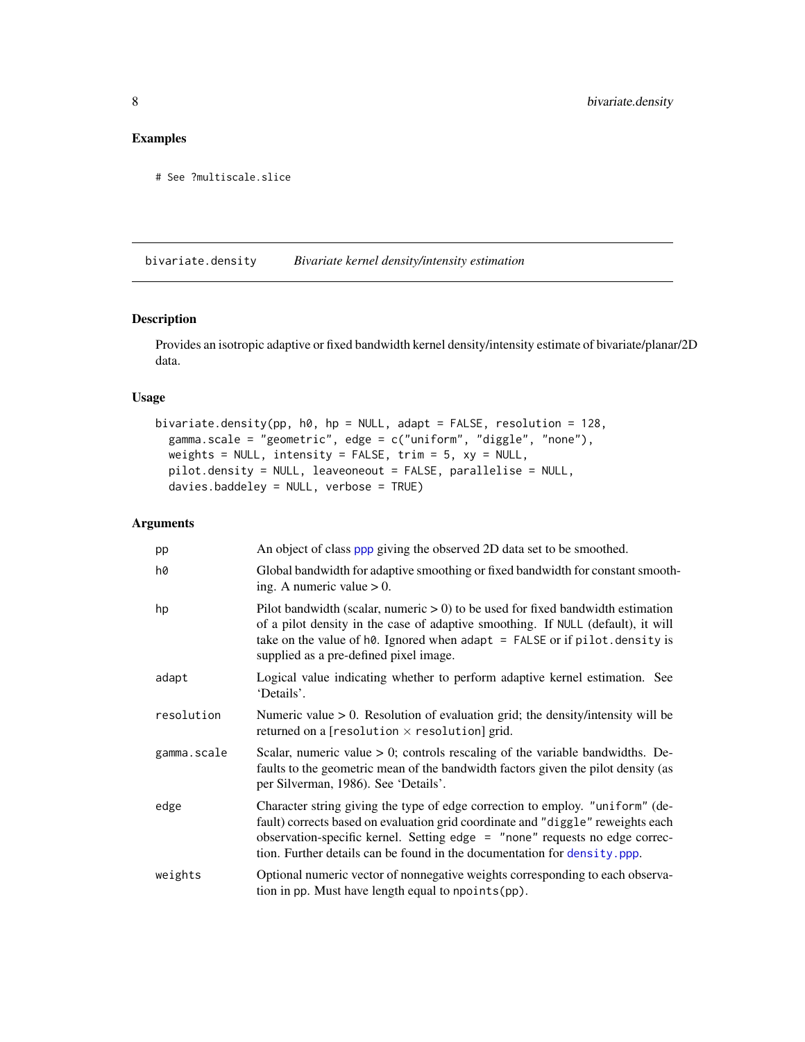## Examples

```
# See ?multiscale.slice
```

---

## bivariate.density    *Bivariate kernel density/intensity estimation*

---

### Description

Provides an isotropic adaptive or fixed bandwidth kernel density/intensity estimate of bivariate/planar/2D data.

### Usage

```
bivariate.density(pp, h0, hp = NULL, adapt = FALSE, resolution = 128,
  gamma.scale = "geometric", edge = c("uniform", "diggle", "none"),
  weights = NULL, intensity = FALSE, trim = 5, xy = NULL,
  pilot.density = NULL, leaveoneout = FALSE, parallelise = NULL,
  davies.baddeley = NULL, verbose = TRUE)
```

### Arguments

| | |
|---|---|
| `pp` | An object of class `ppp` giving the observed 2D data set to be smoothed. |
| `h0` | Global bandwidth for adaptive smoothing or fixed bandwidth for constant smoothing. A numeric value > 0. |
| `hp` | Pilot bandwidth (scalar, numeric > 0) to be used for fixed bandwidth estimation of a pilot density in the case of adaptive smoothing. If `NULL` (default), it will take on the value of `h0`. Ignored when `adapt = FALSE` or if `pilot.density` is supplied as a pre-defined pixel image. |
| `adapt` | Logical value indicating whether to perform adaptive kernel estimation. See 'Details'. |
| `resolution` | Numeric value > 0. Resolution of evaluation grid; the density/intensity will be returned on a [`resolution` $\times$ `resolution`] grid. |
| `gamma.scale` | Scalar, numeric value > 0; controls rescaling of the variable bandwidths. Defaults to the geometric mean of the bandwidth factors given the pilot density (as per Silverman, 1986). See 'Details'. |
| `edge` | Character string giving the type of edge correction to employ. `"uniform"` (default) corrects based on evaluation grid coordinate and `"diggle"` reweights each observation-specific kernel. Setting `edge = "none"` requests no edge correction. Further details can be found in the documentation for `density.ppp`. |
| `weights` | Optional numeric vector of nonnegative weights corresponding to each observation in `pp`. Must have length equal to `npoints(pp)`. |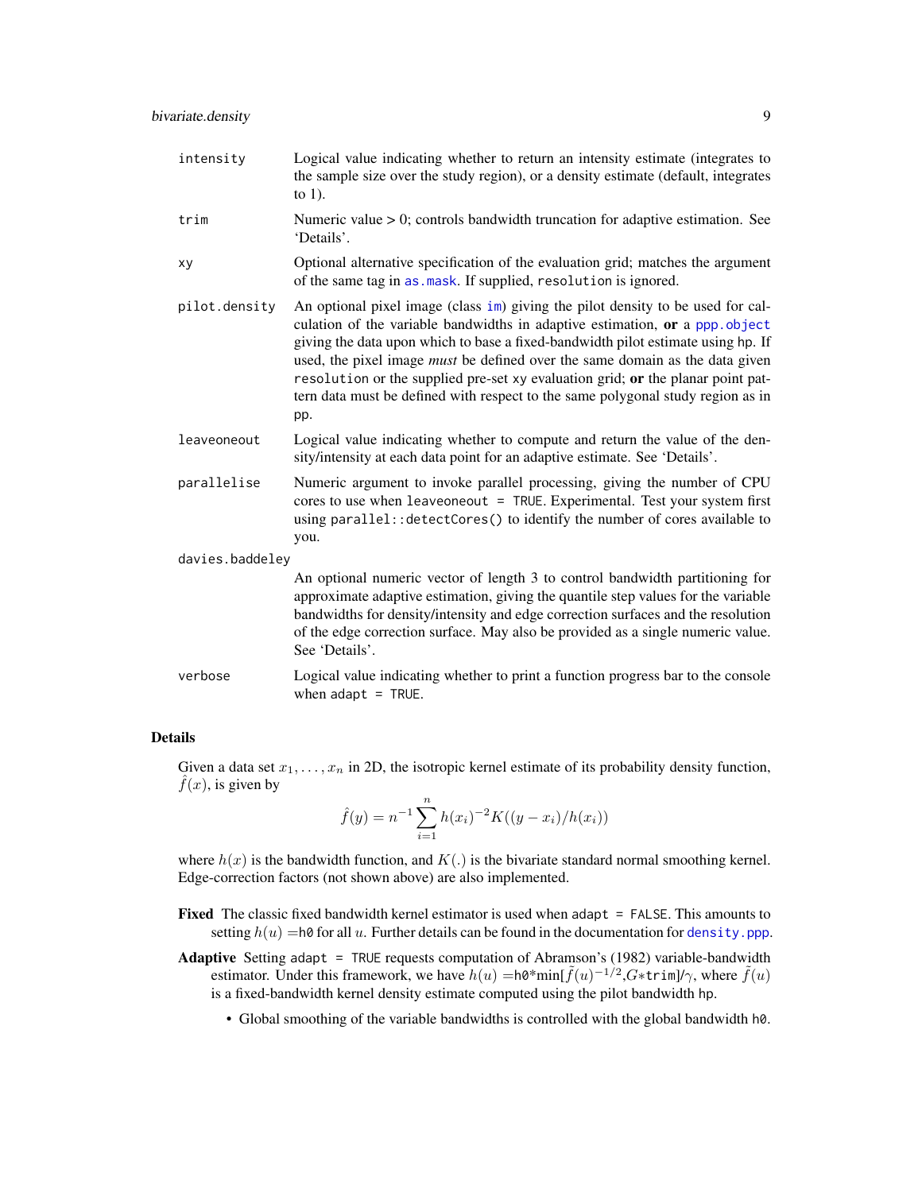`intensity`
: Logical value indicating whether to return an intensity estimate (integrates to the sample size over the study region), or a density estimate (default, integrates to 1).

`trim`
: Numeric value > 0; controls bandwidth truncation for adaptive estimation. See 'Details'.

`xy`
: Optional alternative specification of the evaluation grid; matches the argument of the same tag in `as.mask`. If supplied, `resolution` is ignored.

`pilot.density`
: An optional pixel image (class `im`) giving the pilot density to be used for calculation of the variable bandwidths in adaptive estimation, **or** a `ppp.object` giving the data upon which to base a fixed-bandwidth pilot estimate using `hp`. If used, the pixel image *must* be defined over the same domain as the data given `resolution` or the supplied pre-set `xy` evaluation grid; **or** the planar point pattern data must be defined with respect to the same polygonal study region as in `pp`.

`leaveoneout`
: Logical value indicating whether to compute and return the value of the density/intensity at each data point for an adaptive estimate. See 'Details'.

`parallelise`
: Numeric argument to invoke parallel processing, giving the number of CPU cores to use when `leaveoneout = TRUE`. Experimental. Test your system first using `parallel::detectCores()` to identify the number of cores available to you.

`davies.baddeley`
: An optional numeric vector of length 3 to control bandwidth partitioning for approximate adaptive estimation, giving the quantile step values for the variable bandwidths for density/intensity and edge correction surfaces and the resolution of the edge correction surface. May also be provided as a single numeric value. See 'Details'.

`verbose`
: Logical value indicating whether to print a function progress bar to the console when `adapt = TRUE`.

## Details

Given a data set $x_1, \ldots, x_n$ in 2D, the isotropic kernel estimate of its probability density function, $\hat{f}(x)$, is given by

$$\hat{f}(y) = n^{-1} \sum_{i=1}^{n} h(x_i)^{-2} K((y - x_i)/h(x_i))$$

where $h(x)$ is the bandwidth function, and $K(.)$ is the bivariate standard normal smoothing kernel. Edge-correction factors (not shown above) are also implemented.

**Fixed** The classic fixed bandwidth kernel estimator is used when `adapt = FALSE`. This amounts to setting $h(u) =$`h0` for all $u$. Further details can be found in the documentation for `density.ppp`.

**Adaptive** Setting `adapt = TRUE` requests computation of Abramson's (1982) variable-bandwidth estimator. Under this framework, we have $h(u) =$`h0`*min[$\tilde{f}(u)^{-1/2}$,$G$*`trim`]/$\gamma$, where $\tilde{f}(u)$ is a fixed-bandwidth kernel density estimate computed using the pilot bandwidth `hp`.

- Global smoothing of the variable bandwidths is controlled with the global bandwidth `h0`.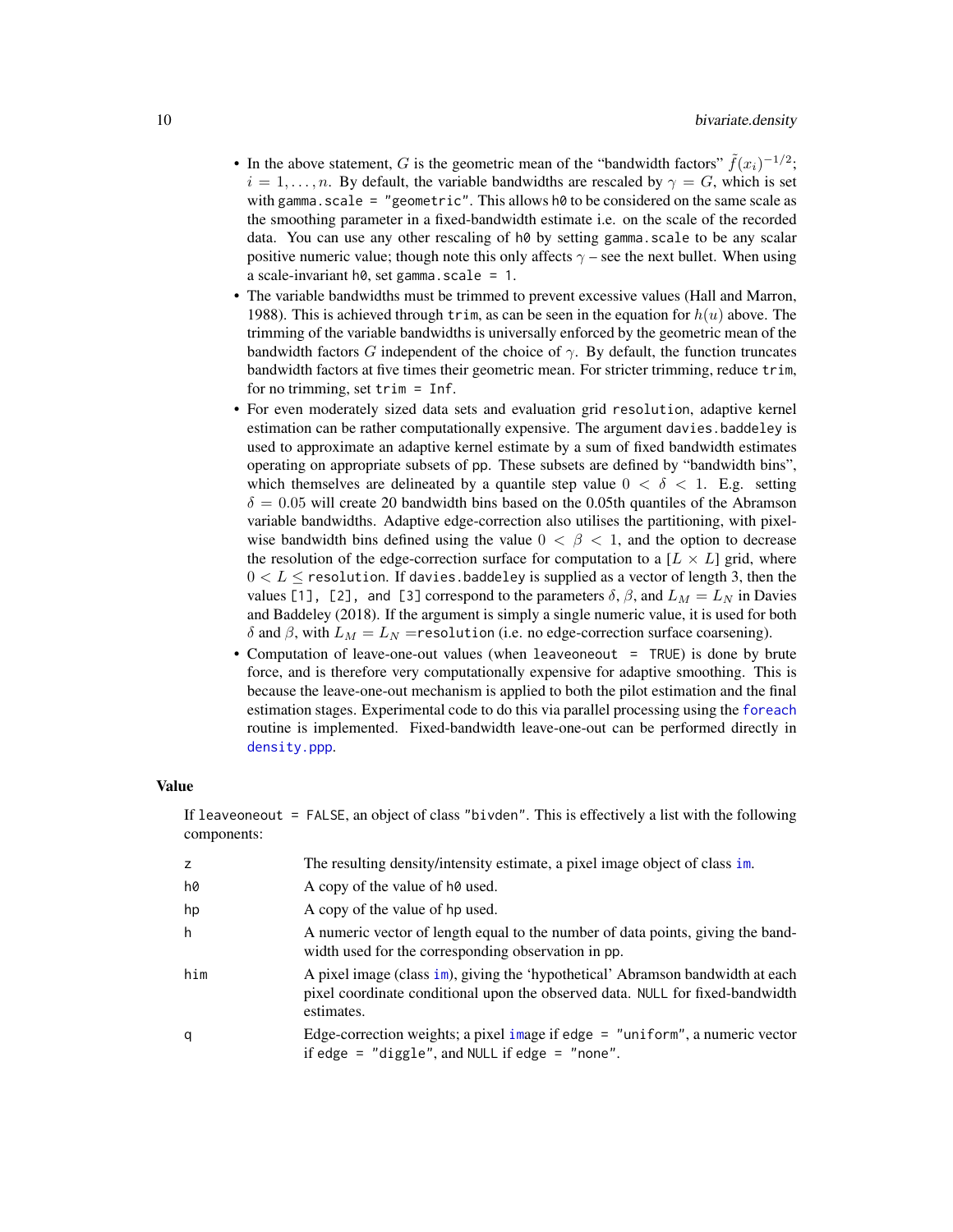- In the above statement, $G$ is the geometric mean of the "bandwidth factors" $\tilde{f}(x_i)^{-1/2}$; $i = 1, \ldots, n$. By default, the variable bandwidths are rescaled by $\gamma = G$, which is set with `gamma.scale = "geometric"`. This allows `h0` to be considered on the same scale as the smoothing parameter in a fixed-bandwidth estimate i.e. on the scale of the recorded data. You can use any other rescaling of `h0` by setting `gamma.scale` to be any scalar positive numeric value; though note this only affects $\gamma$ – see the next bullet. When using a scale-invariant `h0`, set `gamma.scale = 1`.
- The variable bandwidths must be trimmed to prevent excessive values (Hall and Marron, 1988). This is achieved through `trim`, as can be seen in the equation for $h(u)$ above. The trimming of the variable bandwidths is universally enforced by the geometric mean of the bandwidth factors $G$ independent of the choice of $\gamma$. By default, the function truncates bandwidth factors at five times their geometric mean. For stricter trimming, reduce `trim`, for no trimming, set `trim = Inf`.
- For even moderately sized data sets and evaluation grid `resolution`, adaptive kernel estimation can be rather computationally expensive. The argument `davies.baddeley` is used to approximate an adaptive kernel estimate by a sum of fixed bandwidth estimates operating on appropriate subsets of `pp`. These subsets are defined by "bandwidth bins", which themselves are delineated by a quantile step value $0 < \delta < 1$. E.g. setting $\delta = 0.05$ will create 20 bandwidth bins based on the 0.05th quantiles of the Abramson variable bandwidths. Adaptive edge-correction also utilises the partitioning, with pixel-wise bandwidth bins defined using the value $0 < \beta < 1$, and the option to decrease the resolution of the edge-correction surface for computation to a $[L \times L]$ grid, where $0 < L \leq$ `resolution`. If `davies.baddeley` is supplied as a vector of length 3, then the values `[1], [2], and [3]` correspond to the parameters $\delta$, $\beta$, and $L_M = L_N$ in Davies and Baddeley (2018). If the argument is simply a single numeric value, it is used for both $\delta$ and $\beta$, with $L_M = L_N =$`resolution` (i.e. no edge-correction surface coarsening).
- Computation of leave-one-out values (when `leaveoneout = TRUE`) is done by brute force, and is therefore very computationally expensive for adaptive smoothing. This is because the leave-one-out mechanism is applied to both the pilot estimation and the final estimation stages. Experimental code to do this via parallel processing using the `foreach` routine is implemented. Fixed-bandwidth leave-one-out can be performed directly in `density.ppp`.

## Value

If `leaveoneout = FALSE`, an object of class `"bivden"`. This is effectively a list with the following components:

| | |
|---|---|
| `z` | The resulting density/intensity estimate, a pixel image object of class `im`. |
| `h0` | A copy of the value of `h0` used. |
| `hp` | A copy of the value of `hp` used. |
| `h` | A numeric vector of length equal to the number of data points, giving the bandwidth used for the corresponding observation in `pp`. |
| `him` | A pixel image (class `im`), giving the 'hypothetical' Abramson bandwidth at each pixel coordinate conditional upon the observed data. `NULL` for fixed-bandwidth estimates. |
| `q` | Edge-correction weights; a pixel `image` if `edge = "uniform"`, a numeric vector if `edge = "diggle"`, and `NULL` if `edge = "none"`. |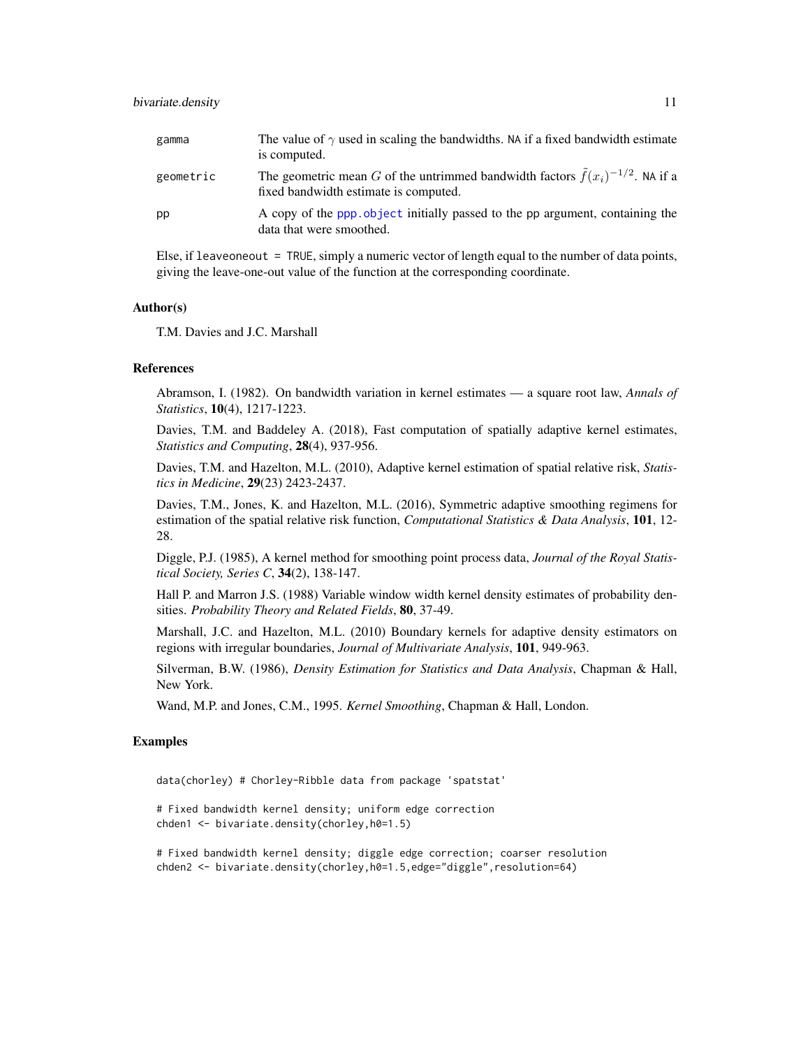| | |
|---|---|
| gamma | The value of $\gamma$ used in scaling the bandwidths. NA if a fixed bandwidth estimate is computed. |
| geometric | The geometric mean $G$ of the untrimmed bandwidth factors $\tilde{f}(x_i)^{-1/2}$. NA if a fixed bandwidth estimate is computed. |
| pp | A copy of the ppp.object initially passed to the pp argument, containing the data that were smoothed. |

Else, if leaveoneout = TRUE, simply a numeric vector of length equal to the number of data points, giving the leave-one-out value of the function at the corresponding coordinate.

## Author(s)

T.M. Davies and J.C. Marshall

## References

Abramson, I. (1982). On bandwidth variation in kernel estimates — a square root law, *Annals of Statistics*, **10**(4), 1217-1223.

Davies, T.M. and Baddeley A. (2018), Fast computation of spatially adaptive kernel estimates, *Statistics and Computing*, **28**(4), 937-956.

Davies, T.M. and Hazelton, M.L. (2010), Adaptive kernel estimation of spatial relative risk, *Statistics in Medicine*, **29**(23) 2423-2437.

Davies, T.M., Jones, K. and Hazelton, M.L. (2016), Symmetric adaptive smoothing regimens for estimation of the spatial relative risk function, *Computational Statistics & Data Analysis*, **101**, 12-28.

Diggle, P.J. (1985), A kernel method for smoothing point process data, *Journal of the Royal Statistical Society, Series C*, **34**(2), 138-147.

Hall P. and Marron J.S. (1988) Variable window width kernel density estimates of probability densities. *Probability Theory and Related Fields*, **80**, 37-49.

Marshall, J.C. and Hazelton, M.L. (2010) Boundary kernels for adaptive density estimators on regions with irregular boundaries, *Journal of Multivariate Analysis*, **101**, 949-963.

Silverman, B.W. (1986), *Density Estimation for Statistics and Data Analysis*, Chapman & Hall, New York.

Wand, M.P. and Jones, C.M., 1995. *Kernel Smoothing*, Chapman & Hall, London.

## Examples

```
data(chorley) # Chorley-Ribble data from package 'spatstat'

# Fixed bandwidth kernel density; uniform edge correction
chden1 <- bivariate.density(chorley,h0=1.5)

# Fixed bandwidth kernel density; diggle edge correction; coarser resolution
chden2 <- bivariate.density(chorley,h0=1.5,edge="diggle",resolution=64)
```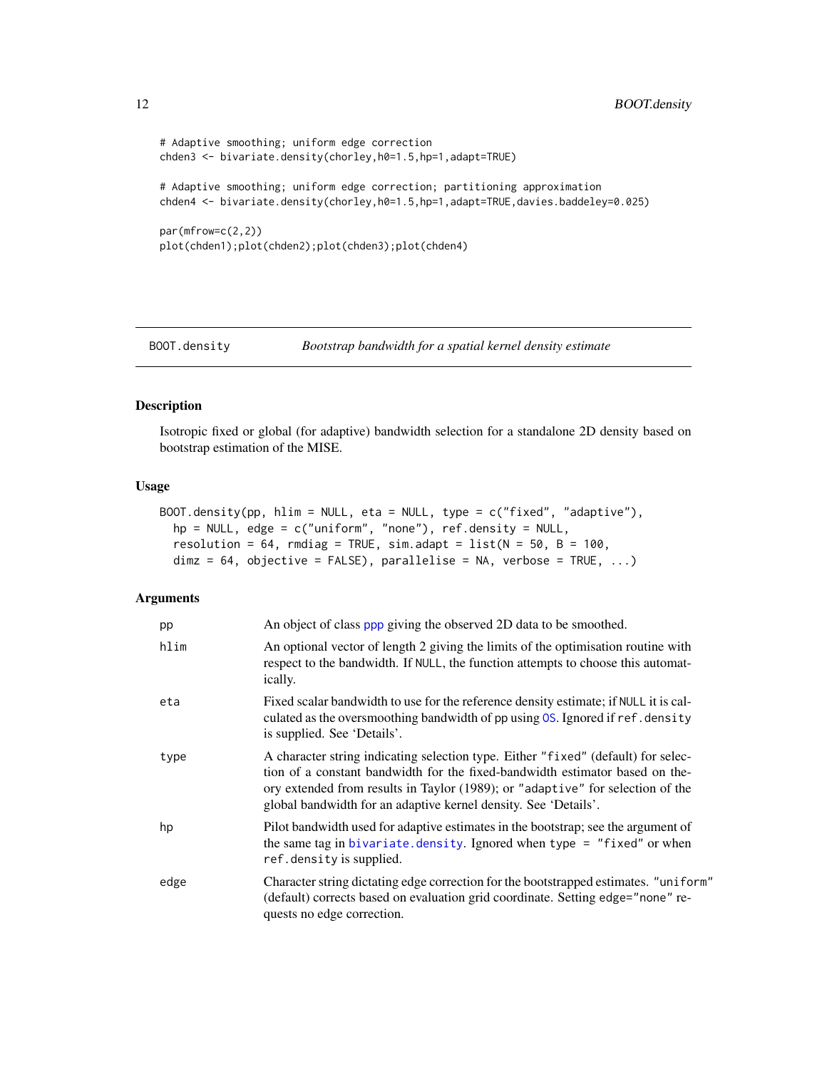```
# Adaptive smoothing; uniform edge correction
chden3 <- bivariate.density(chorley,h0=1.5,hp=1,adapt=TRUE)

# Adaptive smoothing; uniform edge correction; partitioning approximation
chden4 <- bivariate.density(chorley,h0=1.5,hp=1,adapt=TRUE,davies.baddeley=0.025)

par(mfrow=c(2,2))
plot(chden1);plot(chden2);plot(chden3);plot(chden4)
```

## BOOT.density — *Bootstrap bandwidth for a spatial kernel density estimate*

### Description

Isotropic fixed or global (for adaptive) bandwidth selection for a standalone 2D density based on bootstrap estimation of the MISE.

### Usage

```
BOOT.density(pp, hlim = NULL, eta = NULL, type = c("fixed", "adaptive"),
  hp = NULL, edge = c("uniform", "none"), ref.density = NULL,
  resolution = 64, rmdiag = TRUE, sim.adapt = list(N = 50, B = 100,
  dimz = 64, objective = FALSE), parallelise = NA, verbose = TRUE, ...)
```

### Arguments

| | |
|---|---|
| `pp` | An object of class `ppp` giving the observed 2D data to be smoothed. |
| `hlim` | An optional vector of length 2 giving the limits of the optimisation routine with respect to the bandwidth. If `NULL`, the function attempts to choose this automatically. |
| `eta` | Fixed scalar bandwidth to use for the reference density estimate; if `NULL` it is calculated as the oversmoothing bandwidth of pp using `OS`. Ignored if `ref.density` is supplied. See 'Details'. |
| `type` | A character string indicating selection type. Either `"fixed"` (default) for selection of a constant bandwidth for the fixed-bandwidth estimator based on theory extended from results in Taylor (1989); or `"adaptive"` for selection of the global bandwidth for an adaptive kernel density. See 'Details'. |
| `hp` | Pilot bandwidth used for adaptive estimates in the bootstrap; see the argument of the same tag in `bivariate.density`. Ignored when `type = "fixed"` or when `ref.density` is supplied. |
| `edge` | Character string dictating edge correction for the bootstrapped estimates. `"uniform"` (default) corrects based on evaluation grid coordinate. Setting `edge="none"` requests no edge correction. |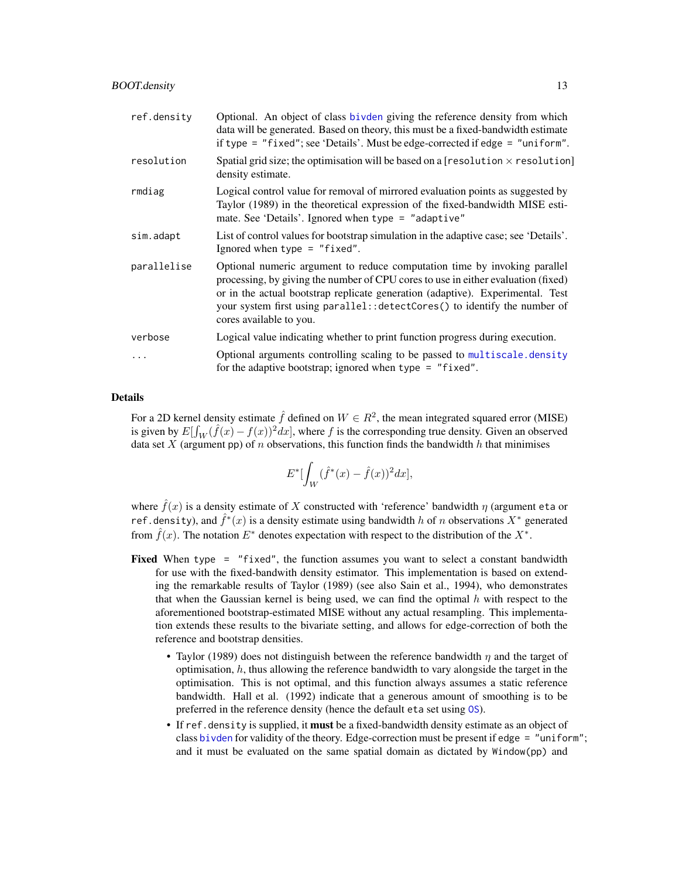| | |
|---|---|
| `ref.density` | Optional. An object of class `bivden` giving the reference density from which data will be generated. Based on theory, this must be a fixed-bandwidth estimate if `type = "fixed"`; see 'Details'. Must be edge-corrected if `edge = "uniform"`. |
| `resolution` | Spatial grid size; the optimisation will be based on a [`resolution` $\times$ `resolution`] density estimate. |
| `rmdiag` | Logical control value for removal of mirrored evaluation points as suggested by Taylor (1989) in the theoretical expression of the fixed-bandwidth MISE estimate. See 'Details'. Ignored when `type = "adaptive"` |
| `sim.adapt` | List of control values for bootstrap simulation in the adaptive case; see 'Details'. Ignored when `type = "fixed"`. |
| `parallelise` | Optional numeric argument to reduce computation time by invoking parallel processing, by giving the number of CPU cores to use in either evaluation (fixed) or in the actual bootstrap replicate generation (adaptive). Experimental. Test your system first using `parallel::detectCores()` to identify the number of cores available to you. |
| `verbose` | Logical value indicating whether to print function progress during execution. |
| `...` | Optional arguments controlling scaling to be passed to `multiscale.density` for the adaptive bootstrap; ignored when `type = "fixed"`. |

## Details

For a 2D kernel density estimate $\hat{f}$ defined on $W \in R^2$, the mean integrated squared error (MISE) is given by $E[\int_W (\hat{f}(x) - f(x))^2 dx]$, where $f$ is the corresponding true density. Given an observed data set $X$ (argument `pp`) of $n$ observations, this function finds the bandwidth $h$ that minimises

$$E^*[\int_W (\hat{f}^*(x) - \hat{f}(x))^2 dx],$$

where $\hat{f}(x)$ is a density estimate of $X$ constructed with 'reference' bandwidth $\eta$ (argument `eta` or `ref.density`), and $\hat{f}^*(x)$ is a density estimate using bandwidth $h$ of $n$ observations $X^*$ generated from $\hat{f}(x)$. The notation $E^*$ denotes expectation with respect to the distribution of the $X^*$.

**Fixed** When `type = "fixed"`, the function assumes you want to select a constant bandwidth for use with the fixed-bandwith density estimator. This implementation is based on extending the remarkable results of Taylor (1989) (see also Sain et al., 1994), who demonstrates that when the Gaussian kernel is being used, we can find the optimal $h$ with respect to the aforementioned bootstrap-estimated MISE without any actual resampling. This implementation extends these results to the bivariate setting, and allows for edge-correction of both the reference and bootstrap densities.

- Taylor (1989) does not distinguish between the reference bandwidth $\eta$ and the target of optimisation, $h$, thus allowing the reference bandwidth to vary alongside the target in the optimisation. This is not optimal, and this function always assumes a static reference bandwidth. Hall et al. (1992) indicate that a generous amount of smoothing is to be preferred in the reference density (hence the default `eta` set using `OS`).
- If `ref.density` is supplied, it **must** be a fixed-bandwidth density estimate as an object of class `bivden` for validity of the theory. Edge-correction must be present if `edge = "uniform"`; and it must be evaluated on the same spatial domain as dictated by `Window(pp)` and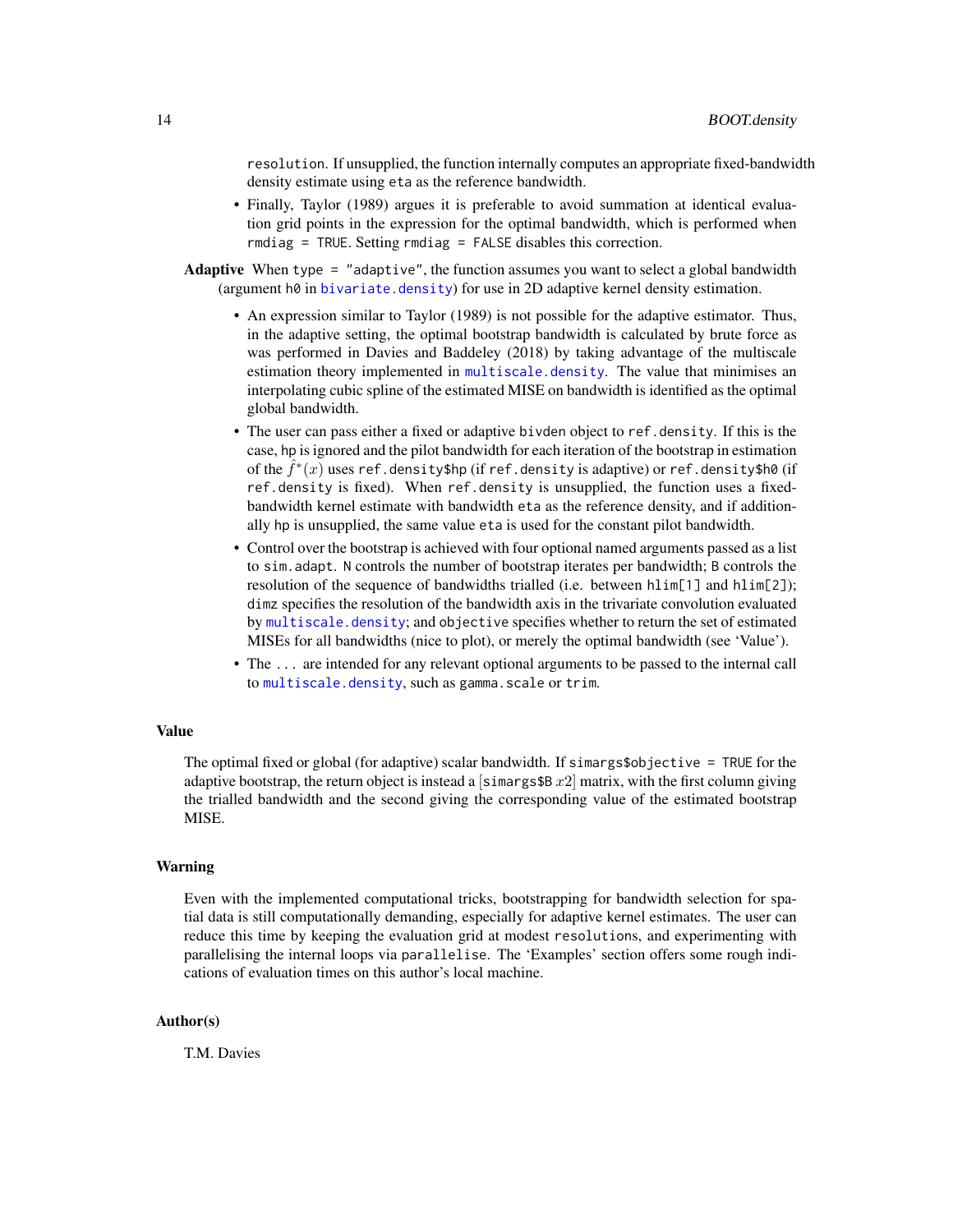resolution. If unsupplied, the function internally computes an appropriate fixed-bandwidth density estimate using eta as the reference bandwidth.

- Finally, Taylor (1989) argues it is preferable to avoid summation at identical evaluation grid points in the expression for the optimal bandwidth, which is performed when rmdiag = TRUE. Setting rmdiag = FALSE disables this correction.

**Adaptive** When type = "adaptive", the function assumes you want to select a global bandwidth (argument h0 in bivariate.density) for use in 2D adaptive kernel density estimation.

- An expression similar to Taylor (1989) is not possible for the adaptive estimator. Thus, in the adaptive setting, the optimal bootstrap bandwidth is calculated by brute force as was performed in Davies and Baddeley (2018) by taking advantage of the multiscale estimation theory implemented in multiscale.density. The value that minimises an interpolating cubic spline of the estimated MISE on bandwidth is identified as the optimal global bandwidth.
- The user can pass either a fixed or adaptive bivden object to ref.density. If this is the case, hp is ignored and the pilot bandwidth for each iteration of the bootstrap in estimation of the $\hat{f}^*(x)$ uses ref.density$hp (if ref.density is adaptive) or ref.density$h0 (if ref.density is fixed). When ref.density is unsupplied, the function uses a fixed-bandwidth kernel estimate with bandwidth eta as the reference density, and if additionally hp is unsupplied, the same value eta is used for the constant pilot bandwidth.
- Control over the bootstrap is achieved with four optional named arguments passed as a list to sim.adapt. N controls the number of bootstrap iterates per bandwidth; B controls the resolution of the sequence of bandwidths trialled (i.e. between hlim[1] and hlim[2]); dimz specifies the resolution of the bandwidth axis in the trivariate convolution evaluated by multiscale.density; and objective specifies whether to return the set of estimated MISEs for all bandwidths (nice to plot), or merely the optimal bandwidth (see 'Value').
- The ... are intended for any relevant optional arguments to be passed to the internal call to multiscale.density, such as gamma.scale or trim.

## Value

The optimal fixed or global (for adaptive) scalar bandwidth. If simargs$objective = TRUE for the adaptive bootstrap, the return object is instead a [simargs$B $x2$] matrix, with the first column giving the trialled bandwidth and the second giving the corresponding value of the estimated bootstrap MISE.

## Warning

Even with the implemented computational tricks, bootstrapping for bandwidth selection for spatial data is still computationally demanding, especially for adaptive kernel estimates. The user can reduce this time by keeping the evaluation grid at modest resolutions, and experimenting with parallelising the internal loops via parallelise. The 'Examples' section offers some rough indications of evaluation times on this author's local machine.

## Author(s)

T.M. Davies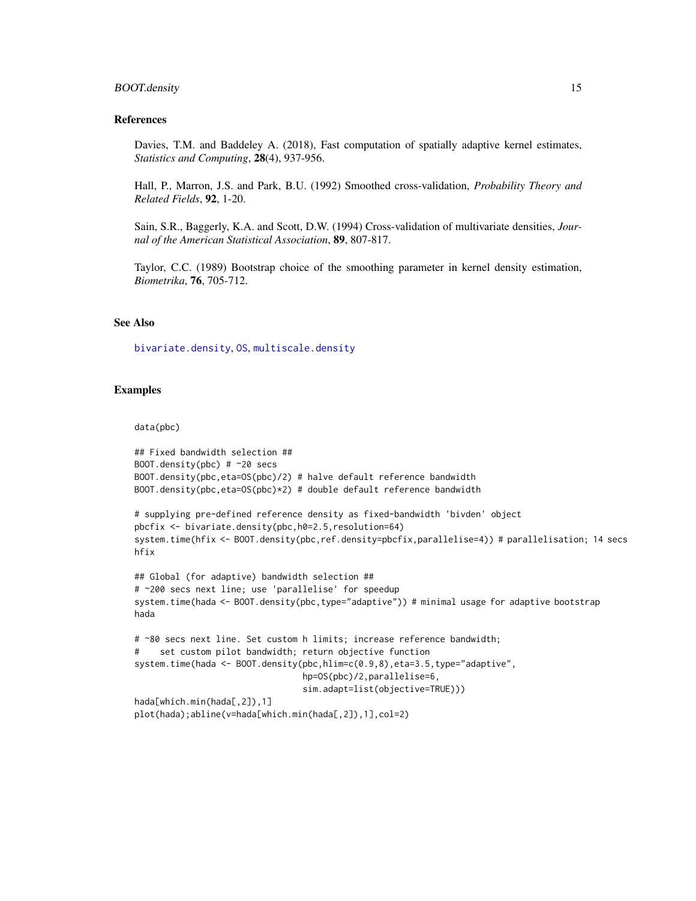## References

Davies, T.M. and Baddeley A. (2018), Fast computation of spatially adaptive kernel estimates, *Statistics and Computing*, **28**(4), 937-956.

Hall, P., Marron, J.S. and Park, B.U. (1992) Smoothed cross-validation, *Probability Theory and Related Fields*, **92**, 1-20.

Sain, S.R., Baggerly, K.A. and Scott, D.W. (1994) Cross-validation of multivariate densities, *Journal of the American Statistical Association*, **89**, 807-817.

Taylor, C.C. (1989) Bootstrap choice of the smoothing parameter in kernel density estimation, *Biometrika*, **76**, 705-712.

## See Also

bivariate.density, OS, multiscale.density

## Examples

```
data(pbc)

## Fixed bandwidth selection ##
BOOT.density(pbc) # ~20 secs
BOOT.density(pbc,eta=OS(pbc)/2) # halve default reference bandwidth
BOOT.density(pbc,eta=OS(pbc)*2) # double default reference bandwidth

# supplying pre-defined reference density as fixed-bandwidth 'bivden' object
pbcfix <- bivariate.density(pbc,h0=2.5,resolution=64)
system.time(hfix <- BOOT.density(pbc,ref.density=pbcfix,parallelise=4)) # parallelisation; 14 secs
hfix

## Global (for adaptive) bandwidth selection ##
# ~200 secs next line; use 'parallelise' for speedup
system.time(hada <- BOOT.density(pbc,type="adaptive")) # minimal usage for adaptive bootstrap
hada

# ~80 secs next line. Set custom h limits; increase reference bandwidth;
#    set custom pilot bandwidth; return objective function
system.time(hada <- BOOT.density(pbc,hlim=c(0.9,8),eta=3.5,type="adaptive",
                                 hp=OS(pbc)/2,parallelise=6,
                                 sim.adapt=list(objective=TRUE)))
hada[which.min(hada[,2]),1]
plot(hada);abline(v=hada[which.min(hada[,2]),1],col=2)
```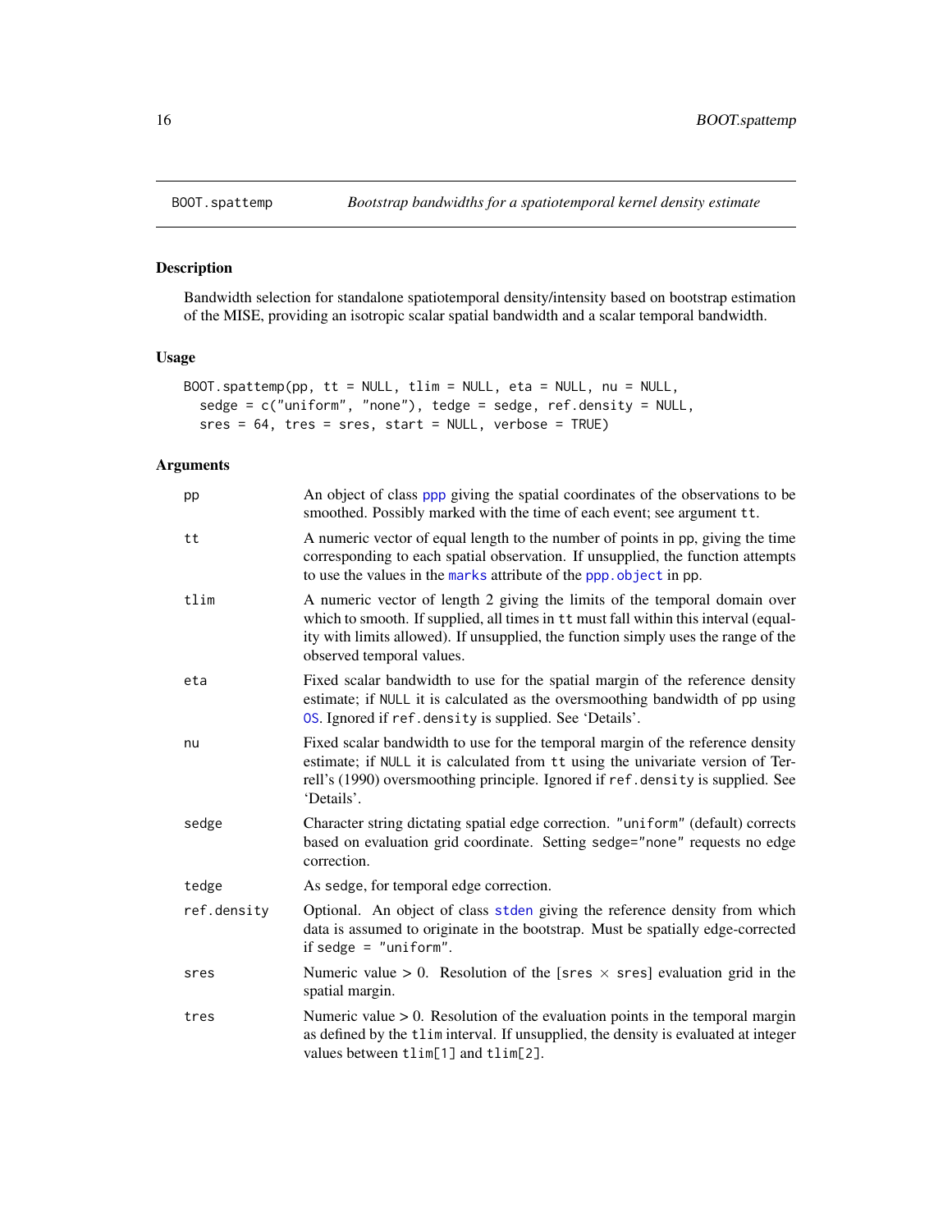# BOOT.spattemp — Bootstrap bandwidths for a spatiotemporal kernel density estimate

## Description

Bandwidth selection for standalone spatiotemporal density/intensity based on bootstrap estimation of the MISE, providing an isotropic scalar spatial bandwidth and a scalar temporal bandwidth.

## Usage

```
BOOT.spattemp(pp, tt = NULL, tlim = NULL, eta = NULL, nu = NULL,
  sedge = c("uniform", "none"), tedge = sedge, ref.density = NULL,
  sres = 64, tres = sres, start = NULL, verbose = TRUE)
```

## Arguments

| | |
|---|---|
| `pp` | An object of class `ppp` giving the spatial coordinates of the observations to be smoothed. Possibly marked with the time of each event; see argument `tt`. |
| `tt` | A numeric vector of equal length to the number of points in `pp`, giving the time corresponding to each spatial observation. If unsupplied, the function attempts to use the values in the `marks` attribute of the `ppp.object` in `pp`. |
| `tlim` | A numeric vector of length 2 giving the limits of the temporal domain over which to smooth. If supplied, all times in `tt` must fall within this interval (equality with limits allowed). If unsupplied, the function simply uses the range of the observed temporal values. |
| `eta` | Fixed scalar bandwidth to use for the spatial margin of the reference density estimate; if `NULL` it is calculated as the oversmoothing bandwidth of `pp` using `OS`. Ignored if `ref.density` is supplied. See 'Details'. |
| `nu` | Fixed scalar bandwidth to use for the temporal margin of the reference density estimate; if `NULL` it is calculated from `tt` using the univariate version of Terrell's (1990) oversmoothing principle. Ignored if `ref.density` is supplied. See 'Details'. |
| `sedge` | Character string dictating spatial edge correction. `"uniform"` (default) corrects based on evaluation grid coordinate. Setting `sedge="none"` requests no edge correction. |
| `tedge` | As `sedge`, for temporal edge correction. |
| `ref.density` | Optional. An object of class `stden` giving the reference density from which data is assumed to originate in the bootstrap. Must be spatially edge-corrected if `sedge = "uniform"`. |
| `sres` | Numeric value > 0. Resolution of the [`sres` × `sres`] evaluation grid in the spatial margin. |
| `tres` | Numeric value > 0. Resolution of the evaluation points in the temporal margin as defined by the `tlim` interval. If unsupplied, the density is evaluated at integer values between `tlim[1]` and `tlim[2]`. |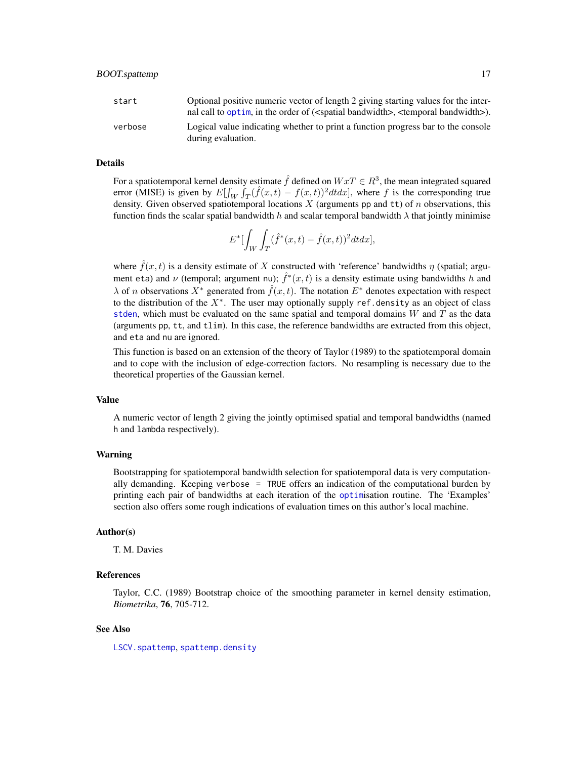| | |
|---|---|
| start | Optional positive numeric vector of length 2 giving starting values for the internal call to `optim`, in the order of (<spatial bandwidth>, <temporal bandwidth>). |
| verbose | Logical value indicating whether to print a function progress bar to the console during evaluation. |

## Details

For a spatiotemporal kernel density estimate $\hat{f}$ defined on $WxT \in R^3$, the mean integrated squared error (MISE) is given by $E[\int_W \int_T (\hat{f}(x,t) - f(x,t))^2 dt dx]$, where $f$ is the corresponding true density. Given observed spatiotemporal locations $X$ (arguments `pp` and `tt`) of $n$ observations, this function finds the scalar spatial bandwidth $h$ and scalar temporal bandwidth $\lambda$ that jointly minimise

$$E^*[\int_W \int_T (\hat{f}^*(x,t) - \hat{f}(x,t))^2 dt dx],$$

where $\hat{f}(x,t)$ is a density estimate of $X$ constructed with 'reference' bandwidths $\eta$ (spatial; argument `eta`) and $\nu$ (temporal; argument `nu`); $\hat{f}^*(x,t)$ is a density estimate using bandwidths $h$ and $\lambda$ of $n$ observations $X^*$ generated from $\hat{f}(x,t)$. The notation $E^*$ denotes expectation with respect to the distribution of the $X^*$. The user may optionally supply `ref.density` as an object of class `stden`, which must be evaluated on the same spatial and temporal domains $W$ and $T$ as the data (arguments `pp`, `tt`, and `tlim`). In this case, the reference bandwidths are extracted from this object, and `eta` and `nu` are ignored.

This function is based on an extension of the theory of Taylor (1989) to the spatiotemporal domain and to cope with the inclusion of edge-correction factors. No resampling is necessary due to the theoretical properties of the Gaussian kernel.

## Value

A numeric vector of length 2 giving the jointly optimised spatial and temporal bandwidths (named `h` and `lambda` respectively).

## Warning

Bootstrapping for spatiotemporal bandwidth selection for spatiotemporal data is very computationally demanding. Keeping `verbose = TRUE` offers an indication of the computational burden by printing each pair of bandwidths at each iteration of the `optim`isation routine. The 'Examples' section also offers some rough indications of evaluation times on this author's local machine.

## Author(s)

T. M. Davies

## References

Taylor, C.C. (1989) Bootstrap choice of the smoothing parameter in kernel density estimation, *Biometrika*, **76**, 705-712.

## See Also

`LSCV.spattemp`, `spattemp.density`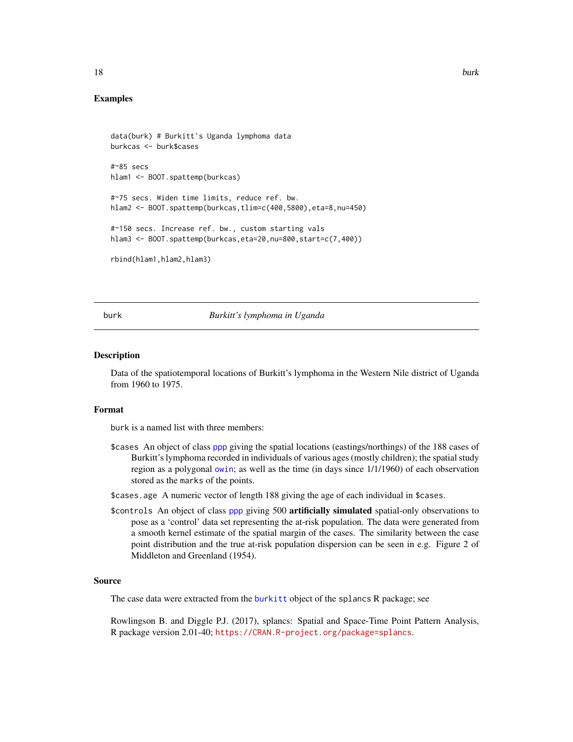## Examples

```
data(burk) # Burkitt's Uganda lymphoma data
burkcas <- burk$cases

#~85 secs
hlam1 <- BOOT.spattemp(burkcas)

#~75 secs. Widen time limits, reduce ref. bw.
hlam2 <- BOOT.spattemp(burkcas,tlim=c(400,5800),eta=8,nu=450)

#~150 secs. Increase ref. bw., custom starting vals
hlam3 <- BOOT.spattemp(burkcas,eta=20,nu=800,start=c(7,400))

rbind(hlam1,hlam2,hlam3)
```

---

# burk — *Burkitt's lymphoma in Uganda*

## Description

Data of the spatiotemporal locations of Burkitt's lymphoma in the Western Nile district of Uganda from 1960 to 1975.

## Format

burk is a named list with three members:

- `$cases` An object of class `ppp` giving the spatial locations (eastings/northings) of the 188 cases of Burkitt's lymphoma recorded in individuals of various ages (mostly children); the spatial study region as a polygonal `owin`; as well as the time (in days since 1/1/1960) of each observation stored as the `marks` of the points.
- `$cases.age` A numeric vector of length 188 giving the age of each individual in `$cases`.
- `$controls` An object of class `ppp` giving 500 **artificially simulated** spatial-only observations to pose as a 'control' data set representing the at-risk population. The data were generated from a smooth kernel estimate of the spatial margin of the cases. The similarity between the case point distribution and the true at-risk population dispersion can be seen in e.g. Figure 2 of Middleton and Greenland (1954).

## Source

The case data were extracted from the `burkitt` object of the `splancs` R package; see

Rowlingson B. and Diggle P.J. (2017), splancs: Spatial and Space-Time Point Pattern Analysis, R package version 2.01-40; https://CRAN.R-project.org/package=splancs.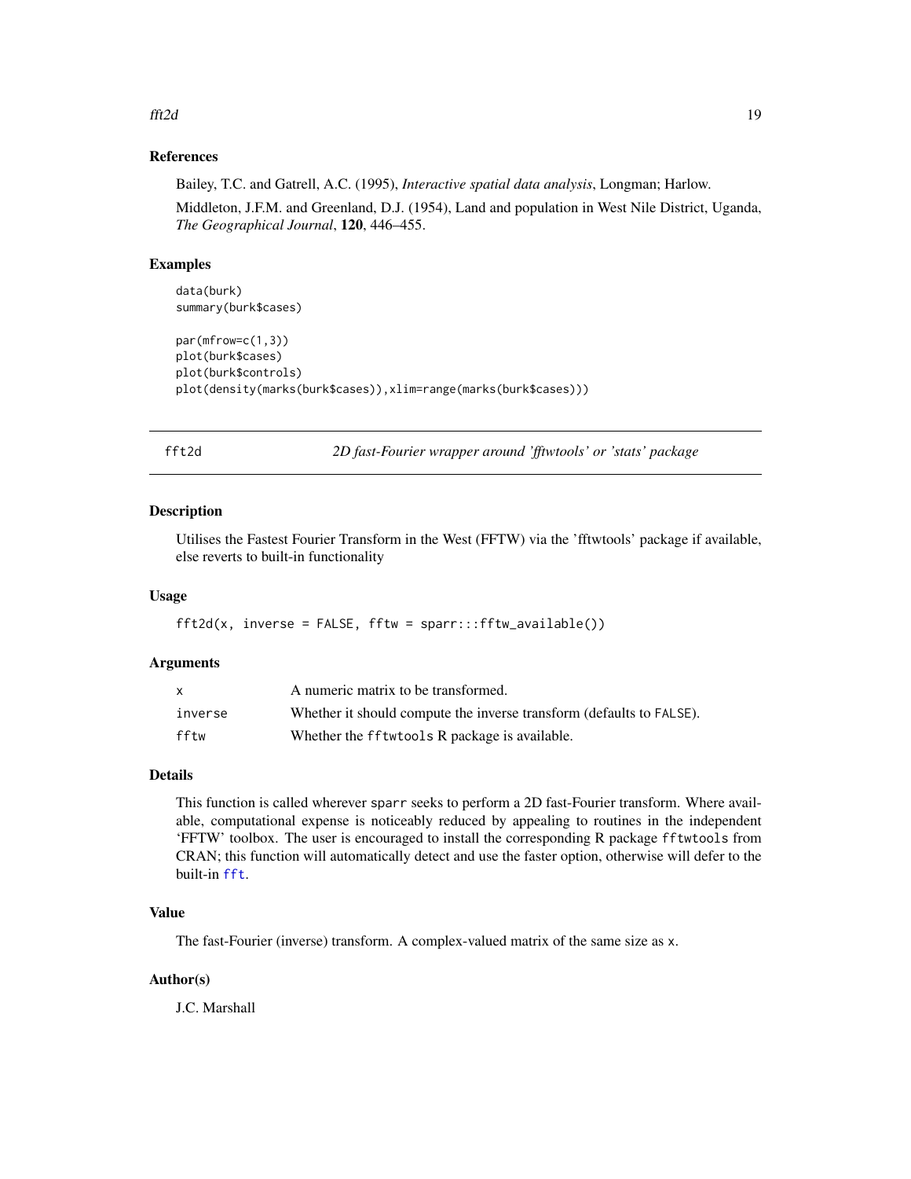### References

Bailey, T.C. and Gatrell, A.C. (1995), *Interactive spatial data analysis*, Longman; Harlow.

Middleton, J.F.M. and Greenland, D.J. (1954), Land and population in West Nile District, Uganda, *The Geographical Journal*, **120**, 446–455.

### Examples

```
data(burk)
summary(burk$cases)

par(mfrow=c(1,3))
plot(burk$cases)
plot(burk$controls)
plot(density(marks(burk$cases)),xlim=range(marks(burk$cases)))
```

---

## fft2d — *2D fast-Fourier wrapper around 'fftwtools' or 'stats' package*

### Description

Utilises the Fastest Fourier Transform in the West (FFTW) via the 'fftwtools' package if available, else reverts to built-in functionality

### Usage

```
fft2d(x, inverse = FALSE, fftw = sparr:::fftw_available())
```

### Arguments

| | |
|---|---|
| `x` | A numeric matrix to be transformed. |
| `inverse` | Whether it should compute the inverse transform (defaults to `FALSE`). |
| `fftw` | Whether the `fftwtools` R package is available. |

### Details

This function is called wherever `sparr` seeks to perform a 2D fast-Fourier transform. Where available, computational expense is noticeably reduced by appealing to routines in the independent 'FFTW' toolbox. The user is encouraged to install the corresponding R package `fftwtools` from CRAN; this function will automatically detect and use the faster option, otherwise will defer to the built-in `fft`.

### Value

The fast-Fourier (inverse) transform. A complex-valued matrix of the same size as `x`.

### Author(s)

J.C. Marshall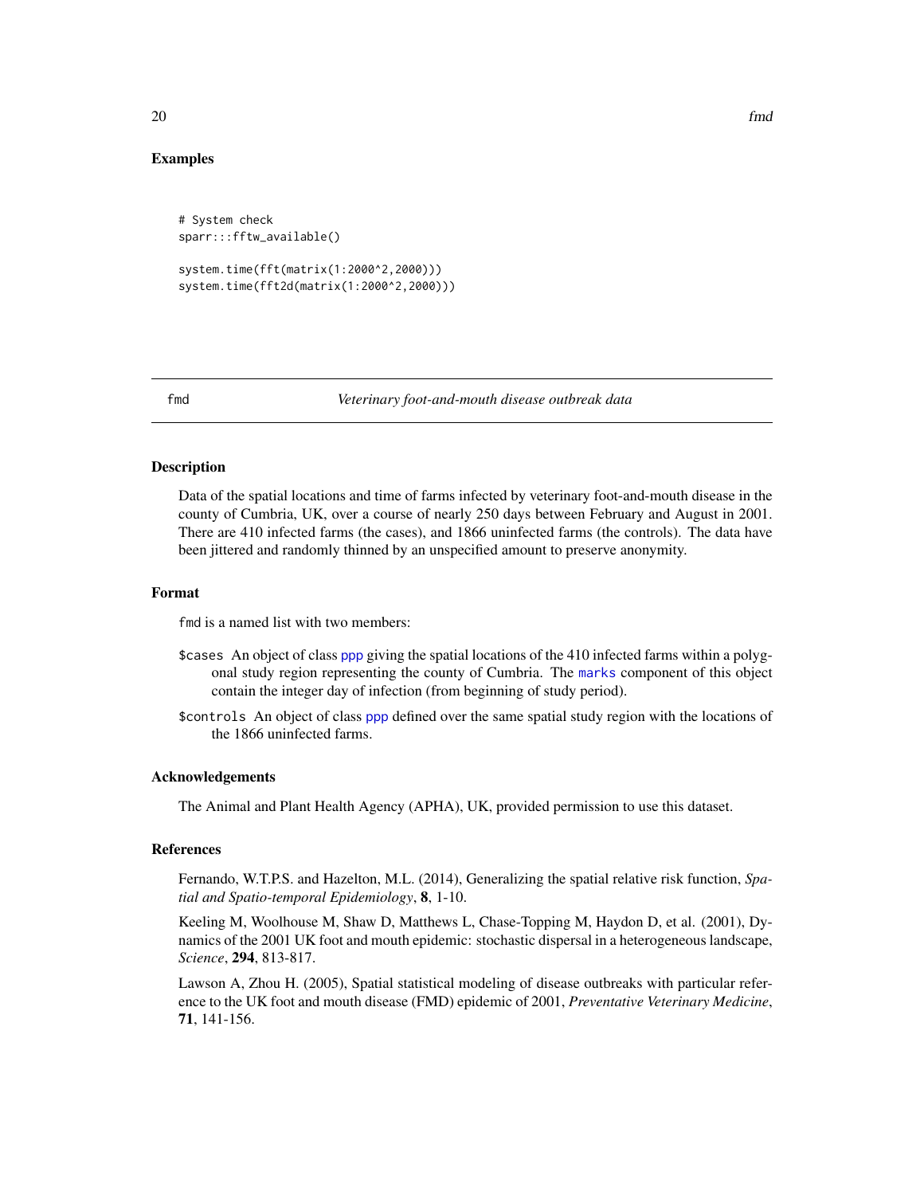## Examples

```
# System check
sparr:::fftw_available()

system.time(fft(matrix(1:2000^2,2000)))
system.time(fft2d(matrix(1:2000^2,2000)))
```

---

# fmd — *Veterinary foot-and-mouth disease outbreak data*

---

## Description

Data of the spatial locations and time of farms infected by veterinary foot-and-mouth disease in the county of Cumbria, UK, over a course of nearly 250 days between February and August in 2001. There are 410 infected farms (the cases), and 1866 uninfected farms (the controls). The data have been jittered and randomly thinned by an unspecified amount to preserve anonymity.

## Format

`fmd` is a named list with two members:

- `$cases` An object of class `ppp` giving the spatial locations of the 410 infected farms within a polygonal study region representing the county of Cumbria. The `marks` component of this object contain the integer day of infection (from beginning of study period).
- `$controls` An object of class `ppp` defined over the same spatial study region with the locations of the 1866 uninfected farms.

## Acknowledgements

The Animal and Plant Health Agency (APHA), UK, provided permission to use this dataset.

## References

Fernando, W.T.P.S. and Hazelton, M.L. (2014), Generalizing the spatial relative risk function, *Spatial and Spatio-temporal Epidemiology*, **8**, 1-10.

Keeling M, Woolhouse M, Shaw D, Matthews L, Chase-Topping M, Haydon D, et al. (2001), Dynamics of the 2001 UK foot and mouth epidemic: stochastic dispersal in a heterogeneous landscape, *Science*, **294**, 813-817.

Lawson A, Zhou H. (2005), Spatial statistical modeling of disease outbreaks with particular reference to the UK foot and mouth disease (FMD) epidemic of 2001, *Preventative Veterinary Medicine*, **71**, 141-156.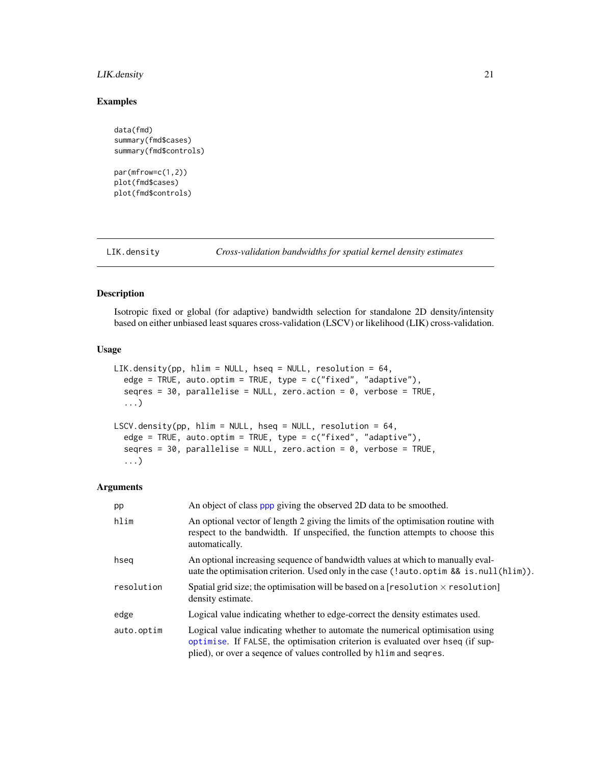## Examples

```
data(fmd)
summary(fmd$cases)
summary(fmd$controls)

par(mfrow=c(1,2))
plot(fmd$cases)
plot(fmd$controls)
```

---

# LIK.density — *Cross-validation bandwidths for spatial kernel density estimates*

## Description

Isotropic fixed or global (for adaptive) bandwidth selection for standalone 2D density/intensity based on either unbiased least squares cross-validation (LSCV) or likelihood (LIK) cross-validation.

## Usage

```
LIK.density(pp, hlim = NULL, hseq = NULL, resolution = 64,
  edge = TRUE, auto.optim = TRUE, type = c("fixed", "adaptive"),
  seqres = 30, parallelise = NULL, zero.action = 0, verbose = TRUE,
  ...)

LSCV.density(pp, hlim = NULL, hseq = NULL, resolution = 64,
  edge = TRUE, auto.optim = TRUE, type = c("fixed", "adaptive"),
  seqres = 30, parallelise = NULL, zero.action = 0, verbose = TRUE,
  ...)
```

## Arguments

| | |
|---|---|
| `pp` | An object of class `ppp` giving the observed 2D data to be smoothed. |
| `hlim` | An optional vector of length 2 giving the limits of the optimisation routine with respect to the bandwidth. If unspecified, the function attempts to choose this automatically. |
| `hseq` | An optional increasing sequence of bandwidth values at which to manually evaluate the optimisation criterion. Used only in the case `(!auto.optim && is.null(hlim))`. |
| `resolution` | Spatial grid size; the optimisation will be based on a [`resolution` $\times$ `resolution`] density estimate. |
| `edge` | Logical value indicating whether to edge-correct the density estimates used. |
| `auto.optim` | Logical value indicating whether to automate the numerical optimisation using `optimise`. If `FALSE`, the optimisation criterion is evaluated over `hseq` (if supplied), or over a seqence of values controlled by `hlim` and `seqres`. |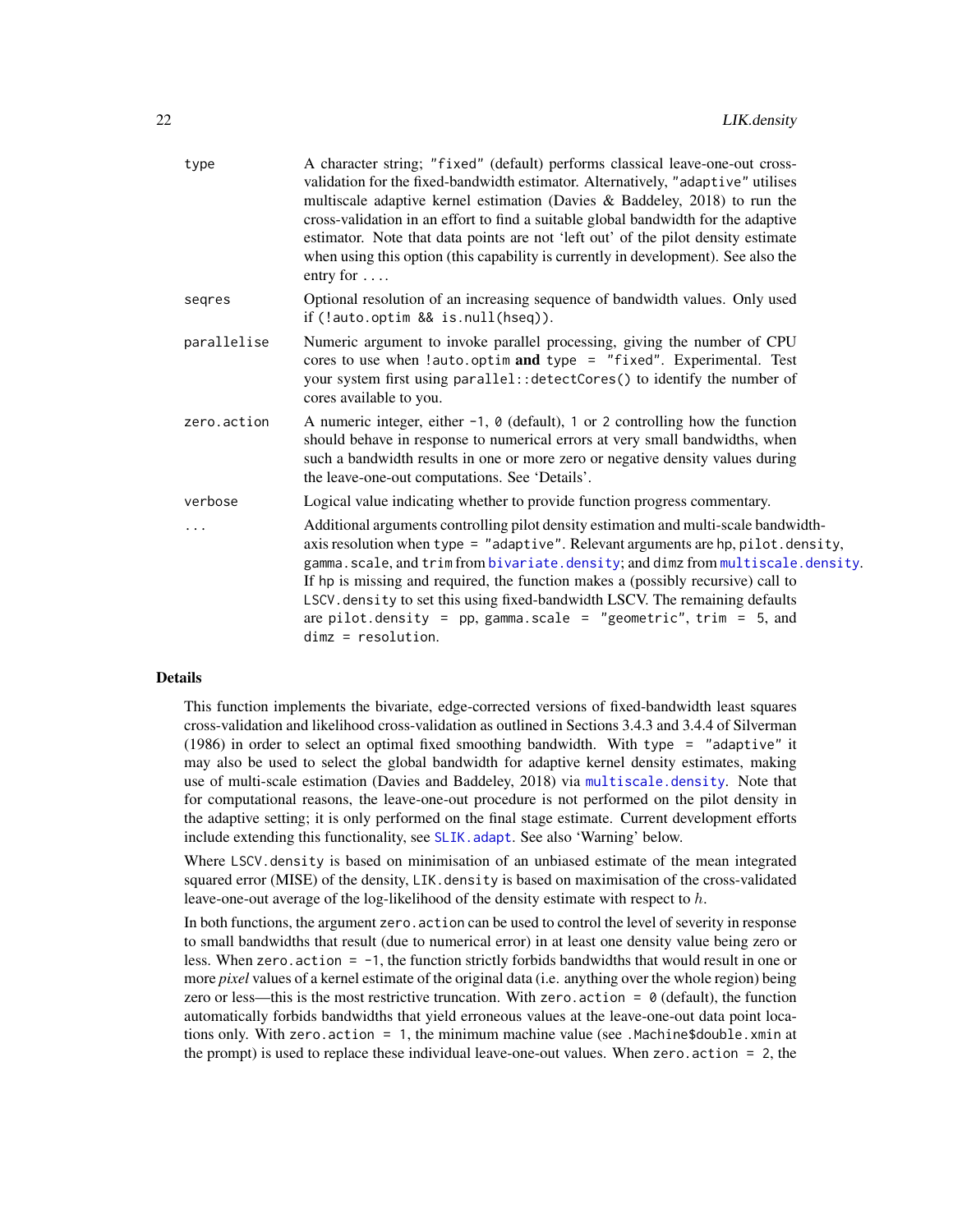| | |
|---|---|
| type | A character string; "fixed" (default) performs classical leave-one-out cross-validation for the fixed-bandwidth estimator. Alternatively, "adaptive" utilises multiscale adaptive kernel estimation (Davies & Baddeley, 2018) to run the cross-validation in an effort to find a suitable global bandwidth for the adaptive estimator. Note that data points are not 'left out' of the pilot density estimate when using this option (this capability is currently in development). See also the entry for `...`. |
| seqres | Optional resolution of an increasing sequence of bandwidth values. Only used if `(!auto.optim && is.null(hseq))`. |
| parallelise | Numeric argument to invoke parallel processing, giving the number of CPU cores to use when `!auto.optim` **and** `type = "fixed"`. Experimental. Test your system first using `parallel::detectCores()` to identify the number of cores available to you. |
| zero.action | A numeric integer, either `-1`, `0` (default), `1` or `2` controlling how the function should behave in response to numerical errors at very small bandwidths, when such a bandwidth results in one or more zero or negative density values during the leave-one-out computations. See 'Details'. |
| verbose | Logical value indicating whether to provide function progress commentary. |
| ... | Additional arguments controlling pilot density estimation and multi-scale bandwidth-axis resolution when `type = "adaptive"`. Relevant arguments are `hp`, `pilot.density`, `gamma.scale`, and `trim` from `bivariate.density`; and `dimz` from `multiscale.density`. If `hp` is missing and required, the function makes a (possibly recursive) call to `LSCV.density` to set this using fixed-bandwidth LSCV. The remaining defaults are `pilot.density = pp`, `gamma.scale = "geometric"`, `trim = 5`, and `dimz = resolution`. |

## Details

This function implements the bivariate, edge-corrected versions of fixed-bandwidth least squares cross-validation and likelihood cross-validation as outlined in Sections 3.4.3 and 3.4.4 of Silverman (1986) in order to select an optimal fixed smoothing bandwidth. With `type = "adaptive"` it may also be used to select the global bandwidth for adaptive kernel density estimates, making use of multi-scale estimation (Davies and Baddeley, 2018) via `multiscale.density`. Note that for computational reasons, the leave-one-out procedure is not performed on the pilot density in the adaptive setting; it is only performed on the final stage estimate. Current development efforts include extending this functionality, see `SLIK.adapt`. See also 'Warning' below.

Where `LSCV.density` is based on minimisation of an unbiased estimate of the mean integrated squared error (MISE) of the density, `LIK.density` is based on maximisation of the cross-validated leave-one-out average of the log-likelihood of the density estimate with respect to $h$.

In both functions, the argument `zero.action` can be used to control the level of severity in response to small bandwidths that result (due to numerical error) in at least one density value being zero or less. When `zero.action = -1`, the function strictly forbids bandwidths that would result in one or more *pixel* values of a kernel estimate of the original data (i.e. anything over the whole region) being zero or less—this is the most restrictive truncation. With `zero.action = 0` (default), the function automatically forbids bandwidths that yield erroneous values at the leave-one-out data point locations only. With `zero.action = 1`, the minimum machine value (see `.Machine$double.xmin` at the prompt) is used to replace these individual leave-one-out values. When `zero.action = 2`, the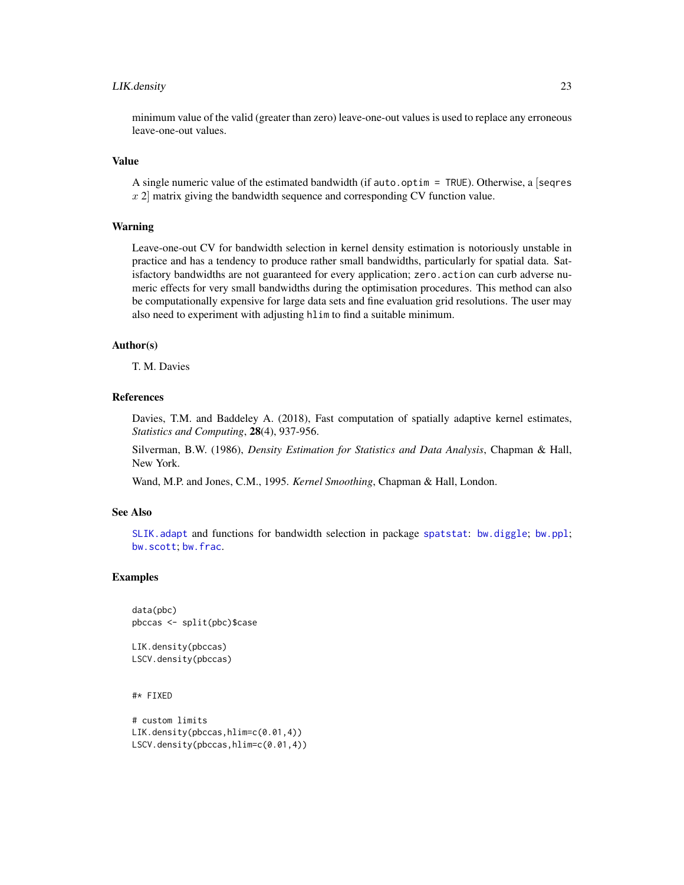minimum value of the valid (greater than zero) leave-one-out values is used to replace any erroneous leave-one-out values.

## Value

A single numeric value of the estimated bandwidth (if `auto.optim = TRUE`). Otherwise, a [`seqres` $x$ 2] matrix giving the bandwidth sequence and corresponding CV function value.

## Warning

Leave-one-out CV for bandwidth selection in kernel density estimation is notoriously unstable in practice and has a tendency to produce rather small bandwidths, particularly for spatial data. Satisfactory bandwidths are not guaranteed for every application; `zero.action` can curb adverse numeric effects for very small bandwidths during the optimisation procedures. This method can also be computationally expensive for large data sets and fine evaluation grid resolutions. The user may also need to experiment with adjusting `hlim` to find a suitable minimum.

## Author(s)

T. M. Davies

## References

Davies, T.M. and Baddeley A. (2018), Fast computation of spatially adaptive kernel estimates, *Statistics and Computing*, **28**(4), 937-956.

Silverman, B.W. (1986), *Density Estimation for Statistics and Data Analysis*, Chapman & Hall, New York.

Wand, M.P. and Jones, C.M., 1995. *Kernel Smoothing*, Chapman & Hall, London.

## See Also

`SLIK.adapt` and functions for bandwidth selection in package `spatstat`: `bw.diggle`; `bw.ppl`; `bw.scott`; `bw.frac`.

## Examples

```
data(pbc)
pbccas <- split(pbc)$case

LIK.density(pbccas)
LSCV.density(pbccas)


#* FIXED

# custom limits
LIK.density(pbccas,hlim=c(0.01,4))
LSCV.density(pbccas,hlim=c(0.01,4))
```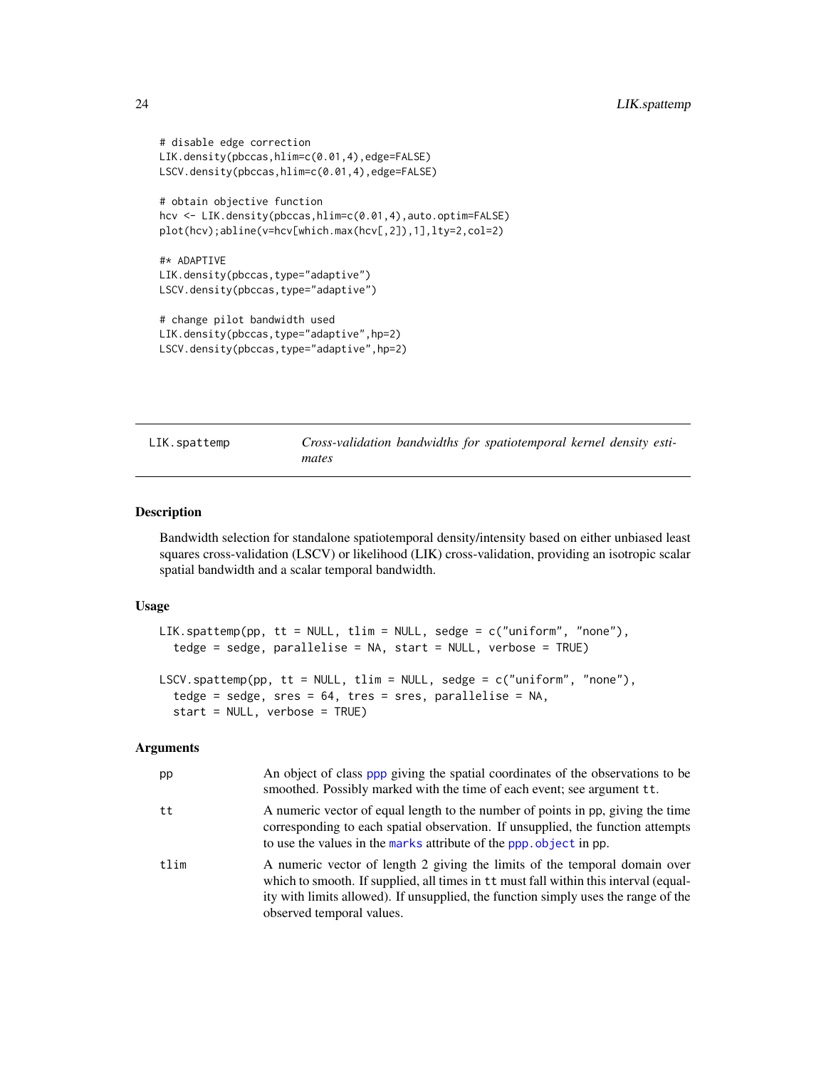```
# disable edge correction
LIK.density(pbccas,hlim=c(0.01,4),edge=FALSE)
LSCV.density(pbccas,hlim=c(0.01,4),edge=FALSE)

# obtain objective function
hcv <- LIK.density(pbccas,hlim=c(0.01,4),auto.optim=FALSE)
plot(hcv);abline(v=hcv[which.max(hcv[,2]),1],lty=2,col=2)

#* ADAPTIVE
LIK.density(pbccas,type="adaptive")
LSCV.density(pbccas,type="adaptive")

# change pilot bandwidth used
LIK.density(pbccas,type="adaptive",hp=2)
LSCV.density(pbccas,type="adaptive",hp=2)
```

---

## LIK.spattemp — *Cross-validation bandwidths for spatiotemporal kernel density estimates*

---

### Description

Bandwidth selection for standalone spatiotemporal density/intensity based on either unbiased least squares cross-validation (LSCV) or likelihood (LIK) cross-validation, providing an isotropic scalar spatial bandwidth and a scalar temporal bandwidth.

### Usage

```
LIK.spattemp(pp, tt = NULL, tlim = NULL, sedge = c("uniform", "none"),
  tedge = sedge, parallelise = NA, start = NULL, verbose = TRUE)

LSCV.spattemp(pp, tt = NULL, tlim = NULL, sedge = c("uniform", "none"),
  tedge = sedge, sres = 64, tres = sres, parallelise = NA,
  start = NULL, verbose = TRUE)
```

### Arguments

| | |
|---|---|
| pp | An object of class ppp giving the spatial coordinates of the observations to be smoothed. Possibly marked with the time of each event; see argument tt. |
| tt | A numeric vector of equal length to the number of points in pp, giving the time corresponding to each spatial observation. If unsupplied, the function attempts to use the values in the marks attribute of the ppp.object in pp. |
| tlim | A numeric vector of length 2 giving the limits of the temporal domain over which to smooth. If supplied, all times in tt must fall within this interval (equality with limits allowed). If unsupplied, the function simply uses the range of the observed temporal values. |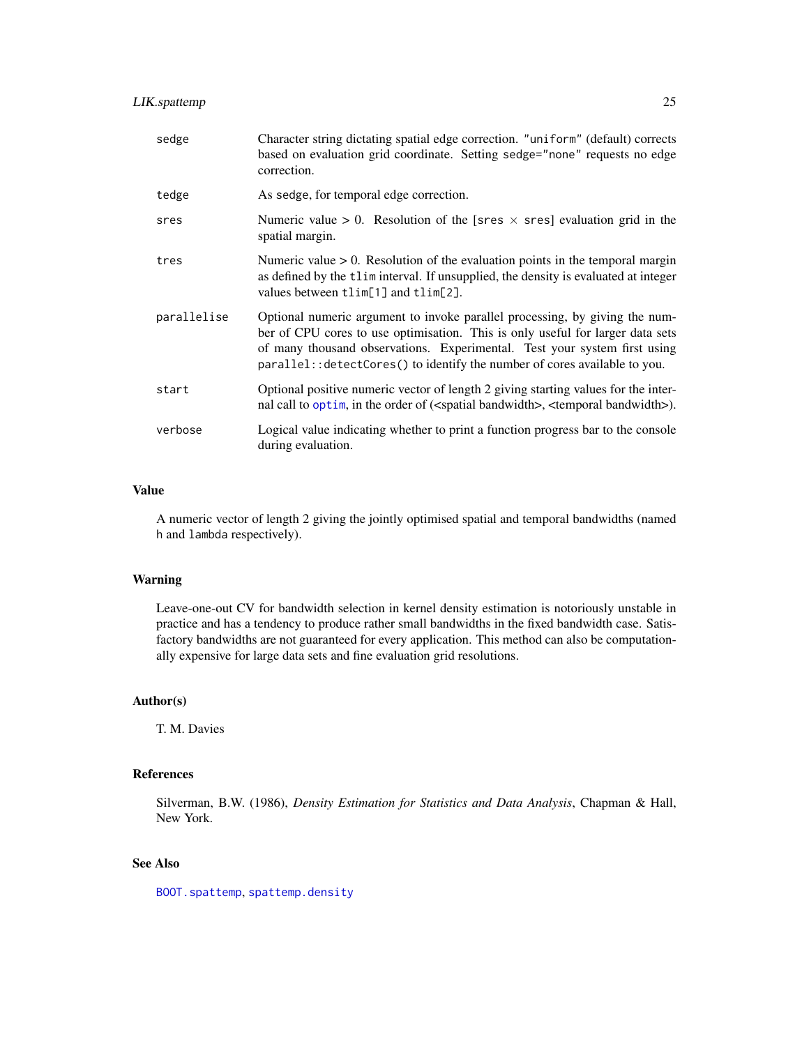| | |
|---|---|
| sedge | Character string dictating spatial edge correction. "uniform" (default) corrects based on evaluation grid coordinate. Setting sedge="none" requests no edge correction. |
| tedge | As sedge, for temporal edge correction. |
| sres | Numeric value > 0. Resolution of the [sres $\times$ sres] evaluation grid in the spatial margin. |
| tres | Numeric value > 0. Resolution of the evaluation points in the temporal margin as defined by the tlim interval. If unsupplied, the density is evaluated at integer values between tlim[1] and tlim[2]. |
| parallelise | Optional numeric argument to invoke parallel processing, by giving the number of CPU cores to use optimisation. This is only useful for larger data sets of many thousand observations. Experimental. Test your system first using parallel::detectCores() to identify the number of cores available to you. |
| start | Optional positive numeric vector of length 2 giving starting values for the internal call to optim, in the order of (<spatial bandwidth>, <temporal bandwidth>). |
| verbose | Logical value indicating whether to print a function progress bar to the console during evaluation. |

## Value

A numeric vector of length 2 giving the jointly optimised spatial and temporal bandwidths (named h and lambda respectively).

## Warning

Leave-one-out CV for bandwidth selection in kernel density estimation is notoriously unstable in practice and has a tendency to produce rather small bandwidths in the fixed bandwidth case. Satisfactory bandwidths are not guaranteed for every application. This method can also be computationally expensive for large data sets and fine evaluation grid resolutions.

## Author(s)

T. M. Davies

## References

Silverman, B.W. (1986), *Density Estimation for Statistics and Data Analysis*, Chapman & Hall, New York.

## See Also

BOOT.spattemp, spattemp.density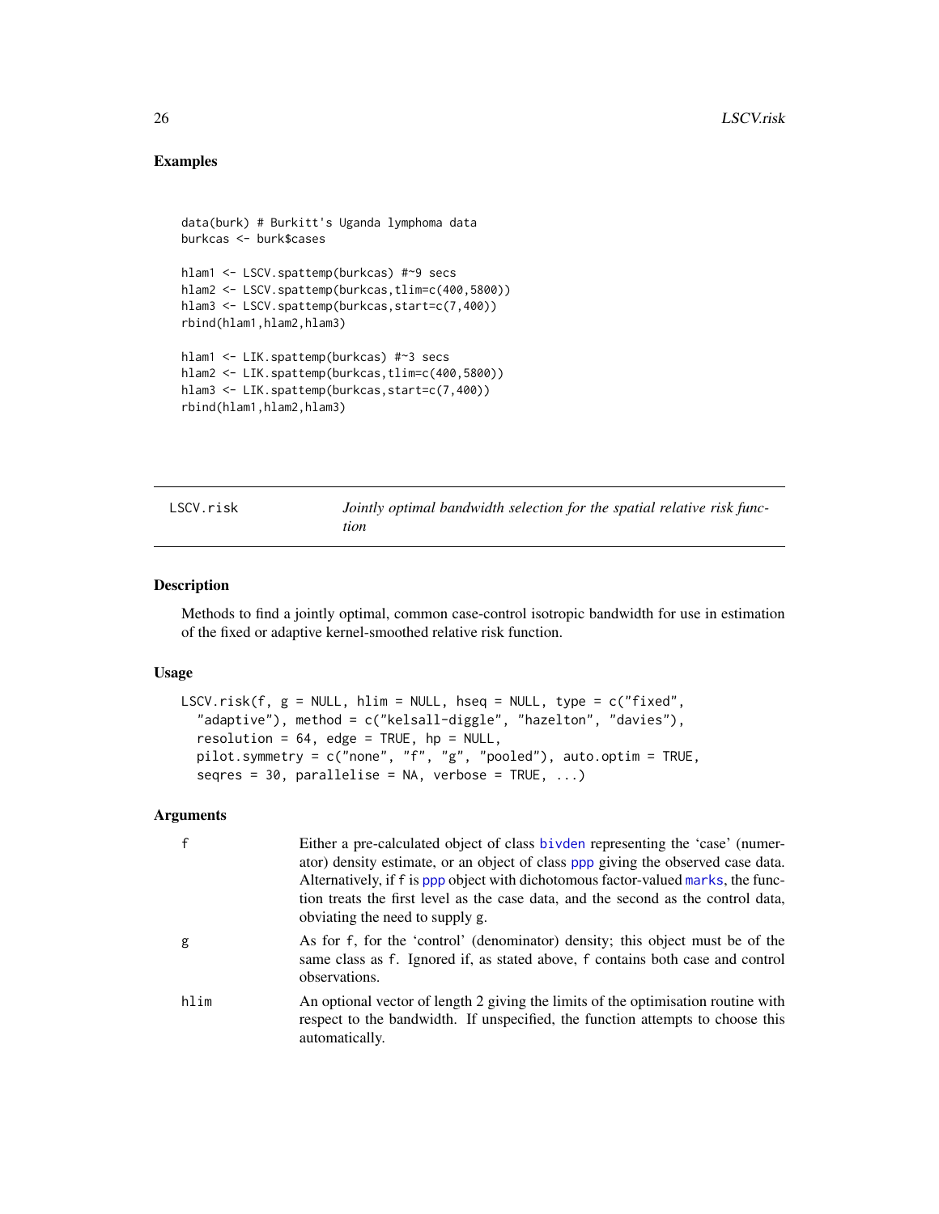## Examples

```
data(burk) # Burkitt's Uganda lymphoma data
burkcas <- burk$cases

hlam1 <- LSCV.spattemp(burkcas) #~9 secs
hlam2 <- LSCV.spattemp(burkcas,tlim=c(400,5800))
hlam3 <- LSCV.spattemp(burkcas,start=c(7,400))
rbind(hlam1,hlam2,hlam3)

hlam1 <- LIK.spattemp(burkcas) #~3 secs
hlam2 <- LIK.spattemp(burkcas,tlim=c(400,5800))
hlam3 <- LIK.spattemp(burkcas,start=c(7,400))
rbind(hlam1,hlam2,hlam3)
```

---

# LSCV.risk — *Jointly optimal bandwidth selection for the spatial relative risk function*

## Description

Methods to find a jointly optimal, common case-control isotropic bandwidth for use in estimation of the fixed or adaptive kernel-smoothed relative risk function.

## Usage

```
LSCV.risk(f, g = NULL, hlim = NULL, hseq = NULL, type = c("fixed",
  "adaptive"), method = c("kelsall-diggle", "hazelton", "davies"),
  resolution = 64, edge = TRUE, hp = NULL,
  pilot.symmetry = c("none", "f", "g", "pooled"), auto.optim = TRUE,
  seqres = 30, parallelise = NA, verbose = TRUE, ...)
```

## Arguments

| | |
|---|---|
| `f` | Either a pre-calculated object of class `bivden` representing the 'case' (numerator) density estimate, or an object of class `ppp` giving the observed case data. Alternatively, if `f` is `ppp` object with dichotomous factor-valued `marks`, the function treats the first level as the case data, and the second as the control data, obviating the need to supply `g`. |
| `g` | As for `f`, for the 'control' (denominator) density; this object must be of the same class as `f`. Ignored if, as stated above, `f` contains both case and control observations. |
| `hlim` | An optional vector of length 2 giving the limits of the optimisation routine with respect to the bandwidth. If unspecified, the function attempts to choose this automatically. |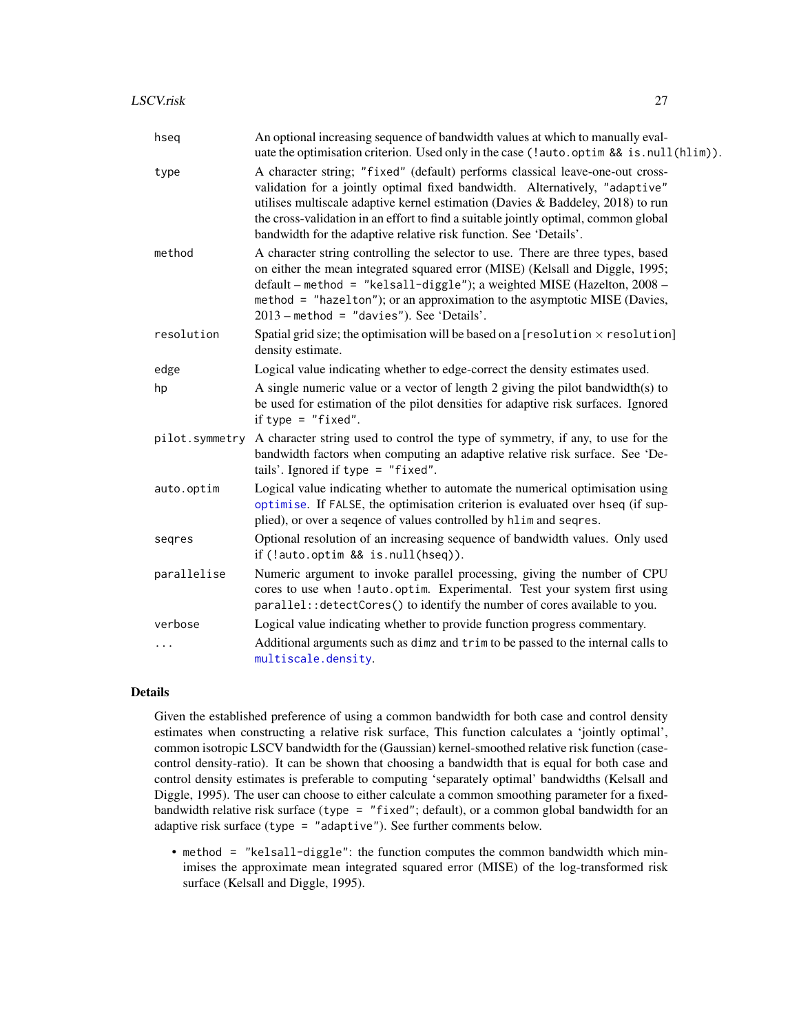| | |
|---|---|
| hseq | An optional increasing sequence of bandwidth values at which to manually evaluate the optimisation criterion. Used only in the case `(!auto.optim && is.null(hlim))`. |
| type | A character string; `"fixed"` (default) performs classical leave-one-out cross-validation for a jointly optimal fixed bandwidth. Alternatively, `"adaptive"` utilises multiscale adaptive kernel estimation (Davies & Baddeley, 2018) to run the cross-validation in an effort to find a suitable jointly optimal, common global bandwidth for the adaptive relative risk function. See 'Details'. |
| method | A character string controlling the selector to use. There are three types, based on either the mean integrated squared error (MISE) (Kelsall and Diggle, 1995; default – `method = "kelsall-diggle"`); a weighted MISE (Hazelton, 2008 – `method = "hazelton"`); or an approximation to the asymptotic MISE (Davies, 2013 – `method = "davies"`). See 'Details'. |
| resolution | Spatial grid size; the optimisation will be based on a [resolution × resolution] density estimate. |
| edge | Logical value indicating whether to edge-correct the density estimates used. |
| hp | A single numeric value or a vector of length 2 giving the pilot bandwidth(s) to be used for estimation of the pilot densities for adaptive risk surfaces. Ignored if `type = "fixed"`. |
| pilot.symmetry | A character string used to control the type of symmetry, if any, to use for the bandwidth factors when computing an adaptive relative risk surface. See 'Details'. Ignored if `type = "fixed"`. |
| auto.optim | Logical value indicating whether to automate the numerical optimisation using `optimise`. If `FALSE`, the optimisation criterion is evaluated over `hseq` (if supplied), or over a seqence of values controlled by `hlim` and `seqres`. |
| seqres | Optional resolution of an increasing sequence of bandwidth values. Only used if `(!auto.optim && is.null(hseq))`. |
| parallelise | Numeric argument to invoke parallel processing, giving the number of CPU cores to use when `!auto.optim`. Experimental. Test your system first using `parallel::detectCores()` to identify the number of cores available to you. |
| verbose | Logical value indicating whether to provide function progress commentary. |
| ... | Additional arguments such as `dimz` and `trim` to be passed to the internal calls to `multiscale.density`. |

## Details

Given the established preference of using a common bandwidth for both case and control density estimates when constructing a relative risk surface, This function calculates a 'jointly optimal', common isotropic LSCV bandwidth for the (Gaussian) kernel-smoothed relative risk function (case-control density-ratio). It can be shown that choosing a bandwidth that is equal for both case and control density estimates is preferable to computing 'separately optimal' bandwidths (Kelsall and Diggle, 1995). The user can choose to either calculate a common smoothing parameter for a fixed-bandwidth relative risk surface (`type = "fixed"`; default), or a common global bandwidth for an adaptive risk surface (`type = "adaptive"`). See further comments below.

- `method = "kelsall-diggle"`: the function computes the common bandwidth which minimises the approximate mean integrated squared error (MISE) of the log-transformed risk surface (Kelsall and Diggle, 1995).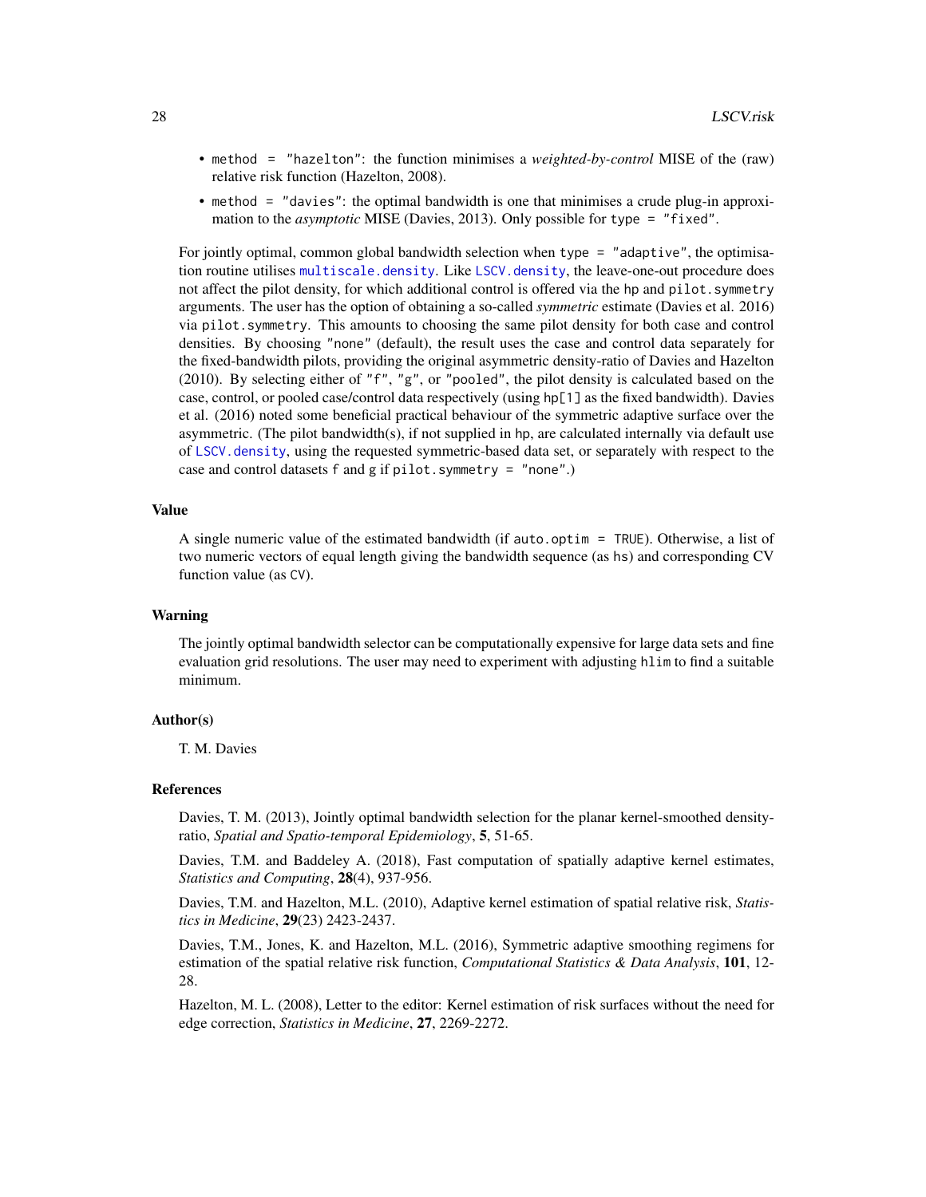- `method = "hazelton"`: the function minimises a *weighted-by-control* MISE of the (raw) relative risk function (Hazelton, 2008).
- `method = "davies"`: the optimal bandwidth is one that minimises a crude plug-in approximation to the *asymptotic* MISE (Davies, 2013). Only possible for `type = "fixed"`.

For jointly optimal, common global bandwidth selection when `type = "adaptive"`, the optimisation routine utilises `multiscale.density`. Like `LSCV.density`, the leave-one-out procedure does not affect the pilot density, for which additional control is offered via the `hp` and `pilot.symmetry` arguments. The user has the option of obtaining a so-called *symmetric* estimate (Davies et al. 2016) via `pilot.symmetry`. This amounts to choosing the same pilot density for both case and control densities. By choosing `"none"` (default), the result uses the case and control data separately for the fixed-bandwidth pilots, providing the original asymmetric density-ratio of Davies and Hazelton (2010). By selecting either of `"f"`, `"g"`, or `"pooled"`, the pilot density is calculated based on the case, control, or pooled case/control data respectively (using `hp[1]` as the fixed bandwidth). Davies et al. (2016) noted some beneficial practical behaviour of the symmetric adaptive surface over the asymmetric. (The pilot bandwidth(s), if not supplied in `hp`, are calculated internally via default use of `LSCV.density`, using the requested symmetric-based data set, or separately with respect to the case and control datasets `f` and `g` if `pilot.symmetry = "none"`.)

### Value

A single numeric value of the estimated bandwidth (if `auto.optim = TRUE`). Otherwise, a list of two numeric vectors of equal length giving the bandwidth sequence (as `hs`) and corresponding CV function value (as `CV`).

### Warning

The jointly optimal bandwidth selector can be computationally expensive for large data sets and fine evaluation grid resolutions. The user may need to experiment with adjusting `hlim` to find a suitable minimum.

### Author(s)

T. M. Davies

### References

Davies, T. M. (2013), Jointly optimal bandwidth selection for the planar kernel-smoothed density-ratio, *Spatial and Spatio-temporal Epidemiology*, **5**, 51-65.

Davies, T.M. and Baddeley A. (2018), Fast computation of spatially adaptive kernel estimates, *Statistics and Computing*, **28**(4), 937-956.

Davies, T.M. and Hazelton, M.L. (2010), Adaptive kernel estimation of spatial relative risk, *Statistics in Medicine*, **29**(23) 2423-2437.

Davies, T.M., Jones, K. and Hazelton, M.L. (2016), Symmetric adaptive smoothing regimens for estimation of the spatial relative risk function, *Computational Statistics & Data Analysis*, **101**, 12-28.

Hazelton, M. L. (2008), Letter to the editor: Kernel estimation of risk surfaces without the need for edge correction, *Statistics in Medicine*, **27**, 2269-2272.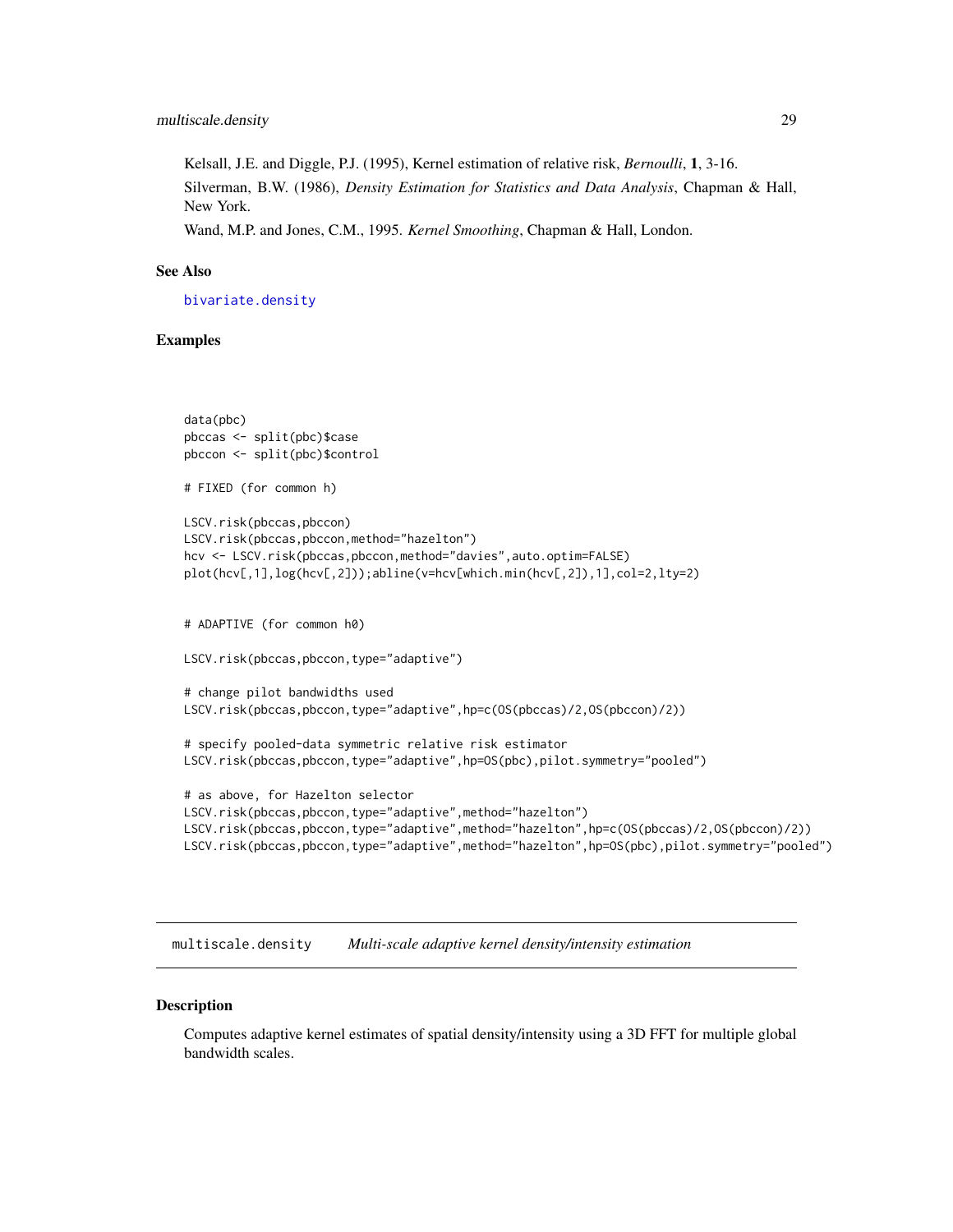Kelsall, J.E. and Diggle, P.J. (1995), Kernel estimation of relative risk, *Bernoulli*, **1**, 3-16.

Silverman, B.W. (1986), *Density Estimation for Statistics and Data Analysis*, Chapman & Hall, New York.

Wand, M.P. and Jones, C.M., 1995. *Kernel Smoothing*, Chapman & Hall, London.

## See Also

bivariate.density

## Examples

```
data(pbc)
pbccas <- split(pbc)$case
pbccon <- split(pbc)$control

# FIXED (for common h)

LSCV.risk(pbccas,pbccon)
LSCV.risk(pbccas,pbccon,method="hazelton")
hcv <- LSCV.risk(pbccas,pbccon,method="davies",auto.optim=FALSE)
plot(hcv[,1],log(hcv[,2]));abline(v=hcv[which.min(hcv[,2]),1],col=2,lty=2)


# ADAPTIVE (for common h0)

LSCV.risk(pbccas,pbccon,type="adaptive")

# change pilot bandwidths used
LSCV.risk(pbccas,pbccon,type="adaptive",hp=c(OS(pbccas)/2,OS(pbccon)/2))

# specify pooled-data symmetric relative risk estimator
LSCV.risk(pbccas,pbccon,type="adaptive",hp=OS(pbc),pilot.symmetry="pooled")

# as above, for Hazelton selector
LSCV.risk(pbccas,pbccon,type="adaptive",method="hazelton")
LSCV.risk(pbccas,pbccon,type="adaptive",method="hazelton",hp=c(OS(pbccas)/2,OS(pbccon)/2))
LSCV.risk(pbccas,pbccon,type="adaptive",method="hazelton",hp=OS(pbc),pilot.symmetry="pooled")
```

# multiscale.density *Multi-scale adaptive kernel density/intensity estimation*

## Description

Computes adaptive kernel estimates of spatial density/intensity using a 3D FFT for multiple global bandwidth scales.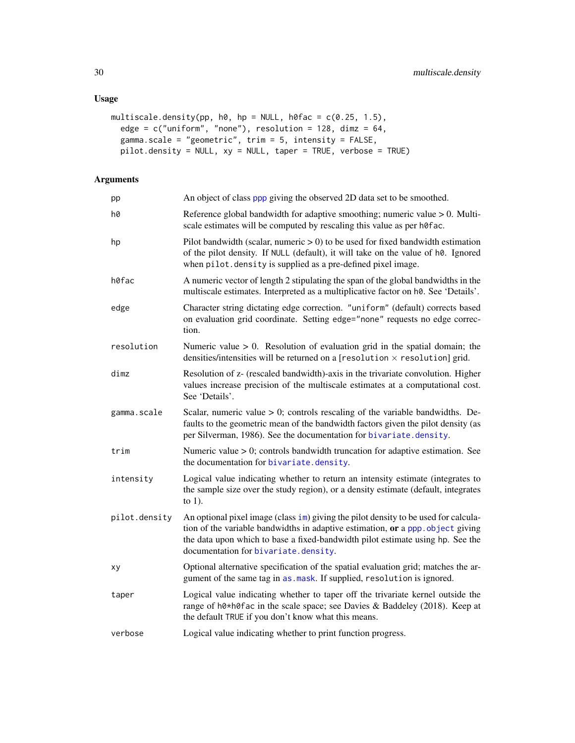## Usage

```
multiscale.density(pp, h0, hp = NULL, h0fac = c(0.25, 1.5),
  edge = c("uniform", "none"), resolution = 128, dimz = 64,
  gamma.scale = "geometric", trim = 5, intensity = FALSE,
  pilot.density = NULL, xy = NULL, taper = TRUE, verbose = TRUE)
```

## Arguments

| Argument | Description |
|---|---|
| pp | An object of class ppp giving the observed 2D data set to be smoothed. |
| h0 | Reference global bandwidth for adaptive smoothing; numeric value > 0. Multiscale estimates will be computed by rescaling this value as per h0fac. |
| hp | Pilot bandwidth (scalar, numeric > 0) to be used for fixed bandwidth estimation of the pilot density. If NULL (default), it will take on the value of h0. Ignored when pilot.density is supplied as a pre-defined pixel image. |
| h0fac | A numeric vector of length 2 stipulating the span of the global bandwidths in the multiscale estimates. Interpreted as a multiplicative factor on h0. See 'Details'. |
| edge | Character string dictating edge correction. "uniform" (default) corrects based on evaluation grid coordinate. Setting edge="none" requests no edge correction. |
| resolution | Numeric value > 0. Resolution of evaluation grid in the spatial domain; the densities/intensities will be returned on a [resolution $\times$ resolution] grid. |
| dimz | Resolution of z- (rescaled bandwidth)-axis in the trivariate convolution. Higher values increase precision of the multiscale estimates at a computational cost. See 'Details'. |
| gamma.scale | Scalar, numeric value > 0; controls rescaling of the variable bandwidths. Defaults to the geometric mean of the bandwidth factors given the pilot density (as per Silverman, 1986). See the documentation for bivariate.density. |
| trim | Numeric value > 0; controls bandwidth truncation for adaptive estimation. See the documentation for bivariate.density. |
| intensity | Logical value indicating whether to return an intensity estimate (integrates to the sample size over the study region), or a density estimate (default, integrates to 1). |
| pilot.density | An optional pixel image (class im) giving the pilot density to be used for calculation of the variable bandwidths in adaptive estimation, **or** a ppp.object giving the data upon which to base a fixed-bandwidth pilot estimate using hp. See the documentation for bivariate.density. |
| xy | Optional alternative specification of the spatial evaluation grid; matches the argument of the same tag in as.mask. If supplied, resolution is ignored. |
| taper | Logical value indicating whether to taper off the trivariate kernel outside the range of h0*h0fac in the scale space; see Davies & Baddeley (2018). Keep at the default TRUE if you don't know what this means. |
| verbose | Logical value indicating whether to print function progress. |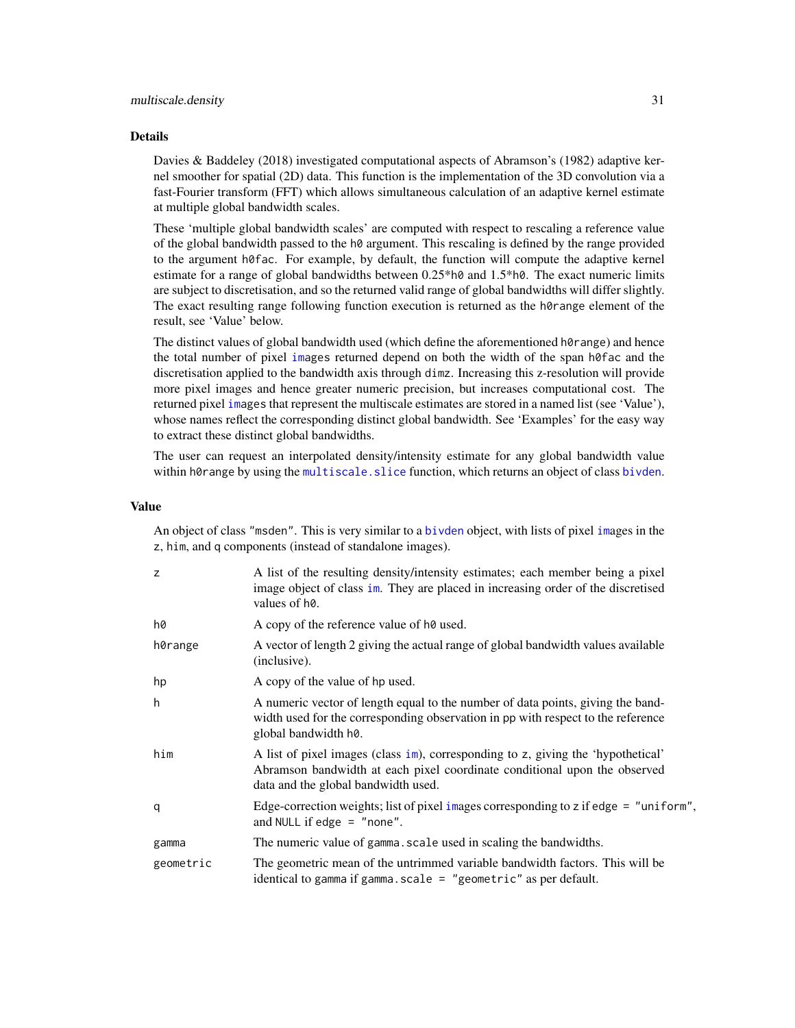### Details

Davies & Baddeley (2018) investigated computational aspects of Abramson's (1982) adaptive kernel smoother for spatial (2D) data. This function is the implementation of the 3D convolution via a fast-Fourier transform (FFT) which allows simultaneous calculation of an adaptive kernel estimate at multiple global bandwidth scales.

These 'multiple global bandwidth scales' are computed with respect to rescaling a reference value of the global bandwidth passed to the `h0` argument. This rescaling is defined by the range provided to the argument `h0fac`. For example, by default, the function will compute the adaptive kernel estimate for a range of global bandwidths between 0.25*`h0` and 1.5*`h0`. The exact numeric limits are subject to discretisation, and so the returned valid range of global bandwidths will differ slightly. The exact resulting range following function execution is returned as the `h0range` element of the result, see 'Value' below.

The distinct values of global bandwidth used (which define the aforementioned `h0range`) and hence the total number of pixel images returned depend on both the width of the span `h0fac` and the discretisation applied to the bandwidth axis through `dimz`. Increasing this z-resolution will provide more pixel images and hence greater numeric precision, but increases computational cost. The returned pixel images that represent the multiscale estimates are stored in a named list (see 'Value'), whose names reflect the corresponding distinct global bandwidth. See 'Examples' for the easy way to extract these distinct global bandwidths.

The user can request an interpolated density/intensity estimate for any global bandwidth value within `h0range` by using the `multiscale.slice` function, which returns an object of class `bivden`.

### Value

An object of class `"msden"`. This is very similar to a `bivden` object, with lists of pixel images in the `z`, `him`, and `q` components (instead of standalone images).

| | |
|---|---|
| `z` | A list of the resulting density/intensity estimates; each member being a pixel image object of class `im`. They are placed in increasing order of the discretised values of `h0`. |
| `h0` | A copy of the reference value of `h0` used. |
| `h0range` | A vector of length 2 giving the actual range of global bandwidth values available (inclusive). |
| `hp` | A copy of the value of `hp` used. |
| `h` | A numeric vector of length equal to the number of data points, giving the bandwidth used for the corresponding observation in `pp` with respect to the reference global bandwidth `h0`. |
| `him` | A list of pixel images (class `im`), corresponding to `z`, giving the 'hypothetical' Abramson bandwidth at each pixel coordinate conditional upon the observed data and the global bandwidth used. |
| `q` | Edge-correction weights; list of pixel images corresponding to `z` if `edge = "uniform"`, and `NULL` if `edge = "none"`. |
| `gamma` | The numeric value of `gamma.scale` used in scaling the bandwidths. |
| `geometric` | The geometric mean of the untrimmed variable bandwidth factors. This will be identical to `gamma` if `gamma.scale = "geometric"` as per default. |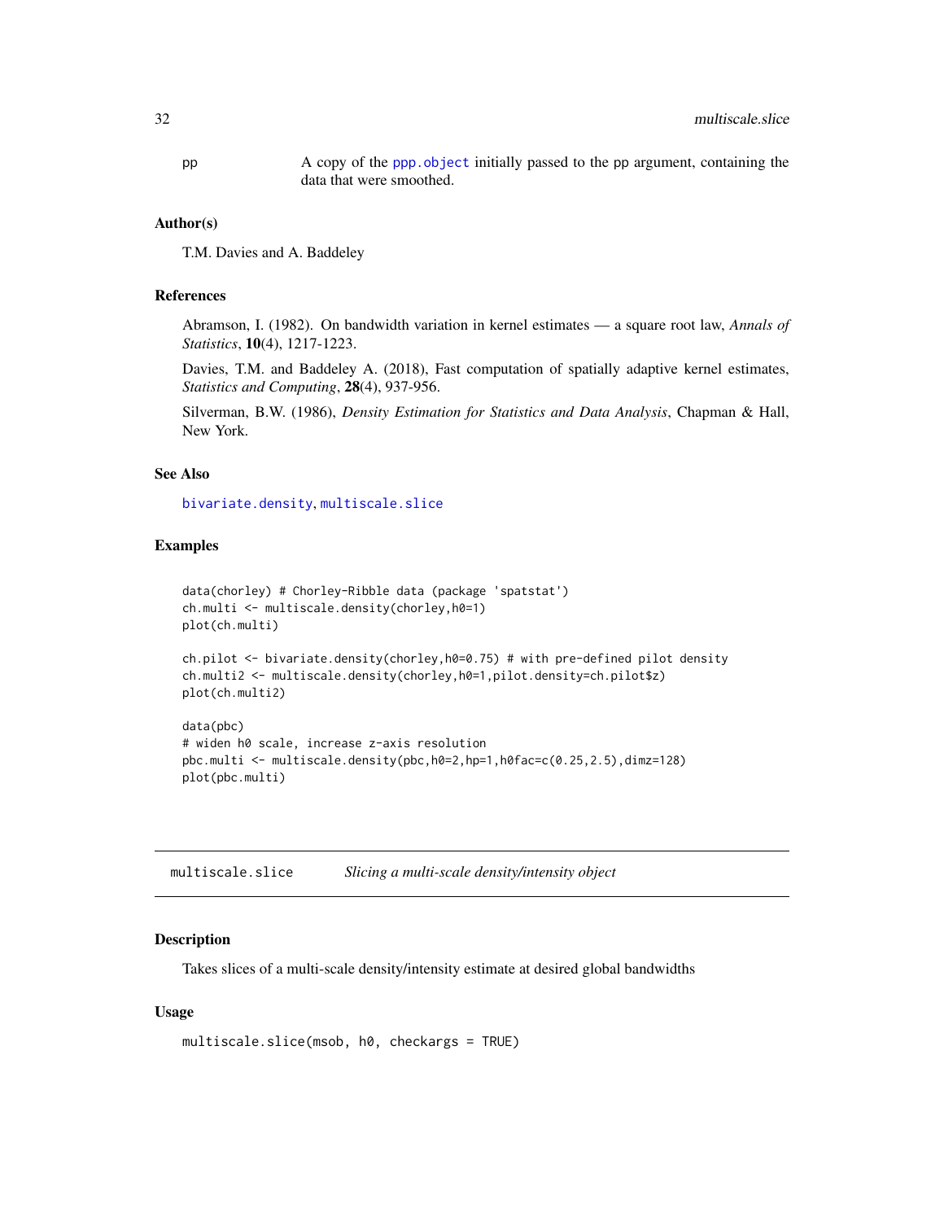pp A copy of the ppp.object initially passed to the pp argument, containing the data that were smoothed.

### Author(s)

T.M. Davies and A. Baddeley

### References

Abramson, I. (1982). On bandwidth variation in kernel estimates — a square root law, *Annals of Statistics*, **10**(4), 1217-1223.

Davies, T.M. and Baddeley A. (2018), Fast computation of spatially adaptive kernel estimates, *Statistics and Computing*, **28**(4), 937-956.

Silverman, B.W. (1986), *Density Estimation for Statistics and Data Analysis*, Chapman & Hall, New York.

### See Also

bivariate.density, multiscale.slice

### Examples

```
data(chorley) # Chorley-Ribble data (package 'spatstat')
ch.multi <- multiscale.density(chorley,h0=1)
plot(ch.multi)

ch.pilot <- bivariate.density(chorley,h0=0.75) # with pre-defined pilot density
ch.multi2 <- multiscale.density(chorley,h0=1,pilot.density=ch.pilot$z)
plot(ch.multi2)

data(pbc)
# widen h0 scale, increase z-axis resolution
pbc.multi <- multiscale.density(pbc,h0=2,hp=1,h0fac=c(0.25,2.5),dimz=128)
plot(pbc.multi)
```

---

## multiscale.slice *Slicing a multi-scale density/intensity object*

### Description

Takes slices of a multi-scale density/intensity estimate at desired global bandwidths

### Usage

```
multiscale.slice(msob, h0, checkargs = TRUE)
```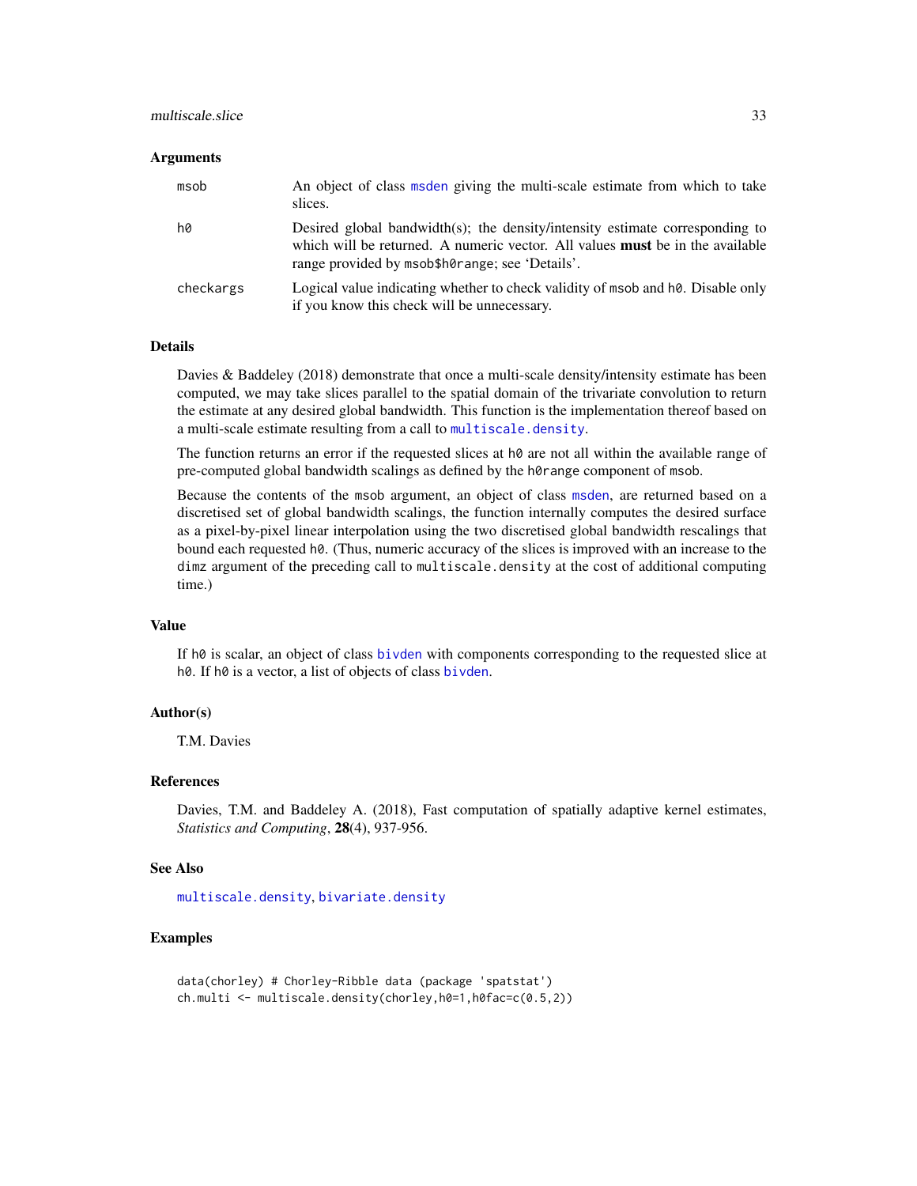### Arguments

| | |
|---|---|
| `msob` | An object of class `msden` giving the multi-scale estimate from which to take slices. |
| `h0` | Desired global bandwidth(s); the density/intensity estimate corresponding to which will be returned. A numeric vector. All values **must** be in the available range provided by `msob$h0range`; see 'Details'. |
| `checkargs` | Logical value indicating whether to check validity of `msob` and `h0`. Disable only if you know this check will be unnecessary. |

### Details

Davies & Baddeley (2018) demonstrate that once a multi-scale density/intensity estimate has been computed, we may take slices parallel to the spatial domain of the trivariate convolution to return the estimate at any desired global bandwidth. This function is the implementation thereof based on a multi-scale estimate resulting from a call to `multiscale.density`.

The function returns an error if the requested slices at `h0` are not all within the available range of pre-computed global bandwidth scalings as defined by the `h0range` component of `msob`.

Because the contents of the `msob` argument, an object of class `msden`, are returned based on a discretised set of global bandwidth scalings, the function internally computes the desired surface as a pixel-by-pixel linear interpolation using the two discretised global bandwidth rescalings that bound each requested `h0`. (Thus, numeric accuracy of the slices is improved with an increase to the `dimz` argument of the preceding call to `multiscale.density` at the cost of additional computing time.)

### Value

If `h0` is scalar, an object of class `bivden` with components corresponding to the requested slice at `h0`. If `h0` is a vector, a list of objects of class `bivden`.

### Author(s)

T.M. Davies

### References

Davies, T.M. and Baddeley A. (2018), Fast computation of spatially adaptive kernel estimates, *Statistics and Computing*, **28**(4), 937-956.

### See Also

`multiscale.density`, `bivariate.density`

### Examples

```
data(chorley) # Chorley-Ribble data (package 'spatstat')
ch.multi <- multiscale.density(chorley,h0=1,h0fac=c(0.5,2))
```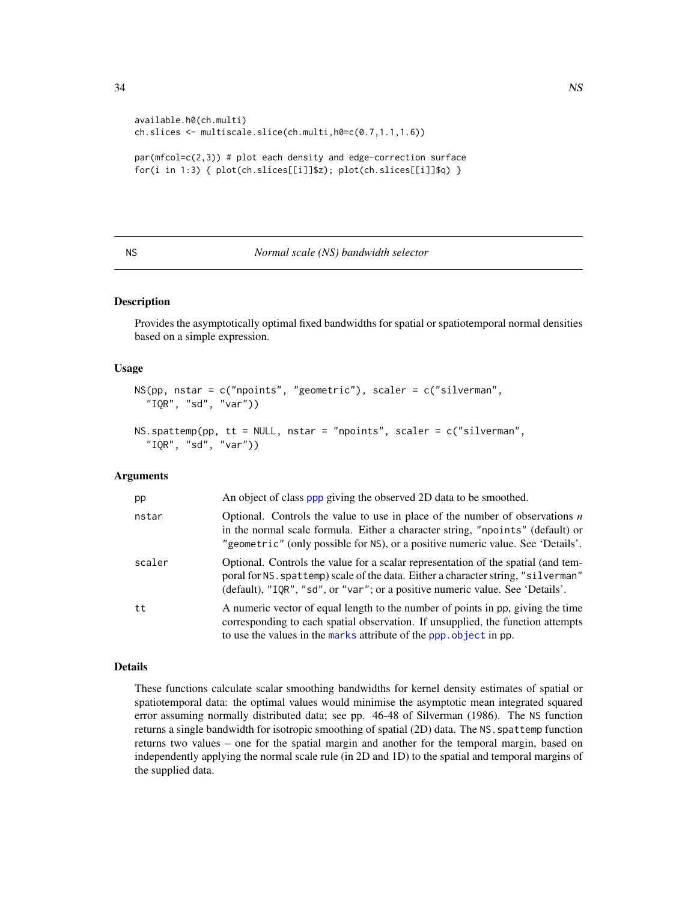```
available.h0(ch.multi)
ch.slices <- multiscale.slice(ch.multi,h0=c(0.7,1.1,1.6))

par(mfcol=c(2,3)) # plot each density and edge-correction surface
for(i in 1:3) { plot(ch.slices[[i]]$z); plot(ch.slices[[i]]$q) }
```

## NS — *Normal scale (NS) bandwidth selector*

### Description

Provides the asymptotically optimal fixed bandwidths for spatial or spatiotemporal normal densities based on a simple expression.

### Usage

```
NS(pp, nstar = c("npoints", "geometric"), scaler = c("silverman",
  "IQR", "sd", "var"))

NS.spattemp(pp, tt = NULL, nstar = "npoints", scaler = c("silverman",
  "IQR", "sd", "var"))
```

### Arguments

| | |
|---|---|
| pp | An object of class ppp giving the observed 2D data to be smoothed. |
| nstar | Optional. Controls the value to use in place of the number of observations $n$ in the normal scale formula. Either a character string, "npoints" (default) or "geometric" (only possible for NS), or a positive numeric value. See 'Details'. |
| scaler | Optional. Controls the value for a scalar representation of the spatial (and temporal for NS.spattemp) scale of the data. Either a character string, "silverman" (default), "IQR", "sd", or "var"; or a positive numeric value. See 'Details'. |
| tt | A numeric vector of equal length to the number of points in pp, giving the time corresponding to each spatial observation. If unsupplied, the function attempts to use the values in the marks attribute of the ppp.object in pp. |

### Details

These functions calculate scalar smoothing bandwidths for kernel density estimates of spatial or spatiotemporal data: the optimal values would minimise the asymptotic mean integrated squared error assuming normally distributed data; see pp. 46-48 of Silverman (1986). The NS function returns a single bandwidth for isotropic smoothing of spatial (2D) data. The NS.spattemp function returns two values – one for the spatial margin and another for the temporal margin, based on independently applying the normal scale rule (in 2D and 1D) to the spatial and temporal margins of the supplied data.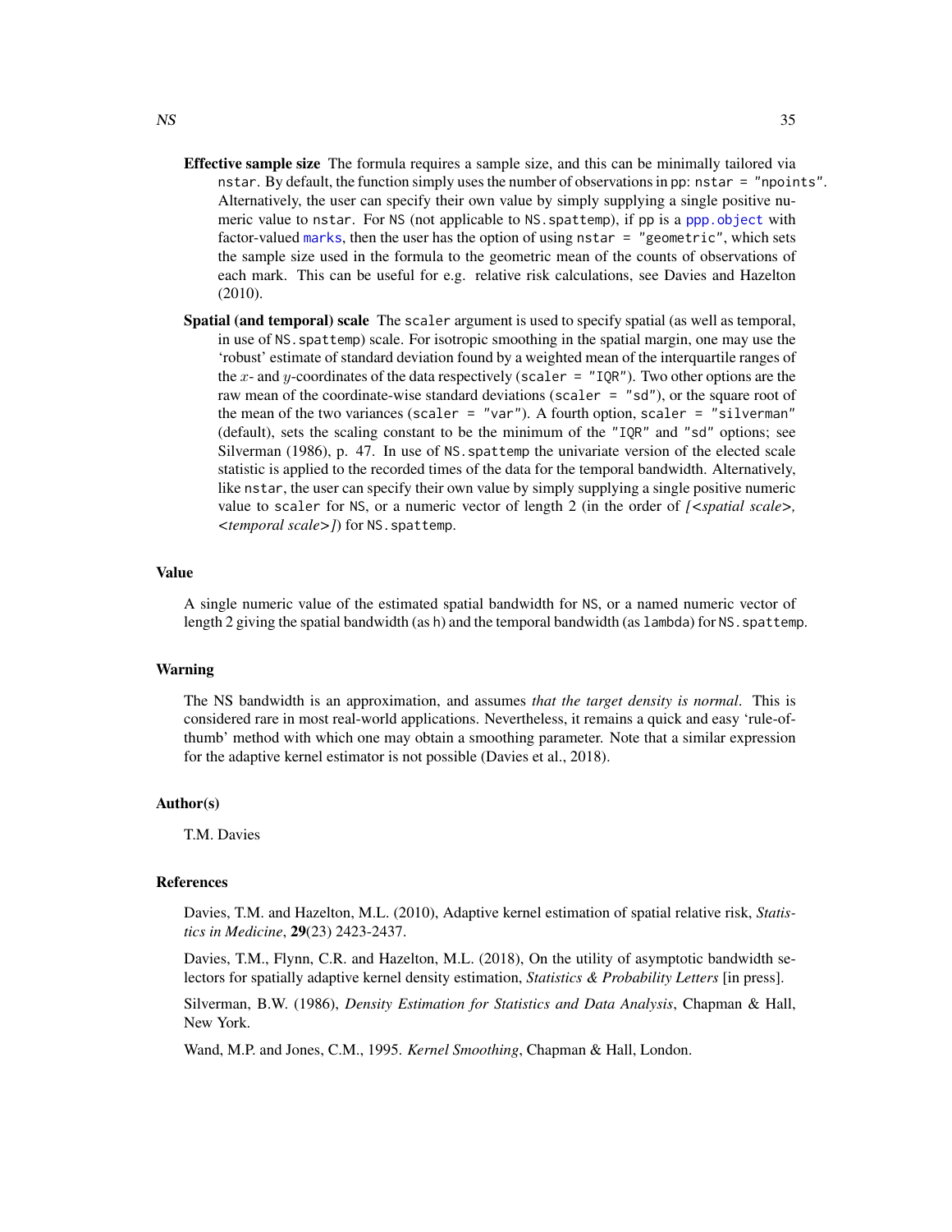**Effective sample size** The formula requires a sample size, and this can be minimally tailored via `nstar`. By default, the function simply uses the number of observations in `pp`: `nstar = "npoints"`. Alternatively, the user can specify their own value by simply supplying a single positive numeric value to `nstar`. For `NS` (not applicable to `NS.spattemp`), if `pp` is a `ppp.object` with factor-valued `marks`, then the user has the option of using `nstar = "geometric"`, which sets the sample size used in the formula to the geometric mean of the counts of observations of each mark. This can be useful for e.g. relative risk calculations, see Davies and Hazelton (2010).

**Spatial (and temporal) scale** The `scaler` argument is used to specify spatial (as well as temporal, in use of `NS.spattemp`) scale. For isotropic smoothing in the spatial margin, one may use the 'robust' estimate of standard deviation found by a weighted mean of the interquartile ranges of the $x$- and $y$-coordinates of the data respectively (`scaler = "IQR"`). Two other options are the raw mean of the coordinate-wise standard deviations (`scaler = "sd"`), or the square root of the mean of the two variances (`scaler = "var"`). A fourth option, `scaler = "silverman"` (default), sets the scaling constant to be the minimum of the `"IQR"` and `"sd"` options; see Silverman (1986), p. 47. In use of `NS.spattemp` the univariate version of the elected scale statistic is applied to the recorded times of the data for the temporal bandwidth. Alternatively, like `nstar`, the user can specify their own value by simply supplying a single positive numeric value to `scaler` for `NS`, or a numeric vector of length 2 (in the order of *[<spatial scale>, <temporal scale>]*) for `NS.spattemp`.

## Value

A single numeric value of the estimated spatial bandwidth for `NS`, or a named numeric vector of length 2 giving the spatial bandwidth (as `h`) and the temporal bandwidth (as `lambda`) for `NS.spattemp`.

## Warning

The NS bandwidth is an approximation, and assumes *that the target density is normal*. This is considered rare in most real-world applications. Nevertheless, it remains a quick and easy 'rule-of-thumb' method with which one may obtain a smoothing parameter. Note that a similar expression for the adaptive kernel estimator is not possible (Davies et al., 2018).

## Author(s)

T.M. Davies

## References

Davies, T.M. and Hazelton, M.L. (2010), Adaptive kernel estimation of spatial relative risk, *Statistics in Medicine*, **29**(23) 2423-2437.

Davies, T.M., Flynn, C.R. and Hazelton, M.L. (2018), On the utility of asymptotic bandwidth selectors for spatially adaptive kernel density estimation, *Statistics & Probability Letters* [in press].

Silverman, B.W. (1986), *Density Estimation for Statistics and Data Analysis*, Chapman & Hall, New York.

Wand, M.P. and Jones, C.M., 1995. *Kernel Smoothing*, Chapman & Hall, London.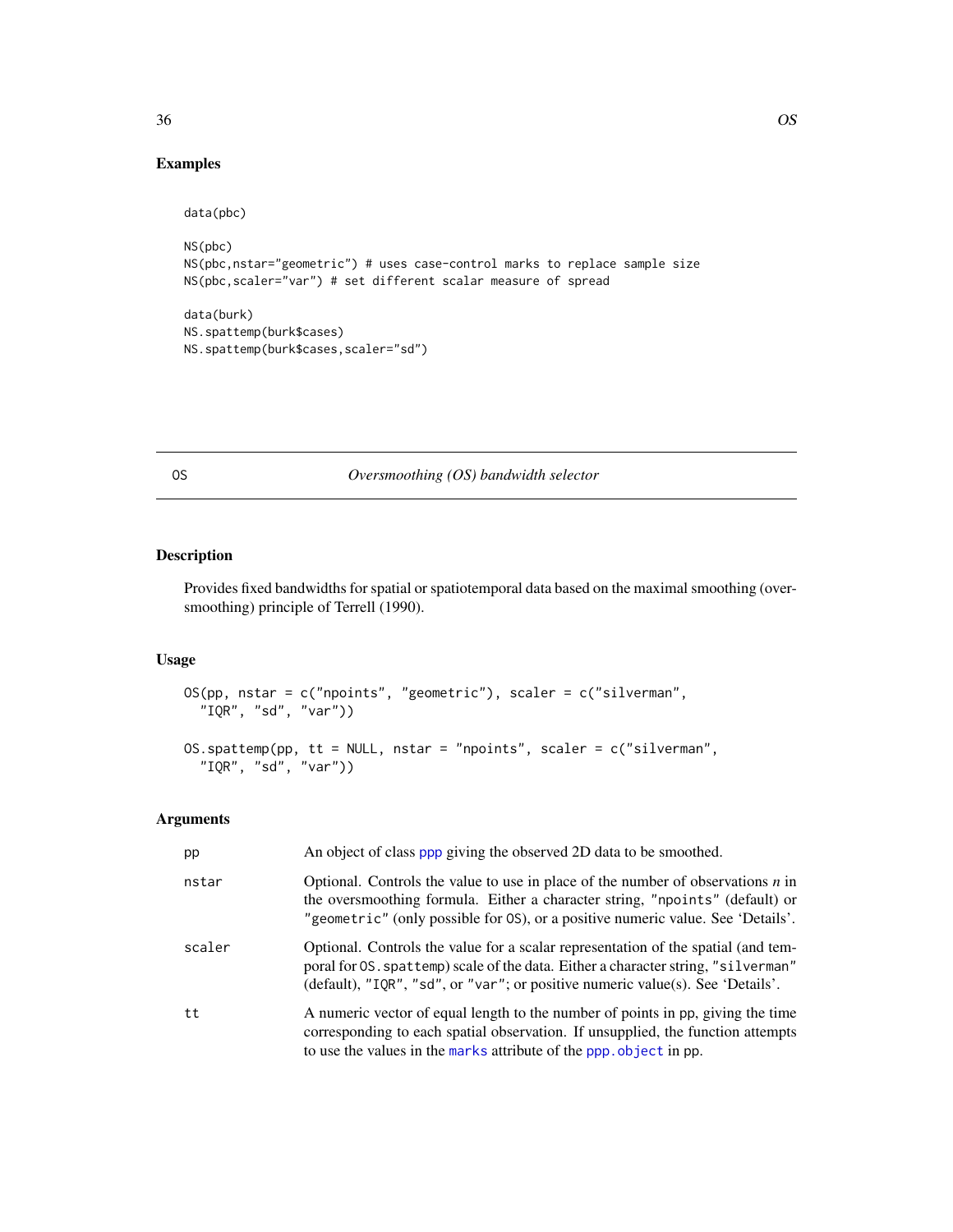## Examples

```
data(pbc)

NS(pbc)
NS(pbc,nstar="geometric") # uses case-control marks to replace sample size
NS(pbc,scaler="var") # set different scalar measure of spread

data(burk)
NS.spattemp(burk$cases)
NS.spattemp(burk$cases,scaler="sd")
```

---

# OS — *Oversmoothing (OS) bandwidth selector*

## Description

Provides fixed bandwidths for spatial or spatiotemporal data based on the maximal smoothing (oversmoothing) principle of Terrell (1990).

## Usage

```
OS(pp, nstar = c("npoints", "geometric"), scaler = c("silverman",
  "IQR", "sd", "var"))

OS.spattemp(pp, tt = NULL, nstar = "npoints", scaler = c("silverman",
  "IQR", "sd", "var"))
```

## Arguments

| | |
|---|---|
| `pp` | An object of class `ppp` giving the observed 2D data to be smoothed. |
| `nstar` | Optional. Controls the value to use in place of the number of observations $n$ in the oversmoothing formula. Either a character string, `"npoints"` (default) or `"geometric"` (only possible for `OS`), or a positive numeric value. See 'Details'. |
| `scaler` | Optional. Controls the value for a scalar representation of the spatial (and temporal for `OS.spattemp`) scale of the data. Either a character string, `"silverman"` (default), `"IQR"`, `"sd"`, or `"var"`; or positive numeric value(s). See 'Details'. |
| `tt` | A numeric vector of equal length to the number of points in `pp`, giving the time corresponding to each spatial observation. If unsupplied, the function attempts to use the values in the `marks` attribute of the `ppp.object` in `pp`. |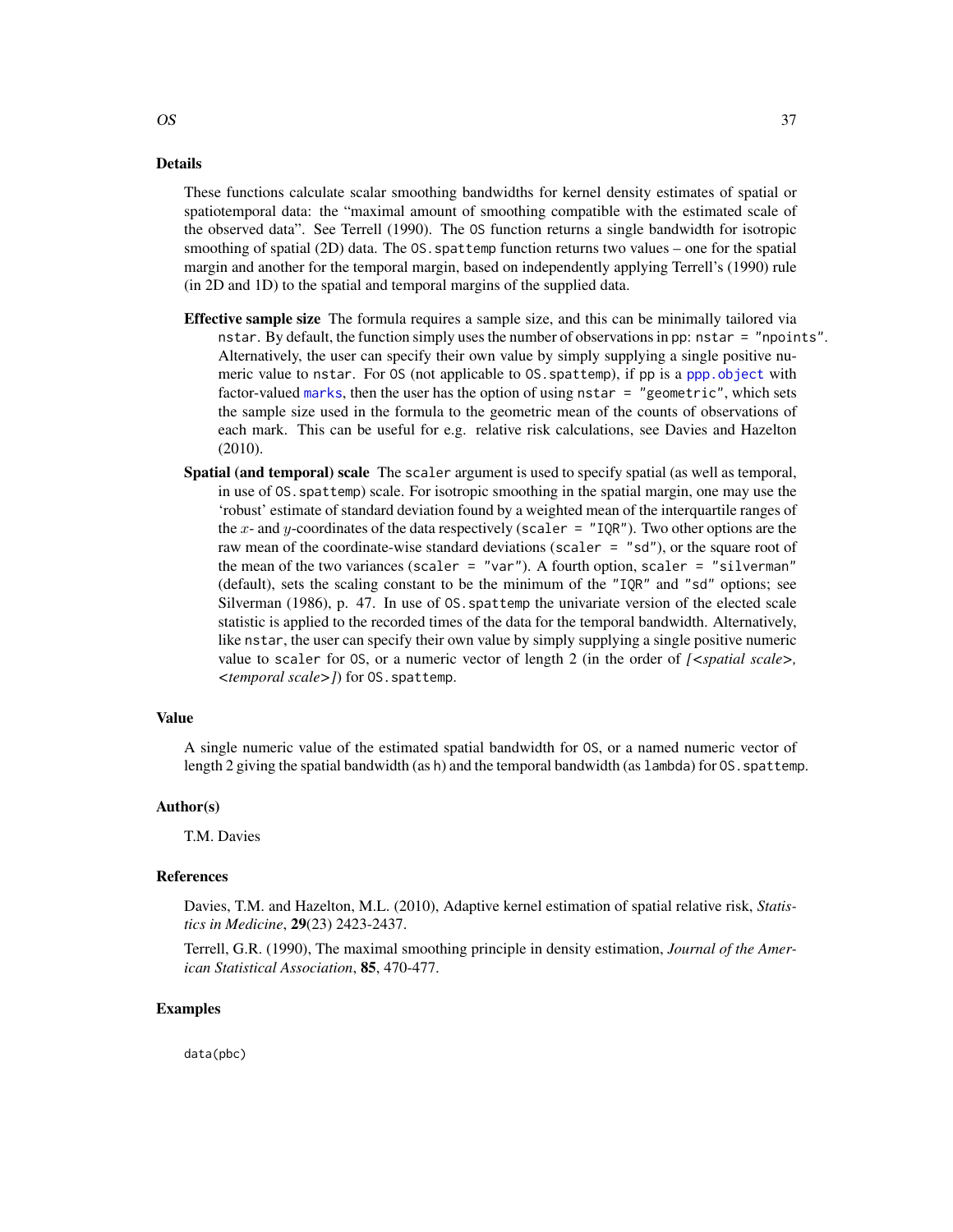## Details

These functions calculate scalar smoothing bandwidths for kernel density estimates of spatial or spatiotemporal data: the "maximal amount of smoothing compatible with the estimated scale of the observed data". See Terrell (1990). The `OS` function returns a single bandwidth for isotropic smoothing of spatial (2D) data. The `OS.spattemp` function returns two values – one for the spatial margin and another for the temporal margin, based on independently applying Terrell's (1990) rule (in 2D and 1D) to the spatial and temporal margins of the supplied data.

**Effective sample size** The formula requires a sample size, and this can be minimally tailored via `nstar`. By default, the function simply uses the number of observations in `pp`: `nstar = "npoints"`. Alternatively, the user can specify their own value by simply supplying a single positive numeric value to `nstar`. For `OS` (not applicable to `OS.spattemp`), if `pp` is a `ppp.object` with factor-valued `marks`, then the user has the option of using `nstar = "geometric"`, which sets the sample size used in the formula to the geometric mean of the counts of observations of each mark. This can be useful for e.g. relative risk calculations, see Davies and Hazelton (2010).

**Spatial (and temporal) scale** The `scaler` argument is used to specify spatial (as well as temporal, in use of `OS.spattemp`) scale. For isotropic smoothing in the spatial margin, one may use the 'robust' estimate of standard deviation found by a weighted mean of the interquartile ranges of the $x$- and $y$-coordinates of the data respectively (`scaler = "IQR"`). Two other options are the raw mean of the coordinate-wise standard deviations (`scaler = "sd"`), or the square root of the mean of the two variances (`scaler = "var"`). A fourth option, `scaler = "silverman"` (default), sets the scaling constant to be the minimum of the `"IQR"` and `"sd"` options; see Silverman (1986), p. 47. In use of `OS.spattemp` the univariate version of the elected scale statistic is applied to the recorded times of the data for the temporal bandwidth. Alternatively, like `nstar`, the user can specify their own value by simply supplying a single positive numeric value to `scaler` for `OS`, or a numeric vector of length 2 (in the order of *[<spatial scale>, <temporal scale>]*) for `OS.spattemp`.

## Value

A single numeric value of the estimated spatial bandwidth for `OS`, or a named numeric vector of length 2 giving the spatial bandwidth (as `h`) and the temporal bandwidth (as `lambda`) for `OS.spattemp`.

## Author(s)

T.M. Davies

## References

Davies, T.M. and Hazelton, M.L. (2010), Adaptive kernel estimation of spatial relative risk, *Statistics in Medicine*, **29**(23) 2423-2437.

Terrell, G.R. (1990), The maximal smoothing principle in density estimation, *Journal of the American Statistical Association*, **85**, 470-477.

## Examples

```
data(pbc)
```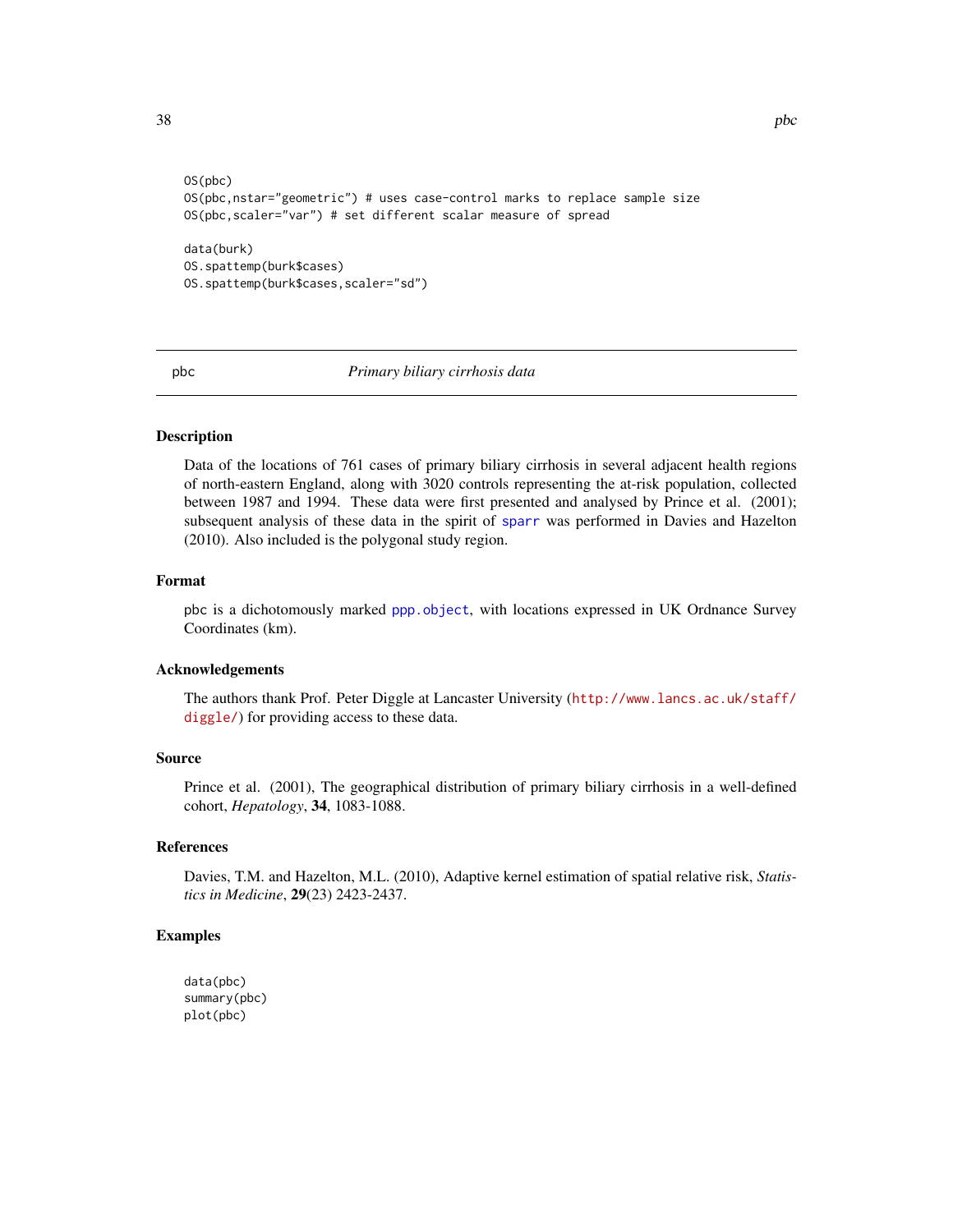```
OS(pbc)
OS(pbc,nstar="geometric") # uses case-control marks to replace sample size
OS(pbc,scaler="var") # set different scalar measure of spread

data(burk)
OS.spattemp(burk$cases)
OS.spattemp(burk$cases,scaler="sd")
```

## pbc *Primary biliary cirrhosis data*

### Description

Data of the locations of 761 cases of primary biliary cirrhosis in several adjacent health regions of north-eastern England, along with 3020 controls representing the at-risk population, collected between 1987 and 1994. These data were first presented and analysed by Prince et al. (2001); subsequent analysis of these data in the spirit of sparr was performed in Davies and Hazelton (2010). Also included is the polygonal study region.

### Format

pbc is a dichotomously marked ppp.object, with locations expressed in UK Ordnance Survey Coordinates (km).

### Acknowledgements

The authors thank Prof. Peter Diggle at Lancaster University (http://www.lancs.ac.uk/staff/diggle/) for providing access to these data.

### Source

Prince et al. (2001), The geographical distribution of primary biliary cirrhosis in a well-defined cohort, *Hepatology*, **34**, 1083-1088.

### References

Davies, T.M. and Hazelton, M.L. (2010), Adaptive kernel estimation of spatial relative risk, *Statistics in Medicine*, **29**(23) 2423-2437.

### Examples

```
data(pbc)
summary(pbc)
plot(pbc)
```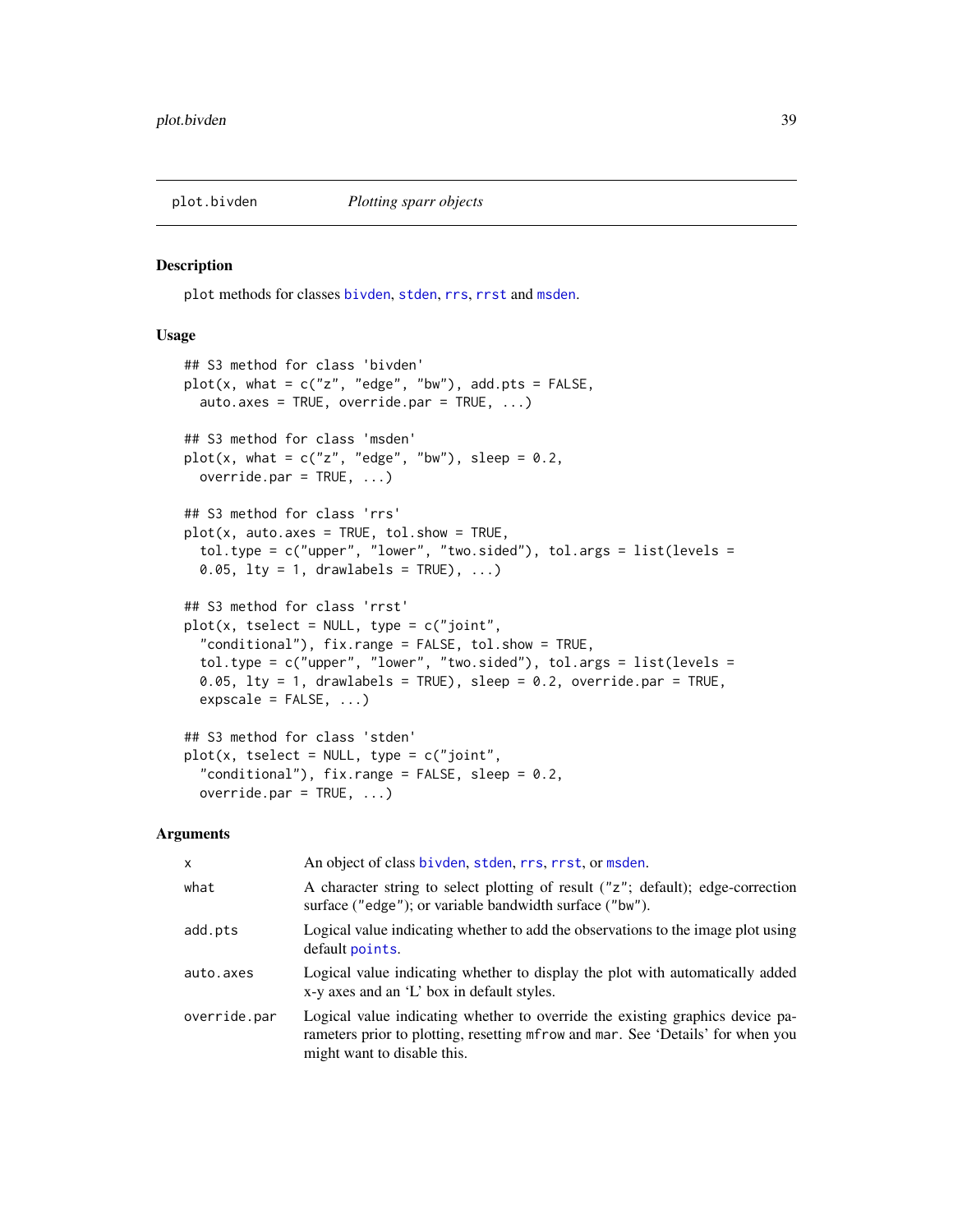## plot.bivden    *Plotting sparr objects*

### Description

`plot` methods for classes `bivden`, `stden`, `rrs`, `rrst` and `msden`.

### Usage

```
## S3 method for class 'bivden'
plot(x, what = c("z", "edge", "bw"), add.pts = FALSE,
  auto.axes = TRUE, override.par = TRUE, ...)

## S3 method for class 'msden'
plot(x, what = c("z", "edge", "bw"), sleep = 0.2,
  override.par = TRUE, ...)

## S3 method for class 'rrs'
plot(x, auto.axes = TRUE, tol.show = TRUE,
  tol.type = c("upper", "lower", "two.sided"), tol.args = list(levels =
  0.05, lty = 1, drawlabels = TRUE), ...)

## S3 method for class 'rrst'
plot(x, tselect = NULL, type = c("joint",
  "conditional"), fix.range = FALSE, tol.show = TRUE,
  tol.type = c("upper", "lower", "two.sided"), tol.args = list(levels =
  0.05, lty = 1, drawlabels = TRUE), sleep = 0.2, override.par = TRUE,
  expscale = FALSE, ...)

## S3 method for class 'stden'
plot(x, tselect = NULL, type = c("joint",
  "conditional"), fix.range = FALSE, sleep = 0.2,
  override.par = TRUE, ...)
```

### Arguments

| | |
|---|---|
| `x` | An object of class `bivden`, `stden`, `rrs`, `rrst`, or `msden`. |
| `what` | A character string to select plotting of result (`"z"`; default); edge-correction surface (`"edge"`); or variable bandwidth surface (`"bw"`). |
| `add.pts` | Logical value indicating whether to add the observations to the image plot using default `points`. |
| `auto.axes` | Logical value indicating whether to display the plot with automatically added x-y axes and an 'L' box in default styles. |
| `override.par` | Logical value indicating whether to override the existing graphics device parameters prior to plotting, resetting `mfrow` and `mar`. See 'Details' for when you might want to disable this. |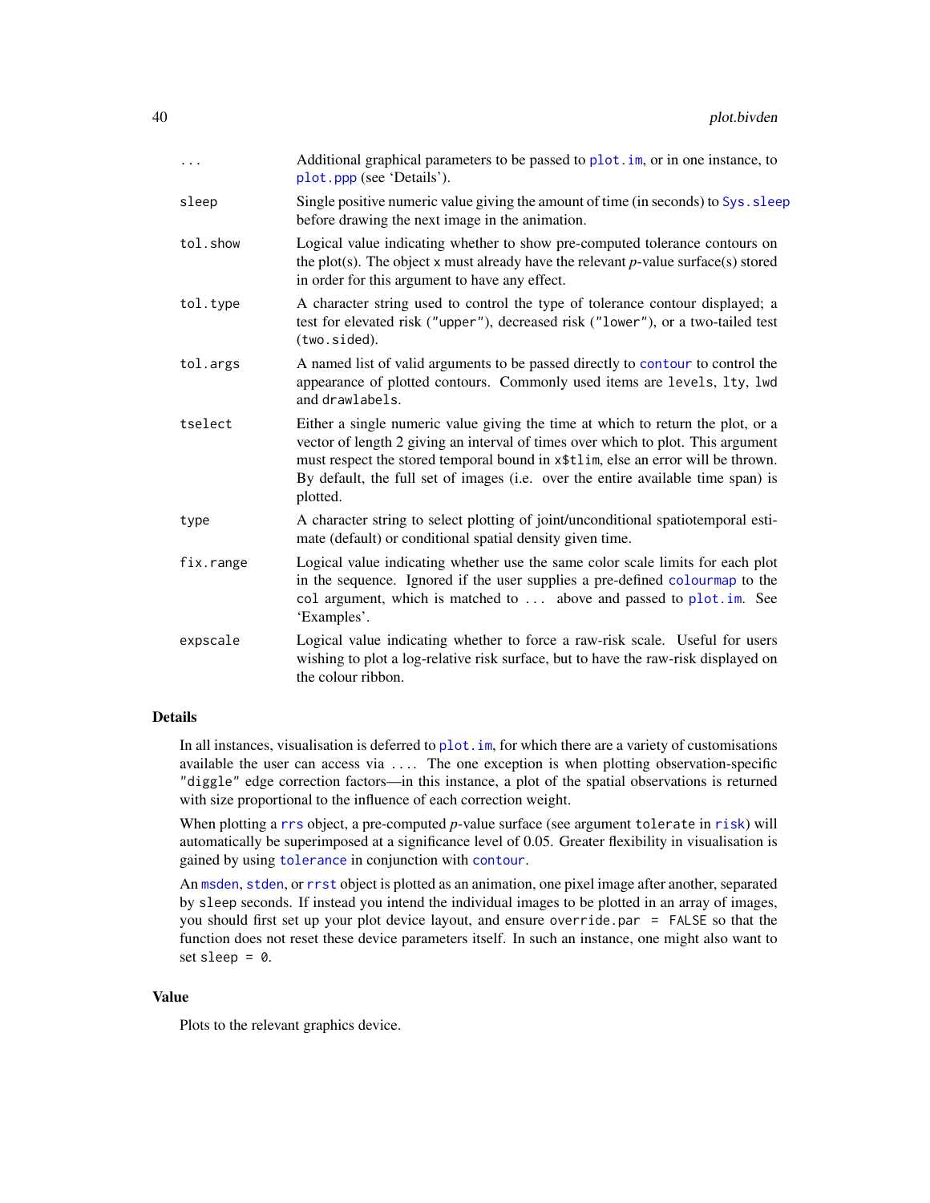| | |
|---|---|
| `...` | Additional graphical parameters to be passed to `plot.im`, or in one instance, to `plot.ppp` (see 'Details'). |
| `sleep` | Single positive numeric value giving the amount of time (in seconds) to `Sys.sleep` before drawing the next image in the animation. |
| `tol.show` | Logical value indicating whether to show pre-computed tolerance contours on the plot(s). The object `x` must already have the relevant *p*-value surface(s) stored in order for this argument to have any effect. |
| `tol.type` | A character string used to control the type of tolerance contour displayed; a test for elevated risk (`"upper"`), decreased risk (`"lower"`), or a two-tailed test (`two.sided`). |
| `tol.args` | A named list of valid arguments to be passed directly to `contour` to control the appearance of plotted contours. Commonly used items are `levels`, `lty`, `lwd` and `drawlabels`. |
| `tselect` | Either a single numeric value giving the time at which to return the plot, or a vector of length 2 giving an interval of times over which to plot. This argument must respect the stored temporal bound in `x$tlim`, else an error will be thrown. By default, the full set of images (i.e. over the entire available time span) is plotted. |
| `type` | A character string to select plotting of joint/unconditional spatiotemporal estimate (default) or conditional spatial density given time. |
| `fix.range` | Logical value indicating whether use the same color scale limits for each plot in the sequence. Ignored if the user supplies a pre-defined `colourmap` to the `col` argument, which is matched to `...` above and passed to `plot.im`. See 'Examples'. |
| `expscale` | Logical value indicating whether to force a raw-risk scale. Useful for users wishing to plot a log-relative risk surface, but to have the raw-risk displayed on the colour ribbon. |

## Details

In all instances, visualisation is deferred to `plot.im`, for which there are a variety of customisations available the user can access via `...`. The one exception is when plotting observation-specific `"diggle"` edge correction factors—in this instance, a plot of the spatial observations is returned with size proportional to the influence of each correction weight.

When plotting a `rrs` object, a pre-computed *p*-value surface (see argument `tolerate` in `risk`) will automatically be superimposed at a significance level of 0.05. Greater flexibility in visualisation is gained by using `tolerance` in conjunction with `contour`.

An `msden`, `stden`, or `rrst` object is plotted as an animation, one pixel image after another, separated by `sleep` seconds. If instead you intend the individual images to be plotted in an array of images, you should first set up your plot device layout, and ensure `override.par = FALSE` so that the function does not reset these device parameters itself. In such an instance, one might also want to set `sleep = 0`.

## Value

Plots to the relevant graphics device.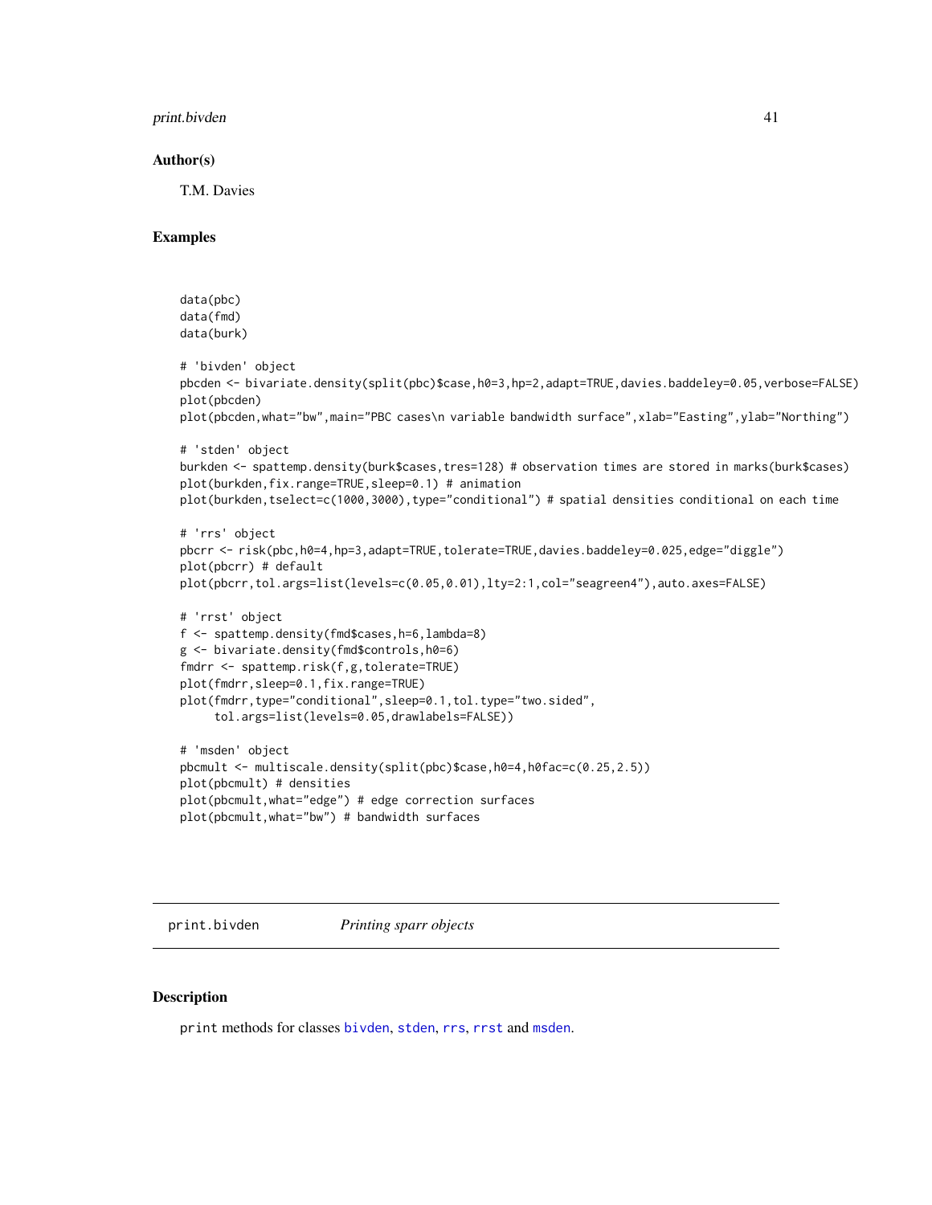## Author(s)

T.M. Davies

## Examples

```
data(pbc)
data(fmd)
data(burk)

# 'bivden' object
pbcden <- bivariate.density(split(pbc)$case,h0=3,hp=2,adapt=TRUE,davies.baddeley=0.05,verbose=FALSE)
plot(pbcden)
plot(pbcden,what="bw",main="PBC cases\n variable bandwidth surface",xlab="Easting",ylab="Northing")

# 'stden' object
burkden <- spattemp.density(burk$cases,tres=128) # observation times are stored in marks(burk$cases)
plot(burkden,fix.range=TRUE,sleep=0.1) # animation
plot(burkden,tselect=c(1000,3000),type="conditional") # spatial densities conditional on each time

# 'rrs' object
pbcrr <- risk(pbc,h0=4,hp=3,adapt=TRUE,tolerate=TRUE,davies.baddeley=0.025,edge="diggle")
plot(pbcrr) # default
plot(pbcrr,tol.args=list(levels=c(0.05,0.01),lty=2:1,col="seagreen4"),auto.axes=FALSE)

# 'rrst' object
f <- spattemp.density(fmd$cases,h=6,lambda=8)
g <- bivariate.density(fmd$controls,h0=6)
fmdrr <- spattemp.risk(f,g,tolerate=TRUE)
plot(fmdrr,sleep=0.1,fix.range=TRUE)
plot(fmdrr,type="conditional",sleep=0.1,tol.type="two.sided",
     tol.args=list(levels=0.05,drawlabels=FALSE))

# 'msden' object
pbcmult <- multiscale.density(split(pbc)$case,h0=4,h0fac=c(0.25,2.5))
plot(pbcmult) # densities
plot(pbcmult,what="edge") # edge correction surfaces
plot(pbcmult,what="bw") # bandwidth surfaces
```

---

# print.bivden    *Printing sparr objects*

## Description

print methods for classes bivden, stden, rrs, rrst and msden.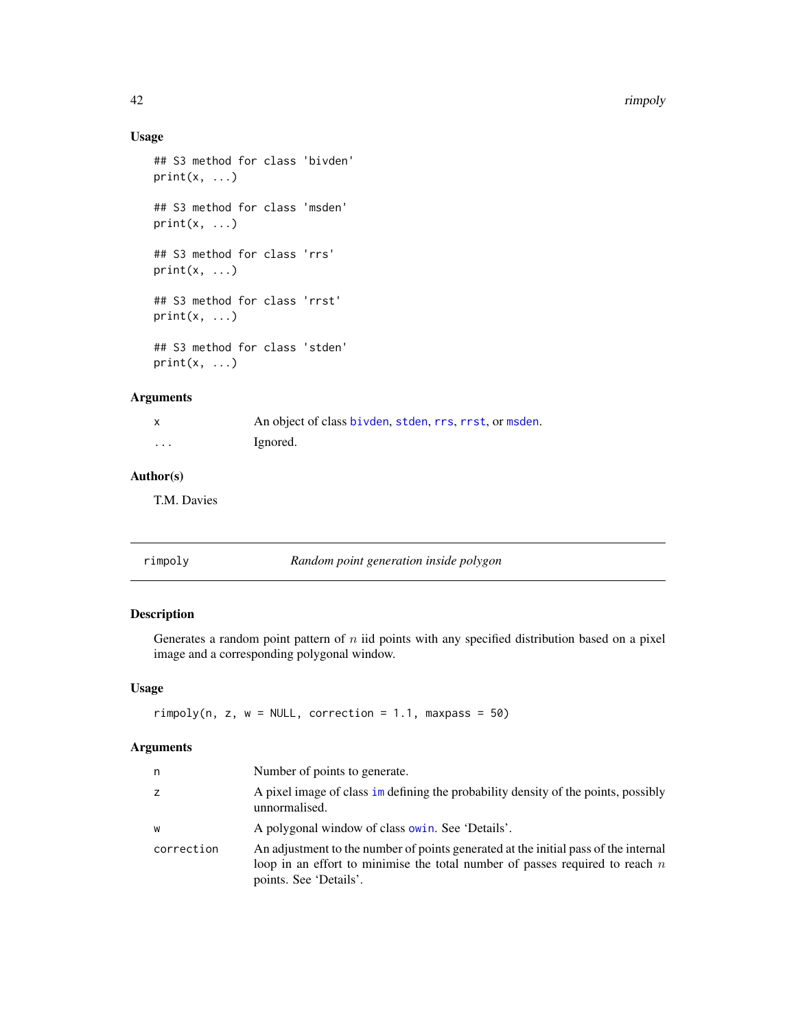### Usage

```
## S3 method for class 'bivden'
print(x, ...)

## S3 method for class 'msden'
print(x, ...)

## S3 method for class 'rrs'
print(x, ...)

## S3 method for class 'rrst'
print(x, ...)

## S3 method for class 'stden'
print(x, ...)
```

### Arguments

| | |
|---|---|
| x | An object of class bivden, stden, rrs, rrst, or msden. |
| ... | Ignored. |

### Author(s)

T.M. Davies

---

## rimpoly — *Random point generation inside polygon*

### Description

Generates a random point pattern of $n$ iid points with any specified distribution based on a pixel image and a corresponding polygonal window.

### Usage

```
rimpoly(n, z, w = NULL, correction = 1.1, maxpass = 50)
```

### Arguments

| | |
|---|---|
| n | Number of points to generate. |
| z | A pixel image of class im defining the probability density of the points, possibly unnormalised. |
| w | A polygonal window of class owin. See 'Details'. |
| correction | An adjustment to the number of points generated at the initial pass of the internal loop in an effort to minimise the total number of passes required to reach $n$ points. See 'Details'. |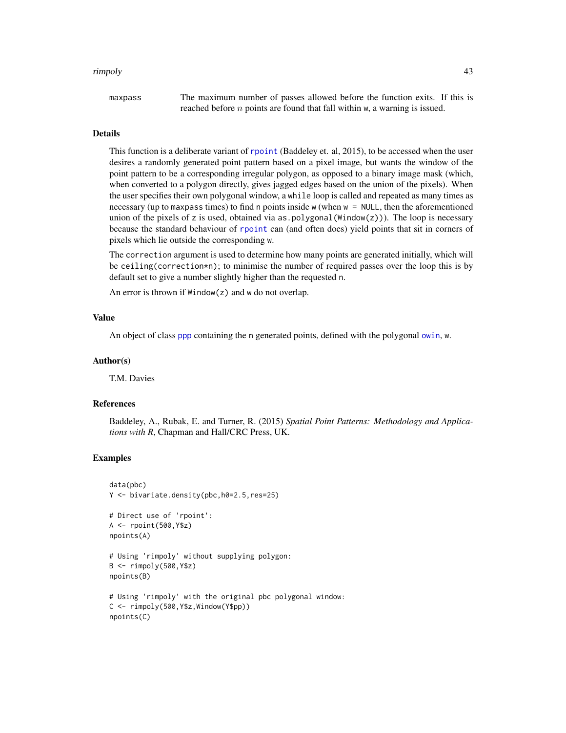| | |
|---|---|
| maxpass | The maximum number of passes allowed before the function exits. If this is reached before $n$ points are found that fall within w, a warning is issued. |

## Details

This function is a deliberate variant of `rpoint` (Baddeley et. al, 2015), to be accessed when the user desires a randomly generated point pattern based on a pixel image, but wants the window of the point pattern to be a corresponding irregular polygon, as opposed to a binary image mask (which, when converted to a polygon directly, gives jagged edges based on the union of the pixels). When the user specifies their own polygonal window, a `while` loop is called and repeated as many times as necessary (up to `maxpass` times) to find `n` points inside `w` (when `w = NULL`, then the aforementioned union of the pixels of `z` is used, obtained via `as.polygonal(Window(z))`). The loop is necessary because the standard behaviour of `rpoint` can (and often does) yield points that sit in corners of pixels which lie outside the corresponding `w`.

The `correction` argument is used to determine how many points are generated initially, which will be `ceiling(correction*n)`; to minimise the number of required passes over the loop this is by default set to give a number slightly higher than the requested `n`.

An error is thrown if `Window(z)` and `w` do not overlap.

## Value

An object of class `ppp` containing the `n` generated points, defined with the polygonal `owin`, `w`.

## Author(s)

T.M. Davies

## References

Baddeley, A., Rubak, E. and Turner, R. (2015) *Spatial Point Patterns: Methodology and Applications with R*, Chapman and Hall/CRC Press, UK.

## Examples

```
data(pbc)
Y <- bivariate.density(pbc,h0=2.5,res=25)

# Direct use of 'rpoint':
A <- rpoint(500,Y$z)
npoints(A)

# Using 'rimpoly' without supplying polygon:
B <- rimpoly(500,Y$z)
npoints(B)

# Using 'rimpoly' with the original pbc polygonal window:
C <- rimpoly(500,Y$z,Window(Y$pp))
npoints(C)
```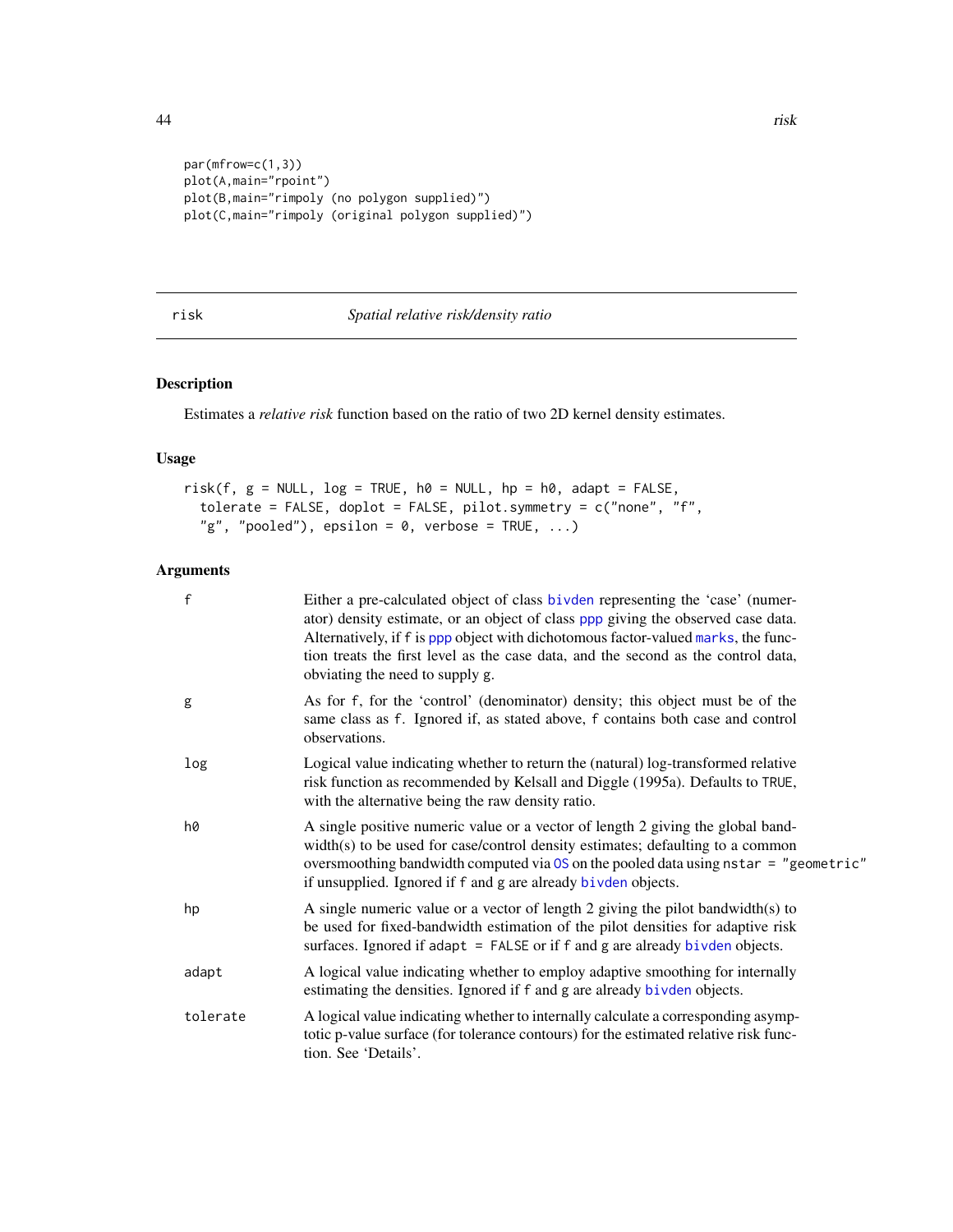```
par(mfrow=c(1,3))
plot(A,main="rpoint")
plot(B,main="rimpoly (no polygon supplied)")
plot(C,main="rimpoly (original polygon supplied)")
```

## risk — *Spatial relative risk/density ratio*

### Description

Estimates a *relative risk* function based on the ratio of two 2D kernel density estimates.

### Usage

```
risk(f, g = NULL, log = TRUE, h0 = NULL, hp = h0, adapt = FALSE,
  tolerate = FALSE, doplot = FALSE, pilot.symmetry = c("none", "f",
  "g", "pooled"), epsilon = 0, verbose = TRUE, ...)
```

### Arguments

| Argument | Description |
|---|---|
| f | Either a pre-calculated object of class bivden representing the 'case' (numerator) density estimate, or an object of class ppp giving the observed case data. Alternatively, if f is ppp object with dichotomous factor-valued marks, the function treats the first level as the case data, and the second as the control data, obviating the need to supply g. |
| g | As for f, for the 'control' (denominator) density; this object must be of the same class as f. Ignored if, as stated above, f contains both case and control observations. |
| log | Logical value indicating whether to return the (natural) log-transformed relative risk function as recommended by Kelsall and Diggle (1995a). Defaults to TRUE, with the alternative being the raw density ratio. |
| h0 | A single positive numeric value or a vector of length 2 giving the global bandwidth(s) to be used for case/control density estimates; defaulting to a common oversmoothing bandwidth computed via OS on the pooled data using nstar = "geometric" if unsupplied. Ignored if f and g are already bivden objects. |
| hp | A single numeric value or a vector of length 2 giving the pilot bandwidth(s) to be used for fixed-bandwidth estimation of the pilot densities for adaptive risk surfaces. Ignored if adapt = FALSE or if f and g are already bivden objects. |
| adapt | A logical value indicating whether to employ adaptive smoothing for internally estimating the densities. Ignored if f and g are already bivden objects. |
| tolerate | A logical value indicating whether to internally calculate a corresponding asymptotic p-value surface (for tolerance contours) for the estimated relative risk function. See 'Details'. |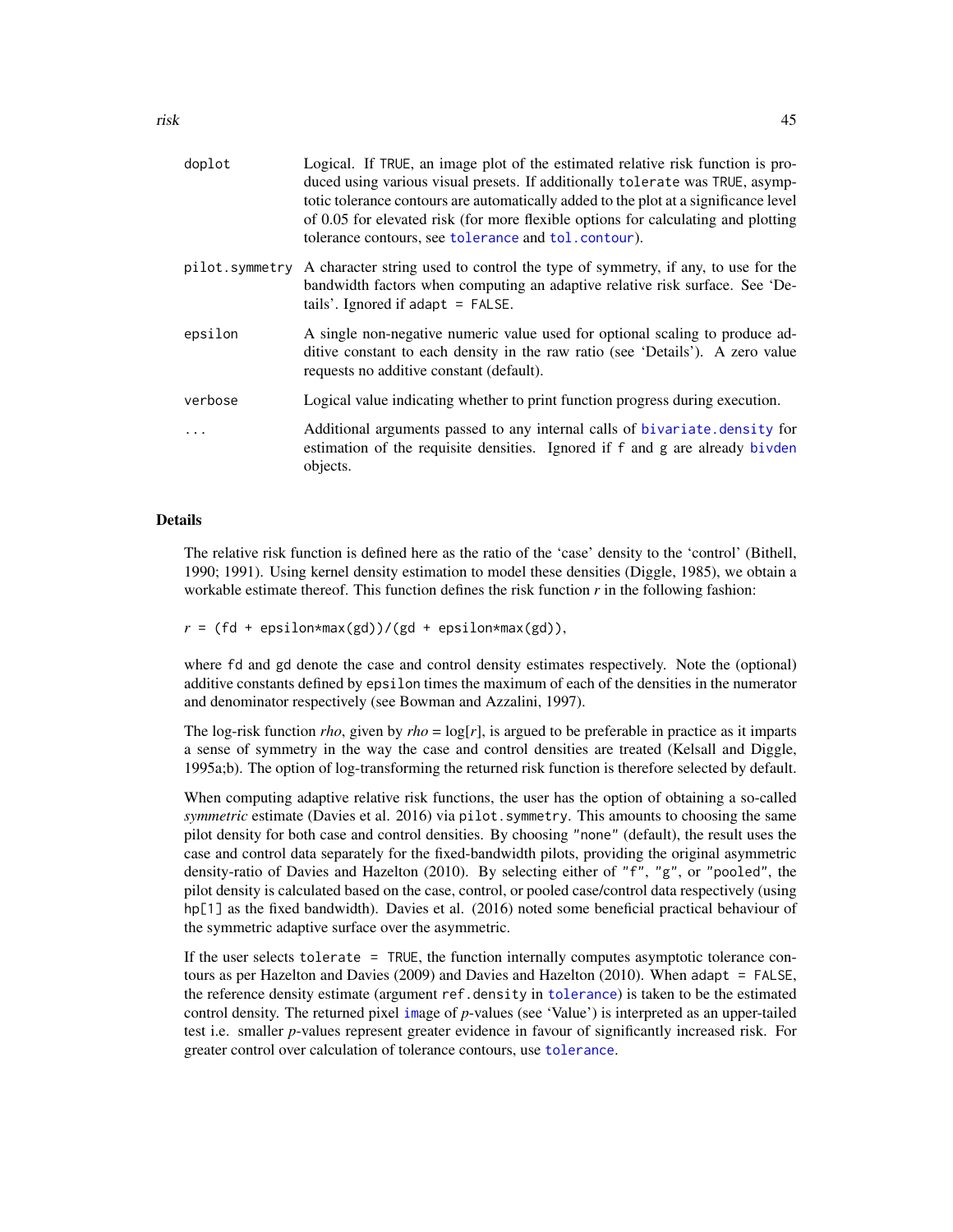| | |
|---|---|
| doplot | Logical. If TRUE, an image plot of the estimated relative risk function is produced using various visual presets. If additionally tolerate was TRUE, asymptotic tolerance contours are automatically added to the plot at a significance level of 0.05 for elevated risk (for more flexible options for calculating and plotting tolerance contours, see tolerance and tol.contour). |
| pilot.symmetry | A character string used to control the type of symmetry, if any, to use for the bandwidth factors when computing an adaptive relative risk surface. See 'Details'. Ignored if adapt = FALSE. |
| epsilon | A single non-negative numeric value used for optional scaling to produce additive constant to each density in the raw ratio (see 'Details'). A zero value requests no additive constant (default). |
| verbose | Logical value indicating whether to print function progress during execution. |
| ... | Additional arguments passed to any internal calls of bivariate.density for estimation of the requisite densities. Ignored if f and g are already bivden objects. |

## Details

The relative risk function is defined here as the ratio of the 'case' density to the 'control' (Bithell, 1990; 1991). Using kernel density estimation to model these densities (Diggle, 1985), we obtain a workable estimate thereof. This function defines the risk function *r* in the following fashion:

```
r = (fd + epsilon*max(gd))/(gd + epsilon*max(gd)),
```

where fd and gd denote the case and control density estimates respectively. Note the (optional) additive constants defined by epsilon times the maximum of each of the densities in the numerator and denominator respectively (see Bowman and Azzalini, 1997).

The log-risk function *rho*, given by *rho* = log[*r*], is argued to be preferable in practice as it imparts a sense of symmetry in the way the case and control densities are treated (Kelsall and Diggle, 1995a;b). The option of log-transforming the returned risk function is therefore selected by default.

When computing adaptive relative risk functions, the user has the option of obtaining a so-called *symmetric* estimate (Davies et al. 2016) via pilot.symmetry. This amounts to choosing the same pilot density for both case and control densities. By choosing "none" (default), the result uses the case and control data separately for the fixed-bandwidth pilots, providing the original asymmetric density-ratio of Davies and Hazelton (2010). By selecting either of "f", "g", or "pooled", the pilot density is calculated based on the case, control, or pooled case/control data respectively (using hp[1] as the fixed bandwidth). Davies et al. (2016) noted some beneficial practical behaviour of the symmetric adaptive surface over the asymmetric.

If the user selects tolerate = TRUE, the function internally computes asymptotic tolerance contours as per Hazelton and Davies (2009) and Davies and Hazelton (2010). When adapt = FALSE, the reference density estimate (argument ref.density in tolerance) is taken to be the estimated control density. The returned pixel image of *p*-values (see 'Value') is interpreted as an upper-tailed test i.e. smaller *p*-values represent greater evidence in favour of significantly increased risk. For greater control over calculation of tolerance contours, use tolerance.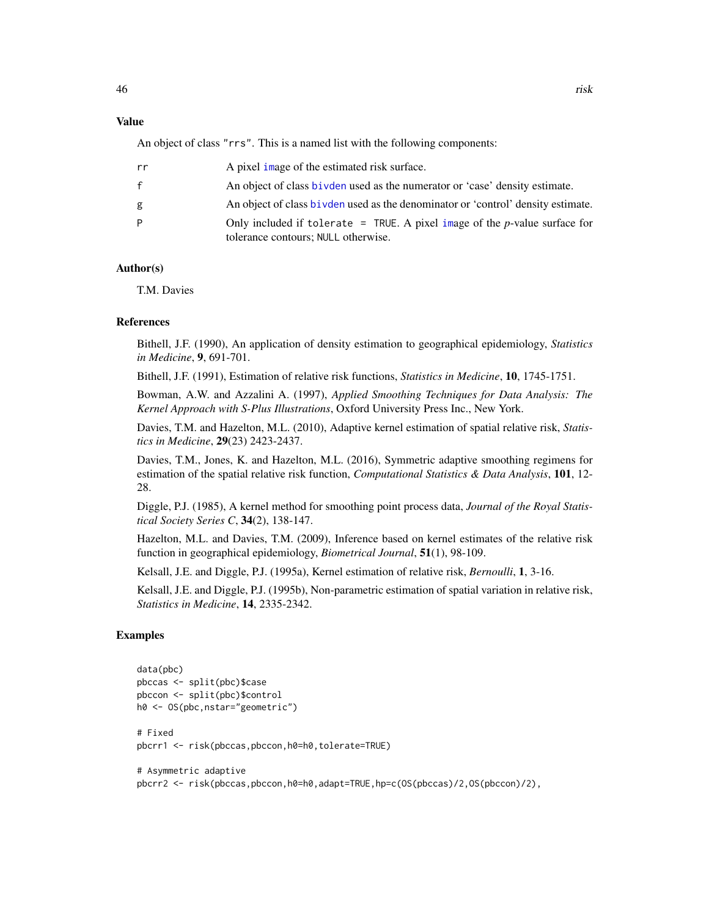### Value

An object of class "rrs". This is a named list with the following components:

| | |
|---|---|
| rr | A pixel image of the estimated risk surface. |
| f | An object of class bivden used as the numerator or 'case' density estimate. |
| g | An object of class bivden used as the denominator or 'control' density estimate. |
| P | Only included if tolerate = TRUE. A pixel image of the *p*-value surface for tolerance contours; NULL otherwise. |

### Author(s)

T.M. Davies

### References

Bithell, J.F. (1990), An application of density estimation to geographical epidemiology, *Statistics in Medicine*, **9**, 691-701.

Bithell, J.F. (1991), Estimation of relative risk functions, *Statistics in Medicine*, **10**, 1745-1751.

Bowman, A.W. and Azzalini A. (1997), *Applied Smoothing Techniques for Data Analysis: The Kernel Approach with S-Plus Illustrations*, Oxford University Press Inc., New York.

Davies, T.M. and Hazelton, M.L. (2010), Adaptive kernel estimation of spatial relative risk, *Statistics in Medicine*, **29**(23) 2423-2437.

Davies, T.M., Jones, K. and Hazelton, M.L. (2016), Symmetric adaptive smoothing regimens for estimation of the spatial relative risk function, *Computational Statistics & Data Analysis*, **101**, 12-28.

Diggle, P.J. (1985), A kernel method for smoothing point process data, *Journal of the Royal Statistical Society Series C*, **34**(2), 138-147.

Hazelton, M.L. and Davies, T.M. (2009), Inference based on kernel estimates of the relative risk function in geographical epidemiology, *Biometrical Journal*, **51**(1), 98-109.

Kelsall, J.E. and Diggle, P.J. (1995a), Kernel estimation of relative risk, *Bernoulli*, **1**, 3-16.

Kelsall, J.E. and Diggle, P.J. (1995b), Non-parametric estimation of spatial variation in relative risk, *Statistics in Medicine*, **14**, 2335-2342.

### Examples

```
data(pbc)
pbccas <- split(pbc)$case
pbccon <- split(pbc)$control
h0 <- OS(pbc,nstar="geometric")

# Fixed
pbcrr1 <- risk(pbccas,pbccon,h0=h0,tolerate=TRUE)

# Asymmetric adaptive
pbcrr2 <- risk(pbccas,pbccon,h0=h0,adapt=TRUE,hp=c(OS(pbccas)/2,OS(pbccon)/2),
```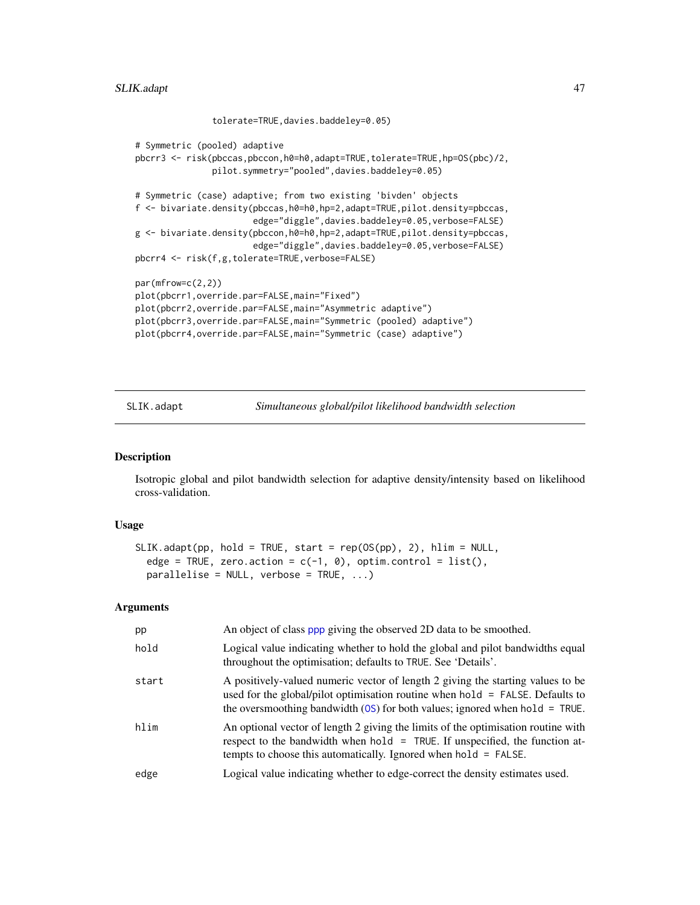```
               tolerate=TRUE,davies.baddeley=0.05)

# Symmetric (pooled) adaptive
pbcrr3 <- risk(pbccas,pbccon,h0=h0,adapt=TRUE,tolerate=TRUE,hp=OS(pbc)/2,
               pilot.symmetry="pooled",davies.baddeley=0.05)

# Symmetric (case) adaptive; from two existing 'bivden' objects
f <- bivariate.density(pbccas,h0=h0,hp=2,adapt=TRUE,pilot.density=pbccas,
                       edge="diggle",davies.baddeley=0.05,verbose=FALSE)
g <- bivariate.density(pbccon,h0=h0,hp=2,adapt=TRUE,pilot.density=pbccas,
                       edge="diggle",davies.baddeley=0.05,verbose=FALSE)
pbcrr4 <- risk(f,g,tolerate=TRUE,verbose=FALSE)

par(mfrow=c(2,2))
plot(pbcrr1,override.par=FALSE,main="Fixed")
plot(pbcrr2,override.par=FALSE,main="Asymmetric adaptive")
plot(pbcrr3,override.par=FALSE,main="Symmetric (pooled) adaptive")
plot(pbcrr4,override.par=FALSE,main="Symmetric (case) adaptive")
```

---

SLIK.adapt — *Simultaneous global/pilot likelihood bandwidth selection*

---

## Description

Isotropic global and pilot bandwidth selection for adaptive density/intensity based on likelihood cross-validation.

## Usage

```
SLIK.adapt(pp, hold = TRUE, start = rep(OS(pp), 2), hlim = NULL,
  edge = TRUE, zero.action = c(-1, 0), optim.control = list(),
  parallelise = NULL, verbose = TRUE, ...)
```

## Arguments

| | |
|---|---|
| `pp` | An object of class ppp giving the observed 2D data to be smoothed. |
| `hold` | Logical value indicating whether to hold the global and pilot bandwidths equal throughout the optimisation; defaults to `TRUE`. See 'Details'. |
| `start` | A positively-valued numeric vector of length 2 giving the starting values to be used for the global/pilot optimisation routine when `hold = FALSE`. Defaults to the oversmoothing bandwidth (OS) for both values; ignored when `hold = TRUE`. |
| `hlim` | An optional vector of length 2 giving the limits of the optimisation routine with respect to the bandwidth when `hold = TRUE`. If unspecified, the function attempts to choose this automatically. Ignored when `hold = FALSE`. |
| `edge` | Logical value indicating whether to edge-correct the density estimates used. |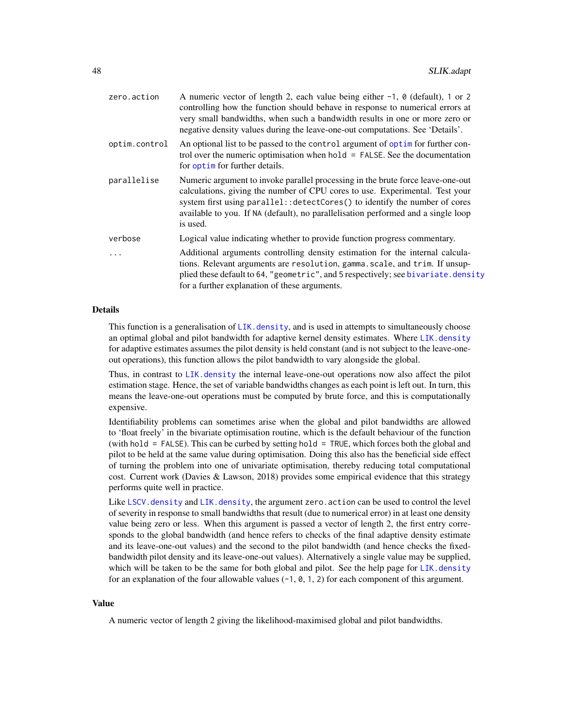| | |
|---|---|
| `zero.action` | A numeric vector of length 2, each value being either `-1`, `0` (default), `1` or `2` controlling how the function should behave in response to numerical errors at very small bandwidths, when such a bandwidth results in one or more zero or negative density values during the leave-one-out computations. See 'Details'. |
| `optim.control` | An optional list to be passed to the `control` argument of `optim` for further control over the numeric optimisation when `hold = FALSE`. See the documentation for `optim` for further details. |
| `parallelise` | Numeric argument to invoke parallel processing in the brute force leave-one-out calculations, giving the number of CPU cores to use. Experimental. Test your system first using `parallel::detectCores()` to identify the number of cores available to you. If `NA` (default), no parallelisation performed and a single loop is used. |
| `verbose` | Logical value indicating whether to provide function progress commentary. |
| `...` | Additional arguments controlling density estimation for the internal calculations. Relevant arguments are `resolution`, `gamma.scale`, and `trim`. If unsupplied these default to `64`, `"geometric"`, and `5` respectively; see `bivariate.density` for a further explanation of these arguments. |

## Details

This function is a generalisation of `LIK.density`, and is used in attempts to simultaneously choose an optimal global and pilot bandwidth for adaptive kernel density estimates. Where `LIK.density` for adaptive estimates assumes the pilot density is held constant (and is not subject to the leave-one-out operations), this function allows the pilot bandwidth to vary alongside the global.

Thus, in contrast to `LIK.density` the internal leave-one-out operations now also affect the pilot estimation stage. Hence, the set of variable bandwidths changes as each point is left out. In turn, this means the leave-one-out operations must be computed by brute force, and this is computationally expensive.

Identifiability problems can sometimes arise when the global and pilot bandwidths are allowed to 'float freely' in the bivariate optimisation routine, which is the default behaviour of the function (with `hold = FALSE`). This can be curbed by setting `hold = TRUE`, which forces both the global and pilot to be held at the same value during optimisation. Doing this also has the beneficial side effect of turning the problem into one of univariate optimisation, thereby reducing total computational cost. Current work (Davies & Lawson, 2018) provides some empirical evidence that this strategy performs quite well in practice.

Like `LSCV.density` and `LIK.density`, the argument `zero.action` can be used to control the level of severity in response to small bandwidths that result (due to numerical error) in at least one density value being zero or less. When this argument is passed a vector of length 2, the first entry corresponds to the global bandwidth (and hence refers to checks of the final adaptive density estimate and its leave-one-out values) and the second to the pilot bandwidth (and hence checks the fixed-bandwidth pilot density and its leave-one-out values). Alternatively a single value may be supplied, which will be taken to be the same for both global and pilot. See the help page for `LIK.density` for an explanation of the four allowable values (`-1`, `0`, `1`, `2`) for each component of this argument.

## Value

A numeric vector of length 2 giving the likelihood-maximised global and pilot bandwidths.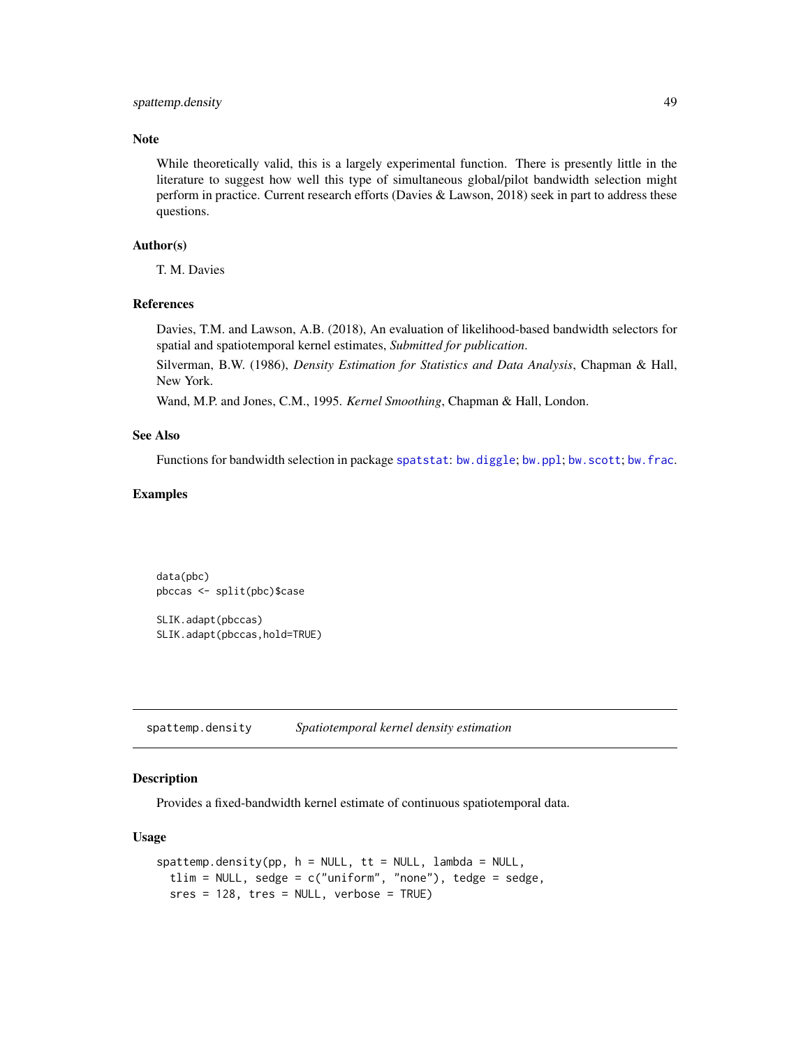### Note

While theoretically valid, this is a largely experimental function. There is presently little in the literature to suggest how well this type of simultaneous global/pilot bandwidth selection might perform in practice. Current research efforts (Davies & Lawson, 2018) seek in part to address these questions.

### Author(s)

T. M. Davies

### References

Davies, T.M. and Lawson, A.B. (2018), An evaluation of likelihood-based bandwidth selectors for spatial and spatiotemporal kernel estimates, *Submitted for publication*.

Silverman, B.W. (1986), *Density Estimation for Statistics and Data Analysis*, Chapman & Hall, New York.

Wand, M.P. and Jones, C.M., 1995. *Kernel Smoothing*, Chapman & Hall, London.

### See Also

Functions for bandwidth selection in package `spatstat`: `bw.diggle`; `bw.ppl`; `bw.scott`; `bw.frac`.

### Examples

```
data(pbc)
pbccas <- split(pbc)$case

SLIK.adapt(pbccas)
SLIK.adapt(pbccas,hold=TRUE)
```

---

## spattemp.density — *Spatiotemporal kernel density estimation*

### Description

Provides a fixed-bandwidth kernel estimate of continuous spatiotemporal data.

### Usage

```
spattemp.density(pp, h = NULL, tt = NULL, lambda = NULL,
  tlim = NULL, sedge = c("uniform", "none"), tedge = sedge,
  sres = 128, tres = NULL, verbose = TRUE)
```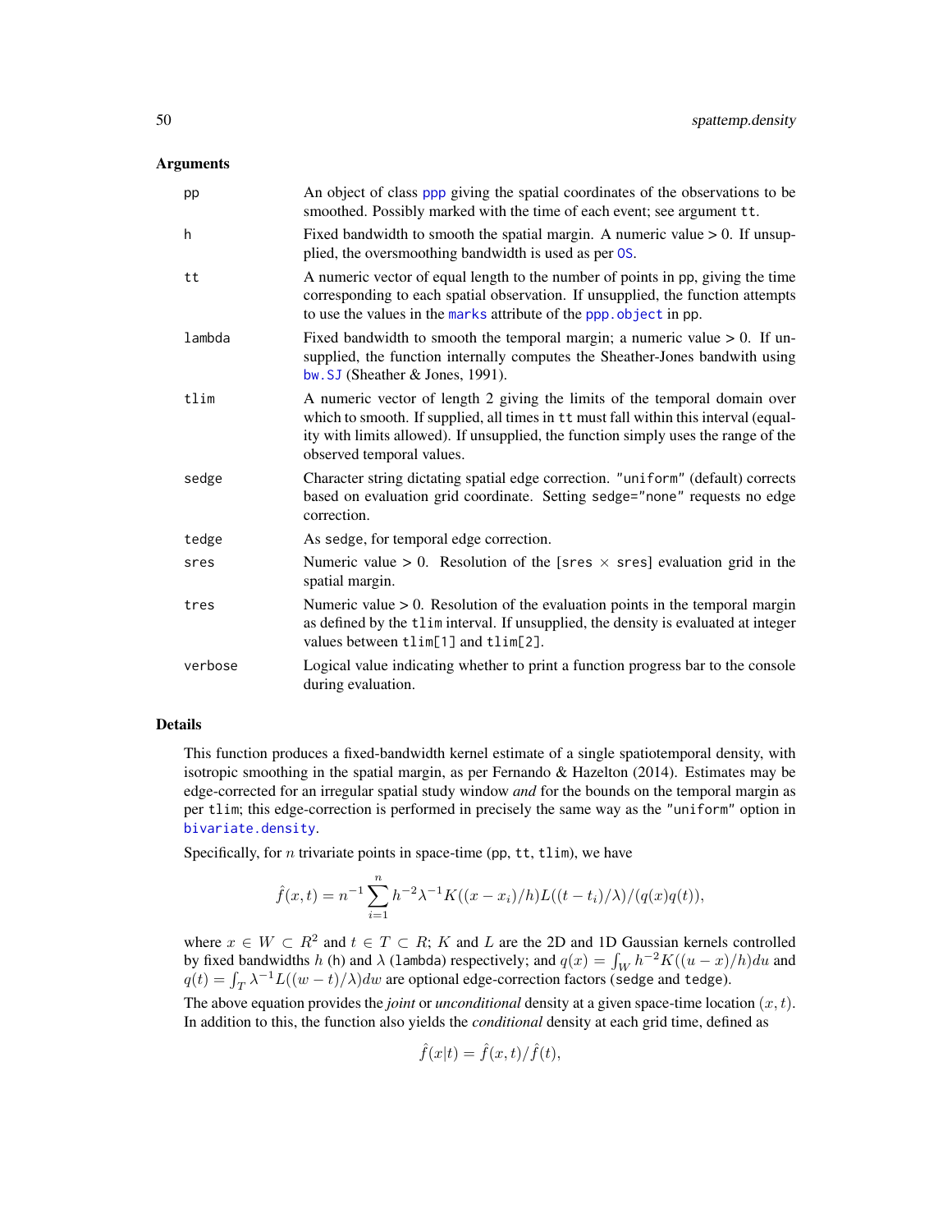## Arguments

| | |
|---|---|
| pp | An object of class ppp giving the spatial coordinates of the observations to be smoothed. Possibly marked with the time of each event; see argument tt. |
| h | Fixed bandwidth to smooth the spatial margin. A numeric value > 0. If unsupplied, the oversmoothing bandwidth is used as per OS. |
| tt | A numeric vector of equal length to the number of points in pp, giving the time corresponding to each spatial observation. If unsupplied, the function attempts to use the values in the marks attribute of the ppp.object in pp. |
| lambda | Fixed bandwidth to smooth the temporal margin; a numeric value > 0. If unsupplied, the function internally computes the Sheather-Jones bandwith using bw.SJ (Sheather & Jones, 1991). |
| tlim | A numeric vector of length 2 giving the limits of the temporal domain over which to smooth. If supplied, all times in tt must fall within this interval (equality with limits allowed). If unsupplied, the function simply uses the range of the observed temporal values. |
| sedge | Character string dictating spatial edge correction. "uniform" (default) corrects based on evaluation grid coordinate. Setting sedge="none" requests no edge correction. |
| tedge | As sedge, for temporal edge correction. |
| sres | Numeric value > 0. Resolution of the [sres $\times$ sres] evaluation grid in the spatial margin. |
| tres | Numeric value > 0. Resolution of the evaluation points in the temporal margin as defined by the tlim interval. If unsupplied, the density is evaluated at integer values between tlim[1] and tlim[2]. |
| verbose | Logical value indicating whether to print a function progress bar to the console during evaluation. |

## Details

This function produces a fixed-bandwidth kernel estimate of a single spatiotemporal density, with isotropic smoothing in the spatial margin, as per Fernando & Hazelton (2014). Estimates may be edge-corrected for an irregular spatial study window *and* for the bounds on the temporal margin as per tlim; this edge-correction is performed in precisely the same way as the "uniform" option in bivariate.density.

Specifically, for $n$ trivariate points in space-time (pp, tt, tlim), we have

$$\hat{f}(x,t) = n^{-1}\sum_{i=1}^{n} h^{-2}\lambda^{-1}K((x-x_i)/h)L((t-t_i)/\lambda)/(q(x)q(t)),$$

where $x \in W \subset R^2$ and $t \in T \subset R$; $K$ and $L$ are the 2D and 1D Gaussian kernels controlled by fixed bandwidths $h$ (h) and $\lambda$ (lambda) respectively; and $q(x) = \int_W h^{-2}K((u-x)/h)du$ and $q(t) = \int_T \lambda^{-1}L((w-t)/\lambda)dw$ are optional edge-correction factors (sedge and tedge).

The above equation provides the *joint* or *unconditional* density at a given space-time location $(x,t)$. In addition to this, the function also yields the *conditional* density at each grid time, defined as

$$\hat{f}(x|t) = \hat{f}(x,t)/\hat{f}(t),$$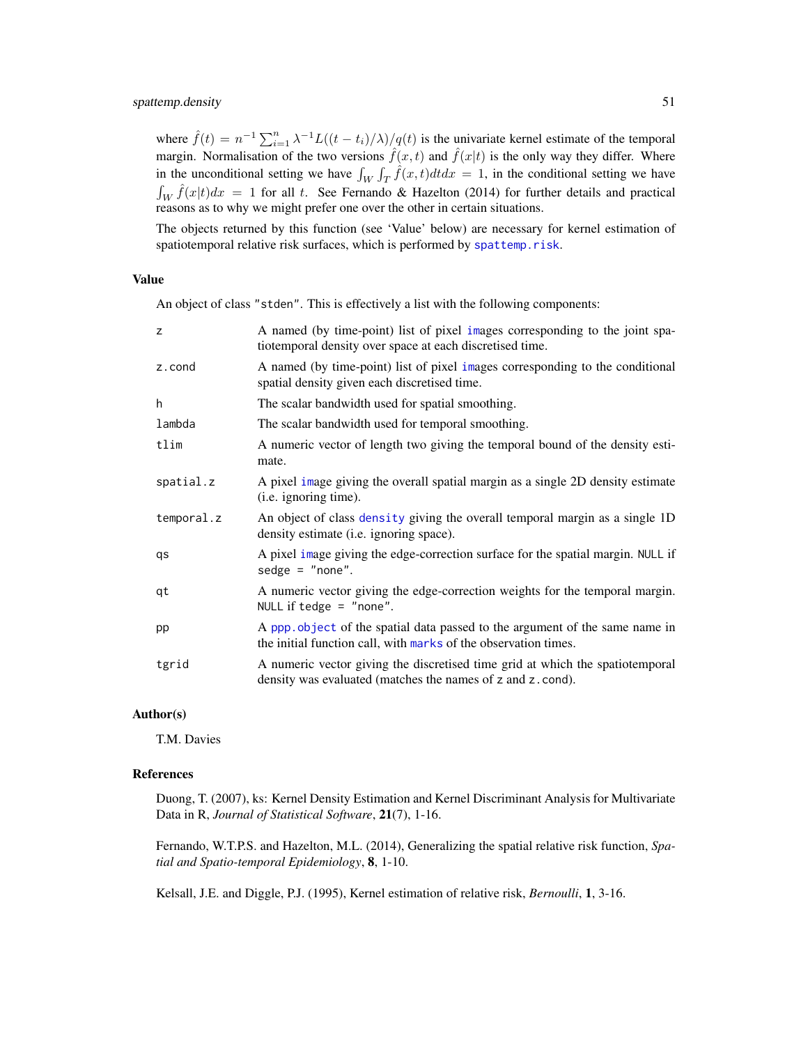where $\hat{f}(t) = n^{-1} \sum_{i=1}^{n} \lambda^{-1} L((t - t_i)/\lambda)/q(t)$ is the univariate kernel estimate of the temporal margin. Normalisation of the two versions $\hat{f}(x,t)$ and $\hat{f}(x|t)$ is the only way they differ. Where in the unconditional setting we have $\int_W \int_T \hat{f}(x,t) dt dx = 1$, in the conditional setting we have $\int_W \hat{f}(x|t) dx = 1$ for all $t$. See Fernando & Hazelton (2014) for further details and practical reasons as to why we might prefer one over the other in certain situations.

The objects returned by this function (see 'Value' below) are necessary for kernel estimation of spatiotemporal relative risk surfaces, which is performed by `spattemp.risk`.

## Value

An object of class `"stden"`. This is effectively a list with the following components:

| | |
|---|---|
| `z` | A named (by time-point) list of pixel `im`ages corresponding to the joint spatiotemporal density over space at each discretised time. |
| `z.cond` | A named (by time-point) list of pixel `im`ages corresponding to the conditional spatial density given each discretised time. |
| `h` | The scalar bandwidth used for spatial smoothing. |
| `lambda` | The scalar bandwidth used for temporal smoothing. |
| `tlim` | A numeric vector of length two giving the temporal bound of the density estimate. |
| `spatial.z` | A pixel `im`age giving the overall spatial margin as a single 2D density estimate (i.e. ignoring time). |
| `temporal.z` | An object of class `density` giving the overall temporal margin as a single 1D density estimate (i.e. ignoring space). |
| `qs` | A pixel `im`age giving the edge-correction surface for the spatial margin. `NULL` if `sedge = "none"`. |
| `qt` | A numeric vector giving the edge-correction weights for the temporal margin. `NULL` if `tedge = "none"`. |
| `pp` | A `ppp.object` of the spatial data passed to the argument of the same name in the initial function call, with `marks` of the observation times. |
| `tgrid` | A numeric vector giving the discretised time grid at which the spatiotemporal density was evaluated (matches the names of `z` and `z.cond`). |

## Author(s)

T.M. Davies

## References

Duong, T. (2007), ks: Kernel Density Estimation and Kernel Discriminant Analysis for Multivariate Data in R, *Journal of Statistical Software*, **21**(7), 1-16.

Fernando, W.T.P.S. and Hazelton, M.L. (2014), Generalizing the spatial relative risk function, *Spatial and Spatio-temporal Epidemiology*, **8**, 1-10.

Kelsall, J.E. and Diggle, P.J. (1995), Kernel estimation of relative risk, *Bernoulli*, **1**, 3-16.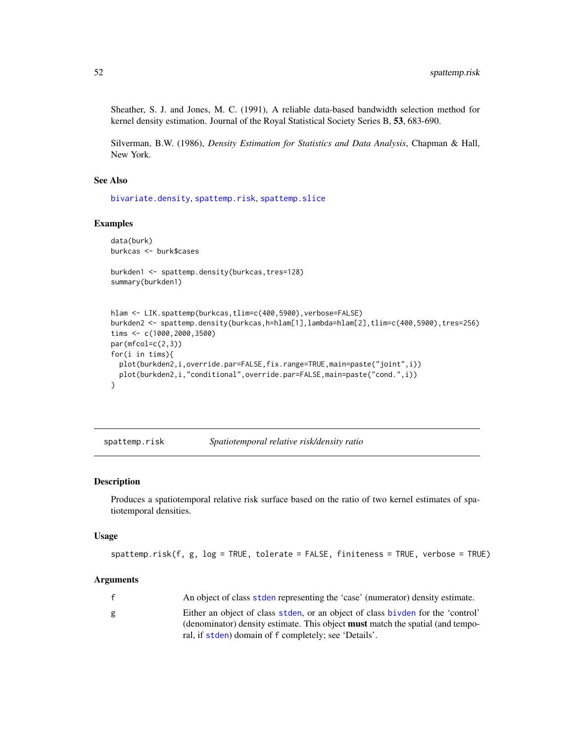Sheather, S. J. and Jones, M. C. (1991), A reliable data-based bandwidth selection method for kernel density estimation. Journal of the Royal Statistical Society Series B, **53**, 683-690.

Silverman, B.W. (1986), *Density Estimation for Statistics and Data Analysis*, Chapman & Hall, New York.

### See Also

bivariate.density, spattemp.risk, spattemp.slice

### Examples

```
data(burk)
burkcas <- burk$cases

burkden1 <- spattemp.density(burkcas,tres=128)
summary(burkden1)


hlam <- LIK.spattemp(burkcas,tlim=c(400,5900),verbose=FALSE)
burkden2 <- spattemp.density(burkcas,h=hlam[1],lambda=hlam[2],tlim=c(400,5900),tres=256)
tims <- c(1000,2000,3500)
par(mfcol=c(2,3))
for(i in tims){
  plot(burkden2,i,override.par=FALSE,fix.range=TRUE,main=paste("joint",i))
  plot(burkden2,i,"conditional",override.par=FALSE,main=paste("cond.",i))
}
```

---

## spattemp.risk — *Spatiotemporal relative risk/density ratio*

### Description

Produces a spatiotemporal relative risk surface based on the ratio of two kernel estimates of spatiotemporal densities.

### Usage

```
spattemp.risk(f, g, log = TRUE, tolerate = FALSE, finiteness = TRUE, verbose = TRUE)
```

### Arguments

| | |
|---|---|
| f | An object of class stden representing the 'case' (numerator) density estimate. |
| g | Either an object of class stden, or an object of class bivden for the 'control' (denominator) density estimate. This object **must** match the spatial (and temporal, if stden) domain of f completely; see 'Details'. |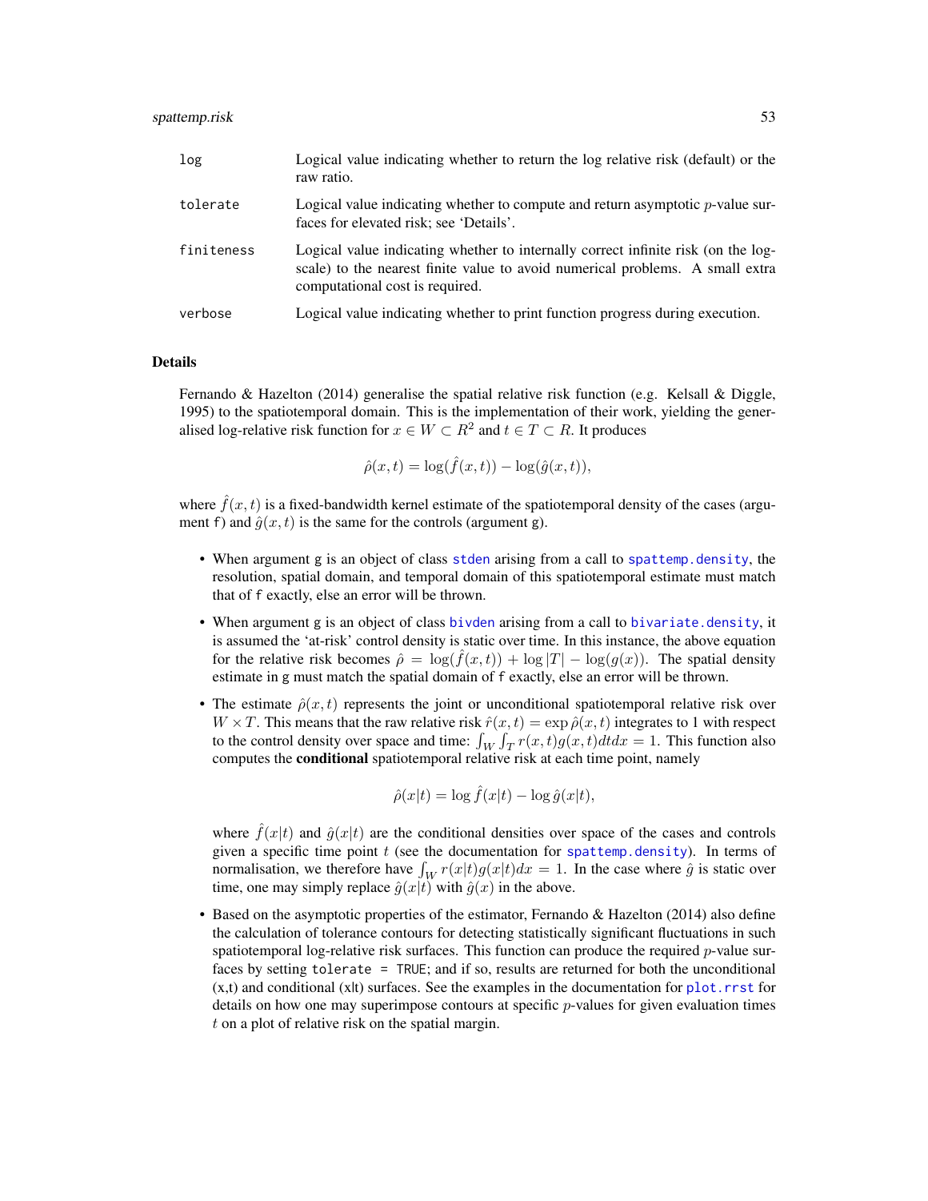| | |
|---|---|
| `log` | Logical value indicating whether to return the log relative risk (default) or the raw ratio. |
| `tolerate` | Logical value indicating whether to compute and return asymptotic $p$-value surfaces for elevated risk; see 'Details'. |
| `finiteness` | Logical value indicating whether to internally correct infinite risk (on the log-scale) to the nearest finite value to avoid numerical problems. A small extra computational cost is required. |
| `verbose` | Logical value indicating whether to print function progress during execution. |

## Details

Fernando & Hazelton (2014) generalise the spatial relative risk function (e.g. Kelsall & Diggle, 1995) to the spatiotemporal domain. This is the implementation of their work, yielding the generalised log-relative risk function for $x \in W \subset R^2$ and $t \in T \subset R$. It produces

$$\hat{\rho}(x,t) = \log(\hat{f}(x,t)) - \log(\hat{g}(x,t)),$$

where $\hat{f}(x,t)$ is a fixed-bandwidth kernel estimate of the spatiotemporal density of the cases (argument `f`) and $\hat{g}(x,t)$ is the same for the controls (argument `g`).

- When argument `g` is an object of class `stden` arising from a call to `spattemp.density`, the resolution, spatial domain, and temporal domain of this spatiotemporal estimate must match that of `f` exactly, else an error will be thrown.
- When argument `g` is an object of class `bivden` arising from a call to `bivariate.density`, it is assumed the 'at-risk' control density is static over time. In this instance, the above equation for the relative risk becomes $\hat{\rho} = \log(\hat{f}(x,t)) + \log|T| - \log(g(x))$. The spatial density estimate in `g` must match the spatial domain of `f` exactly, else an error will be thrown.
- The estimate $\hat{\rho}(x,t)$ represents the joint or unconditional spatiotemporal relative risk over $W \times T$. This means that the raw relative risk $\hat{r}(x,t) = \exp \hat{\rho}(x,t)$ integrates to 1 with respect to the control density over space and time: $\int_W \int_T r(x,t)g(x,t)dtdx = 1$. This function also computes the **conditional** spatiotemporal relative risk at each time point, namely

$$\hat{\rho}(x|t) = \log \hat{f}(x|t) - \log \hat{g}(x|t),$$

  where $\hat{f}(x|t)$ and $\hat{g}(x|t)$ are the conditional densities over space of the cases and controls given a specific time point $t$ (see the documentation for `spattemp.density`). In terms of normalisation, we therefore have $\int_W r(x|t)g(x|t)dx = 1$. In the case where $\hat{g}$ is static over time, one may simply replace $\hat{g}(x|t)$ with $\hat{g}(x)$ in the above.
- Based on the asymptotic properties of the estimator, Fernando & Hazelton (2014) also define the calculation of tolerance contours for detecting statistically significant fluctuations in such spatiotemporal log-relative risk surfaces. This function can produce the required $p$-value surfaces by setting `tolerate = TRUE`; and if so, results are returned for both the unconditional (x,t) and conditional (x|t) surfaces. See the examples in the documentation for `plot.rrst` for details on how one may superimpose contours at specific $p$-values for given evaluation times $t$ on a plot of relative risk on the spatial margin.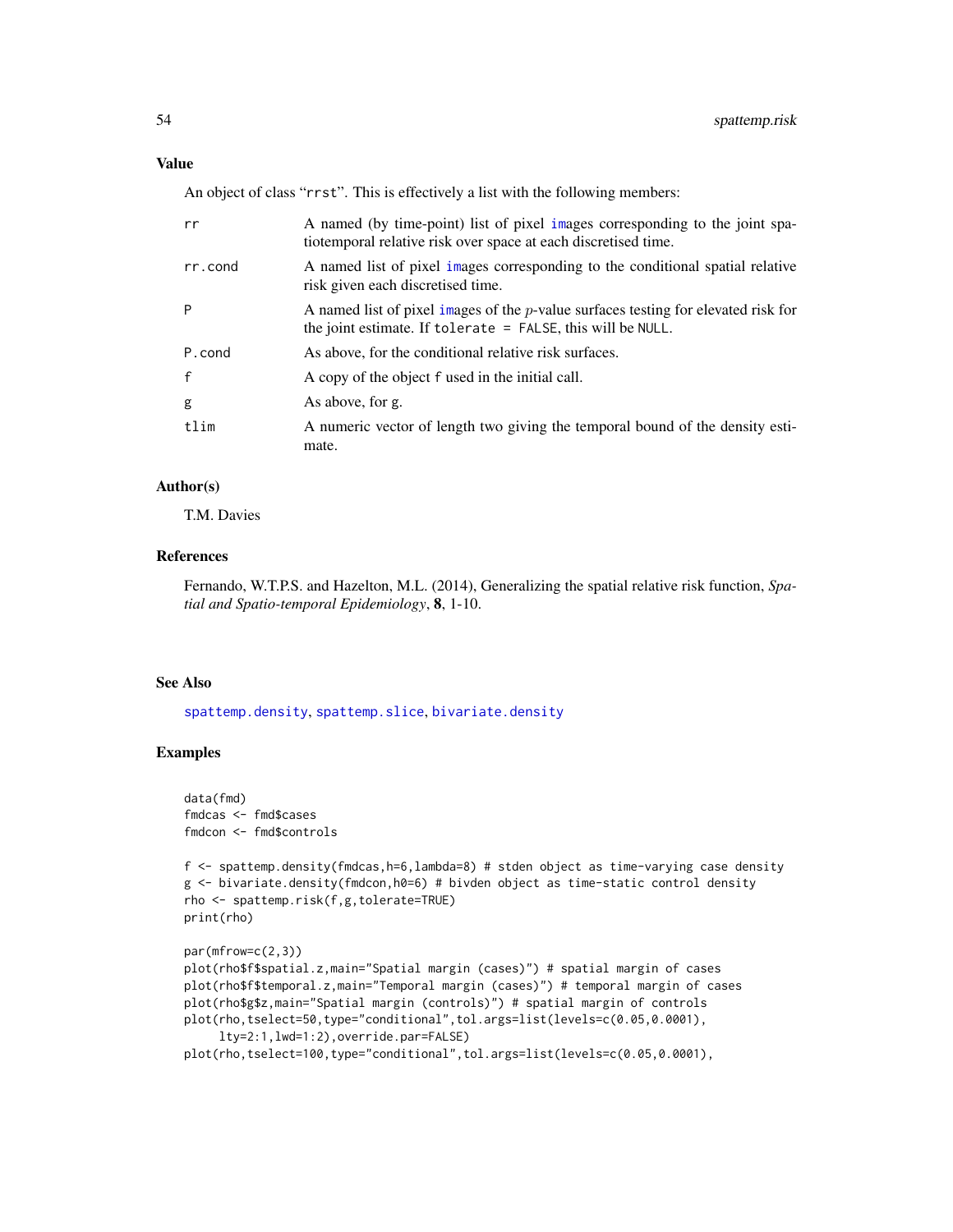## Value

An object of class "rrst". This is effectively a list with the following members:

| | |
|---|---|
| rr | A named (by time-point) list of pixel images corresponding to the joint spatiotemporal relative risk over space at each discretised time. |
| rr.cond | A named list of pixel images corresponding to the conditional spatial relative risk given each discretised time. |
| P | A named list of pixel images of the $p$-value surfaces testing for elevated risk for the joint estimate. If `tolerate = FALSE`, this will be `NULL`. |
| P.cond | As above, for the conditional relative risk surfaces. |
| f | A copy of the object `f` used in the initial call. |
| g | As above, for g. |
| tlim | A numeric vector of length two giving the temporal bound of the density estimate. |

## Author(s)

T.M. Davies

## References

Fernando, W.T.P.S. and Hazelton, M.L. (2014), Generalizing the spatial relative risk function, *Spatial and Spatio-temporal Epidemiology*, **8**, 1-10.

## See Also

spattemp.density, spattemp.slice, bivariate.density

## Examples

```
data(fmd)
fmdcas <- fmd$cases
fmdcon <- fmd$controls

f <- spattemp.density(fmdcas,h=6,lambda=8) # stden object as time-varying case density
g <- bivariate.density(fmdcon,h0=6) # bivden object as time-static control density
rho <- spattemp.risk(f,g,tolerate=TRUE)
print(rho)

par(mfrow=c(2,3))
plot(rho$f$spatial.z,main="Spatial margin (cases)") # spatial margin of cases
plot(rho$f$temporal.z,main="Temporal margin (cases)") # temporal margin of cases
plot(rho$g$z,main="Spatial margin (controls)") # spatial margin of controls
plot(rho,tselect=50,type="conditional",tol.args=list(levels=c(0.05,0.0001),
     lty=2:1,lwd=1:2),override.par=FALSE)
plot(rho,tselect=100,type="conditional",tol.args=list(levels=c(0.05,0.0001),
```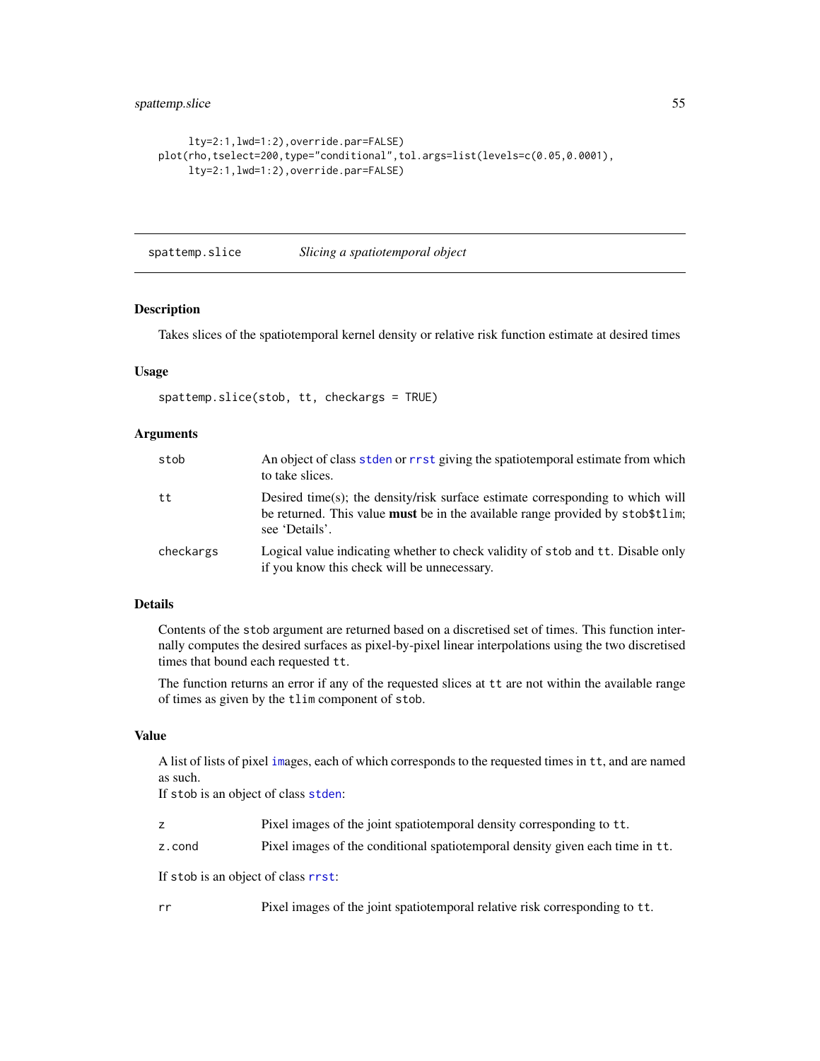```
     lty=2:1,lwd=1:2),override.par=FALSE)
plot(rho,tselect=200,type="conditional",tol.args=list(levels=c(0.05,0.0001),
     lty=2:1,lwd=1:2),override.par=FALSE)
```

## spattemp.slice *Slicing a spatiotemporal object*

### Description

Takes slices of the spatiotemporal kernel density or relative risk function estimate at desired times

### Usage

```
spattemp.slice(stob, tt, checkargs = TRUE)
```

### Arguments

| | |
|---|---|
| `stob` | An object of class `stden` or `rrst` giving the spatiotemporal estimate from which to take slices. |
| `tt` | Desired time(s); the density/risk surface estimate corresponding to which will be returned. This value **must** be in the available range provided by `stob$tlim`; see 'Details'. |
| `checkargs` | Logical value indicating whether to check validity of `stob` and `tt`. Disable only if you know this check will be unnecessary. |

### Details

Contents of the `stob` argument are returned based on a discretised set of times. This function internally computes the desired surfaces as pixel-by-pixel linear interpolations using the two discretised times that bound each requested `tt`.

The function returns an error if any of the requested slices at `tt` are not within the available range of times as given by the `tlim` component of `stob`.

### Value

A list of lists of pixel `im`ages, each of which corresponds to the requested times in `tt`, and are named as such.
If `stob` is an object of class `stden`:

| | |
|---|---|
| `z` | Pixel images of the joint spatiotemporal density corresponding to `tt`. |
| `z.cond` | Pixel images of the conditional spatiotemporal density given each time in `tt`. |

If `stob` is an object of class `rrst`:

| | |
|---|---|
| `rr` | Pixel images of the joint spatiotemporal relative risk corresponding to `tt`. |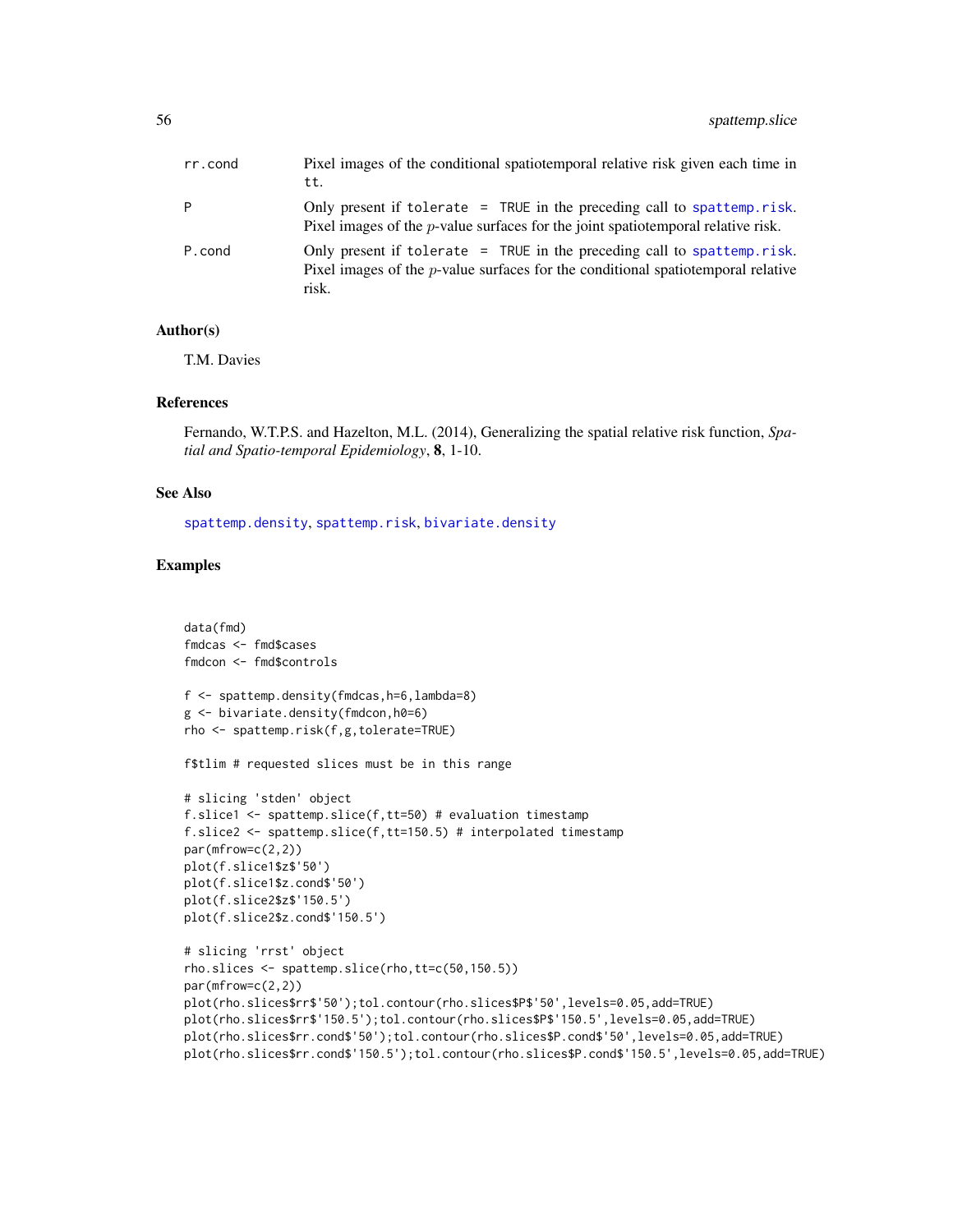| | |
|---|---|
| rr.cond | Pixel images of the conditional spatiotemporal relative risk given each time in tt. |
| P | Only present if tolerate = TRUE in the preceding call to spattemp.risk. Pixel images of the $p$-value surfaces for the joint spatiotemporal relative risk. |
| P.cond | Only present if tolerate = TRUE in the preceding call to spattemp.risk. Pixel images of the $p$-value surfaces for the conditional spatiotemporal relative risk. |

## Author(s)

T.M. Davies

## References

Fernando, W.T.P.S. and Hazelton, M.L. (2014), Generalizing the spatial relative risk function, *Spatial and Spatio-temporal Epidemiology*, **8**, 1-10.

## See Also

spattemp.density, spattemp.risk, bivariate.density

## Examples

```
data(fmd)
fmdcas <- fmd$cases
fmdcon <- fmd$controls

f <- spattemp.density(fmdcas,h=6,lambda=8)
g <- bivariate.density(fmdcon,h0=6)
rho <- spattemp.risk(f,g,tolerate=TRUE)

f$tlim # requested slices must be in this range

# slicing 'stden' object
f.slice1 <- spattemp.slice(f,tt=50) # evaluation timestamp
f.slice2 <- spattemp.slice(f,tt=150.5) # interpolated timestamp
par(mfrow=c(2,2))
plot(f.slice1$z$'50')
plot(f.slice1$z.cond$'50')
plot(f.slice2$z$'150.5')
plot(f.slice2$z.cond$'150.5')

# slicing 'rrst' object
rho.slices <- spattemp.slice(rho,tt=c(50,150.5))
par(mfrow=c(2,2))
plot(rho.slices$rr$'50');tol.contour(rho.slices$P$'50',levels=0.05,add=TRUE)
plot(rho.slices$rr$'150.5');tol.contour(rho.slices$P$'150.5',levels=0.05,add=TRUE)
plot(rho.slices$rr.cond$'50');tol.contour(rho.slices$P.cond$'50',levels=0.05,add=TRUE)
plot(rho.slices$rr.cond$'150.5');tol.contour(rho.slices$P.cond$'150.5',levels=0.05,add=TRUE)
```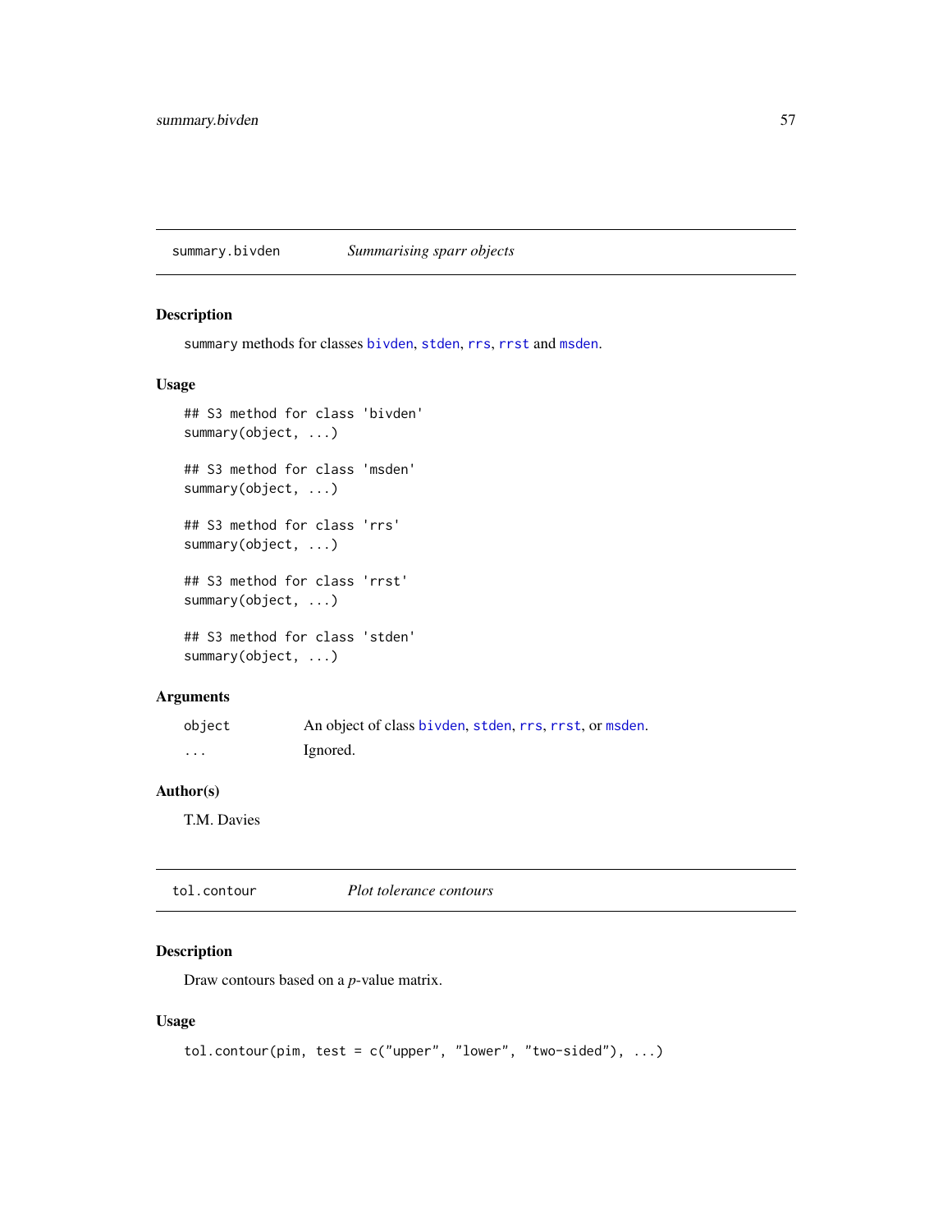## summary.bivden — *Summarising sparr objects*

### Description

summary methods for classes bivden, stden, rrs, rrst and msden.

### Usage

```
## S3 method for class 'bivden'
summary(object, ...)

## S3 method for class 'msden'
summary(object, ...)

## S3 method for class 'rrs'
summary(object, ...)

## S3 method for class 'rrst'
summary(object, ...)

## S3 method for class 'stden'
summary(object, ...)
```

### Arguments

| | |
|---|---|
| object | An object of class bivden, stden, rrs, rrst, or msden. |
| ... | Ignored. |

### Author(s)

T.M. Davies

## tol.contour — *Plot tolerance contours*

### Description

Draw contours based on a *p*-value matrix.

### Usage

```
tol.contour(pim, test = c("upper", "lower", "two-sided"), ...)
```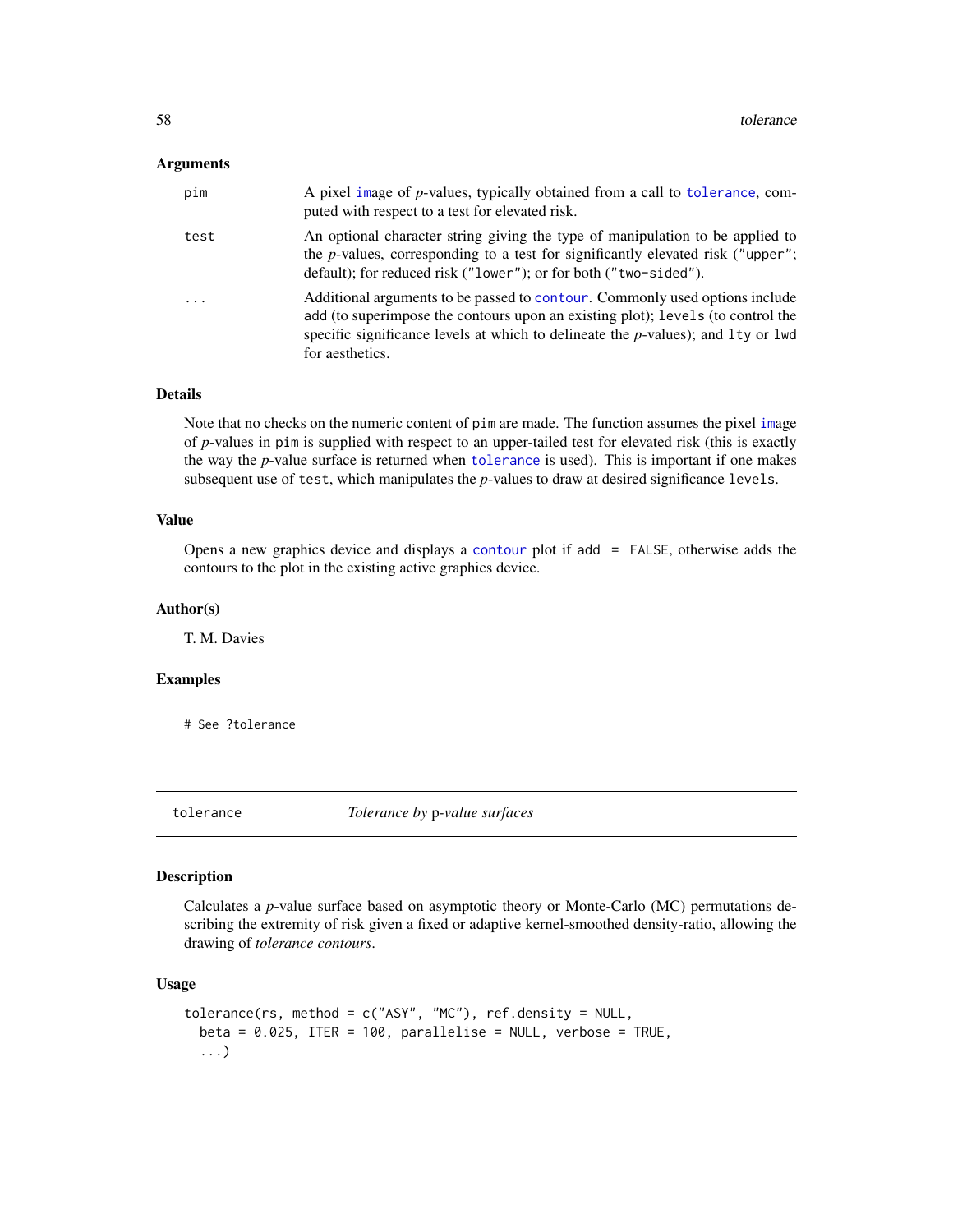### Arguments

| | |
|---|---|
| `pim` | A pixel image of *p*-values, typically obtained from a call to `tolerance`, computed with respect to a test for elevated risk. |
| `test` | An optional character string giving the type of manipulation to be applied to the *p*-values, corresponding to a test for significantly elevated risk (`"upper"`; default); for reduced risk (`"lower"`); or for both (`"two-sided"`). |
| `...` | Additional arguments to be passed to `contour`. Commonly used options include `add` (to superimpose the contours upon an existing plot); `levels` (to control the specific significance levels at which to delineate the *p*-values); and `lty` or `lwd` for aesthetics. |

### Details

Note that no checks on the numeric content of `pim` are made. The function assumes the pixel image of *p*-values in `pim` is supplied with respect to an upper-tailed test for elevated risk (this is exactly the way the *p*-value surface is returned when `tolerance` is used). This is important if one makes subsequent use of `test`, which manipulates the *p*-values to draw at desired significance `levels`.

### Value

Opens a new graphics device and displays a `contour` plot if `add = FALSE`, otherwise adds the contours to the plot in the existing active graphics device.

### Author(s)

T. M. Davies

### Examples

```
# See ?tolerance
```

---

## tolerance    *Tolerance by* p*-value surfaces*

### Description

Calculates a *p*-value surface based on asymptotic theory or Monte-Carlo (MC) permutations describing the extremity of risk given a fixed or adaptive kernel-smoothed density-ratio, allowing the drawing of *tolerance contours*.

### Usage

```
tolerance(rs, method = c("ASY", "MC"), ref.density = NULL,
  beta = 0.025, ITER = 100, parallelise = NULL, verbose = TRUE,
  ...)
```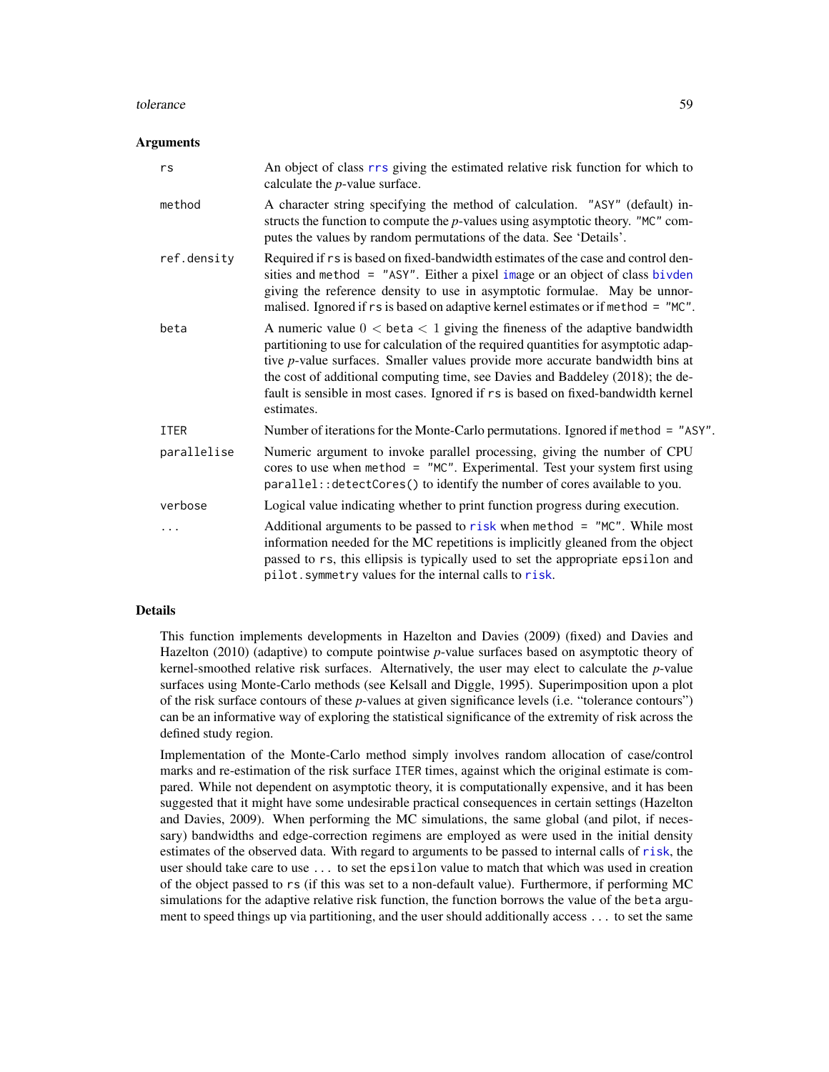## Arguments

| | |
|---|---|
| rs | An object of class rrs giving the estimated relative risk function for which to calculate the *p*-value surface. |
| method | A character string specifying the method of calculation. "ASY" (default) instructs the function to compute the *p*-values using asymptotic theory. "MC" computes the values by random permutations of the data. See 'Details'. |
| ref.density | Required if rs is based on fixed-bandwidth estimates of the case and control densities and method = "ASY". Either a pixel image or an object of class bivden giving the reference density to use in asymptotic formulae. May be unnormalised. Ignored if rs is based on adaptive kernel estimates or if method = "MC". |
| beta | A numeric value $0 < \text{beta} < 1$ giving the fineness of the adaptive bandwidth partitioning to use for calculation of the required quantities for asymptotic adaptive *p*-value surfaces. Smaller values provide more accurate bandwidth bins at the cost of additional computing time, see Davies and Baddeley (2018); the default is sensible in most cases. Ignored if rs is based on fixed-bandwidth kernel estimates. |
| ITER | Number of iterations for the Monte-Carlo permutations. Ignored if method = "ASY". |
| parallelise | Numeric argument to invoke parallel processing, giving the number of CPU cores to use when method = "MC". Experimental. Test your system first using parallel::detectCores() to identify the number of cores available to you. |
| verbose | Logical value indicating whether to print function progress during execution. |
| ... | Additional arguments to be passed to risk when method = "MC". While most information needed for the MC repetitions is implicitly gleaned from the object passed to rs, this ellipsis is typically used to set the appropriate epsilon and pilot.symmetry values for the internal calls to risk. |

## Details

This function implements developments in Hazelton and Davies (2009) (fixed) and Davies and Hazelton (2010) (adaptive) to compute pointwise *p*-value surfaces based on asymptotic theory of kernel-smoothed relative risk surfaces. Alternatively, the user may elect to calculate the *p*-value surfaces using Monte-Carlo methods (see Kelsall and Diggle, 1995). Superimposition upon a plot of the risk surface contours of these *p*-values at given significance levels (i.e. "tolerance contours") can be an informative way of exploring the statistical significance of the extremity of risk across the defined study region.

Implementation of the Monte-Carlo method simply involves random allocation of case/control marks and re-estimation of the risk surface ITER times, against which the original estimate is compared. While not dependent on asymptotic theory, it is computationally expensive, and it has been suggested that it might have some undesirable practical consequences in certain settings (Hazelton and Davies, 2009). When performing the MC simulations, the same global (and pilot, if necessary) bandwidths and edge-correction regimens are employed as were used in the initial density estimates of the observed data. With regard to arguments to be passed to internal calls of risk, the user should take care to use ... to set the epsilon value to match that which was used in creation of the object passed to rs (if this was set to a non-default value). Furthermore, if performing MC simulations for the adaptive relative risk function, the function borrows the value of the beta argument to speed things up via partitioning, and the user should additionally access ... to set the same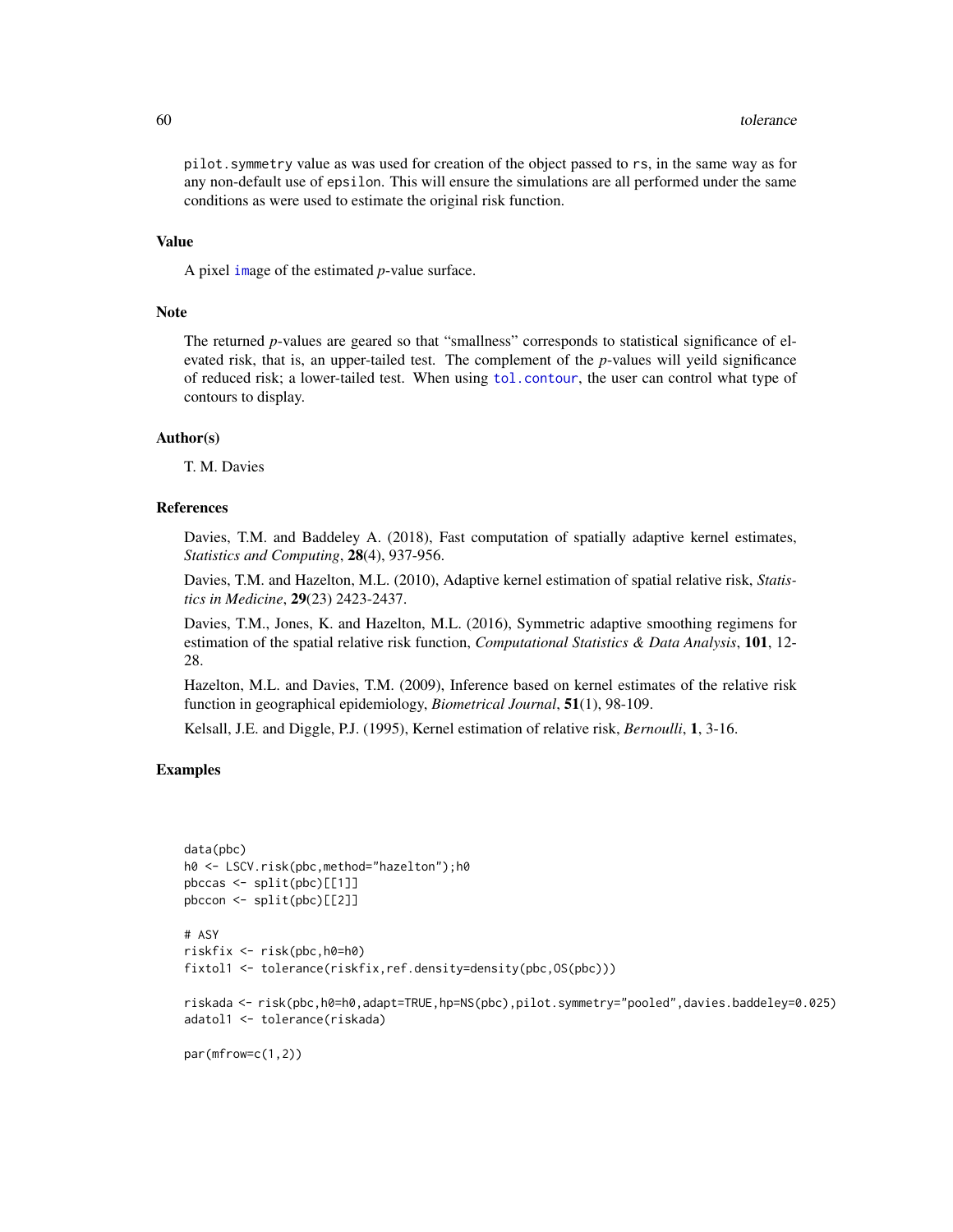pilot.symmetry value as was used for creation of the object passed to rs, in the same way as for any non-default use of epsilon. This will ensure the simulations are all performed under the same conditions as were used to estimate the original risk function.

## Value

A pixel image of the estimated *p*-value surface.

## Note

The returned *p*-values are geared so that "smallness" corresponds to statistical significance of elevated risk, that is, an upper-tailed test. The complement of the *p*-values will yeild significance of reduced risk; a lower-tailed test. When using tol.contour, the user can control what type of contours to display.

## Author(s)

T. M. Davies

## References

Davies, T.M. and Baddeley A. (2018), Fast computation of spatially adaptive kernel estimates, *Statistics and Computing*, **28**(4), 937-956.

Davies, T.M. and Hazelton, M.L. (2010), Adaptive kernel estimation of spatial relative risk, *Statistics in Medicine*, **29**(23) 2423-2437.

Davies, T.M., Jones, K. and Hazelton, M.L. (2016), Symmetric adaptive smoothing regimens for estimation of the spatial relative risk function, *Computational Statistics & Data Analysis*, **101**, 12-28.

Hazelton, M.L. and Davies, T.M. (2009), Inference based on kernel estimates of the relative risk function in geographical epidemiology, *Biometrical Journal*, **51**(1), 98-109.

Kelsall, J.E. and Diggle, P.J. (1995), Kernel estimation of relative risk, *Bernoulli*, **1**, 3-16.

## Examples

```
data(pbc)
h0 <- LSCV.risk(pbc,method="hazelton");h0
pbccas <- split(pbc)[[1]]
pbccon <- split(pbc)[[2]]

# ASY
riskfix <- risk(pbc,h0=h0)
fixtol1 <- tolerance(riskfix,ref.density=density(pbc,OS(pbc)))

riskada <- risk(pbc,h0=h0,adapt=TRUE,hp=NS(pbc),pilot.symmetry="pooled",davies.baddeley=0.025)
adatol1 <- tolerance(riskada)

par(mfrow=c(1,2))
```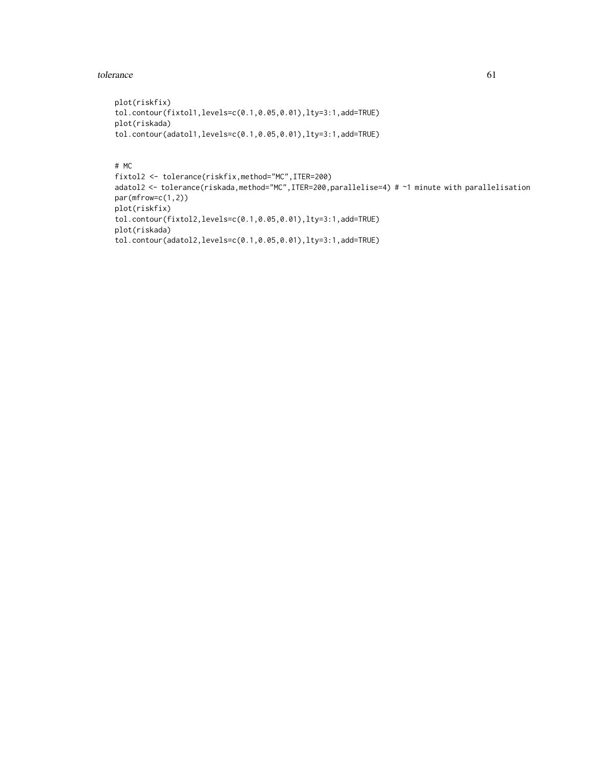```
plot(riskfix)
tol.contour(fixtol1,levels=c(0.1,0.05,0.01),lty=3:1,add=TRUE)
plot(riskada)
tol.contour(adatol1,levels=c(0.1,0.05,0.01),lty=3:1,add=TRUE)


# MC
fixtol2 <- tolerance(riskfix,method="MC",ITER=200)
adatol2 <- tolerance(riskada,method="MC",ITER=200,parallelise=4) # ~1 minute with parallelisation
par(mfrow=c(1,2))
plot(riskfix)
tol.contour(fixtol2,levels=c(0.1,0.05,0.01),lty=3:1,add=TRUE)
plot(riskada)
tol.contour(adatol2,levels=c(0.1,0.05,0.01),lty=3:1,add=TRUE)
```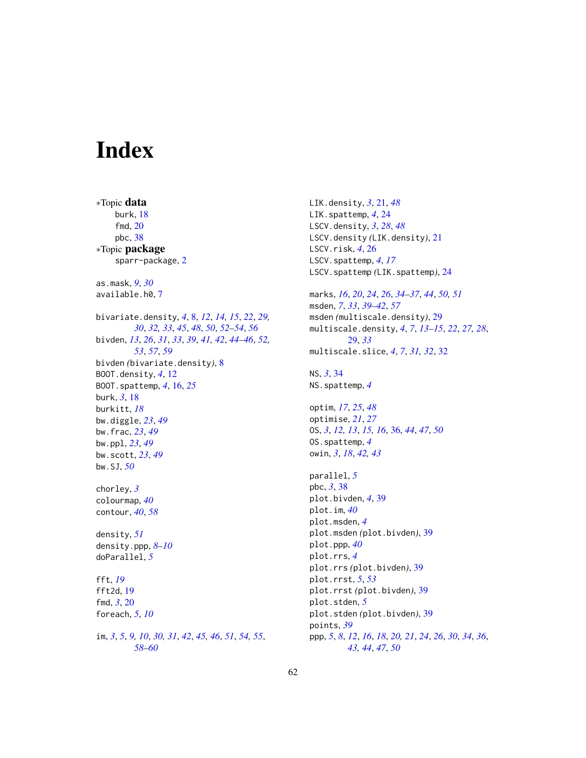# Index

*Topic **data**
  burk, 18
  fmd, 20
  pbc, 38
*Topic **package**
  sparr-package, 2

as.mask, *9*, *30*
available.h0, 7

bivariate.density, *4*, 8, *12*, *14, 15*, *22*, *29, 30*, *32, 33*, *45*, *48*, *50*, *52–54*, *56*
bivden, *13*, *26*, *31*, *33*, *39*, *41, 42*, *44–46*, *52, 53*, *57*, *59*
bivden *(*bivariate.density*)*, 8
BOOT.density, *4*, 12
BOOT.spattemp, *4*, 16, *25*
burk, *3*, 18
burkitt, *18*
bw.diggle, *23*, *49*
bw.frac, *23*, *49*
bw.ppl, *23*, *49*
bw.scott, *23*, *49*
bw.SJ, *50*

chorley, *3*
colourmap, *40*
contour, *40*, *58*

density, *51*
density.ppp, *8–10*
doParallel, *5*

fft, *19*
fft2d, 19
fmd, *3*, 20
foreach, *5*, *10*

im, *3*, *5*, *9, 10*, *30, 31*, *42*, *45, 46*, *51*, *54, 55*, *58–60*

LIK.density, *3*, 21, *48*
LIK.spattemp, *4*, 24
LSCV.density, *3*, *28*, *48*
LSCV.density *(*LIK.density*)*, 21
LSCV.risk, *4*, 26
LSCV.spattemp, *4*, *17*
LSCV.spattemp *(*LIK.spattemp*)*, 24

marks, *16*, *20*, *24*, *26*, *34–37*, *44*, *50, 51*
msden, *7*, *33*, *39–42*, *57*
msden *(*multiscale.density*)*, 29
multiscale.density, *4*, *7*, *13–15*, *22*, *27, 28*, 29, *33*
multiscale.slice, *4*, *7*, *31, 32*, 32

NS, *3*, 34
NS.spattemp, *4*

optim, *17*, *25*, *48*
optimise, *21*, *27*
OS, *3*, *12, 13*, *15, 16*, 36, *44*, *47*, *50*
OS.spattemp, *4*
owin, *3*, *18*, *42, 43*

parallel, *5*
pbc, *3*, 38
plot.bivden, *4*, 39
plot.im, *40*
plot.msden, *4*
plot.msden *(*plot.bivden*)*, 39
plot.ppp, *40*
plot.rrs, *4*
plot.rrs *(*plot.bivden*)*, 39
plot.rrst, *5*, *53*
plot.rrst *(*plot.bivden*)*, 39
plot.stden, *5*
plot.stden *(*plot.bivden*)*, 39
points, *39*
ppp, *5*, *8*, *12*, *16*, *18*, *20, 21*, *24*, *26*, *30*, *34*, *36*, *43, 44*, *47*, *50*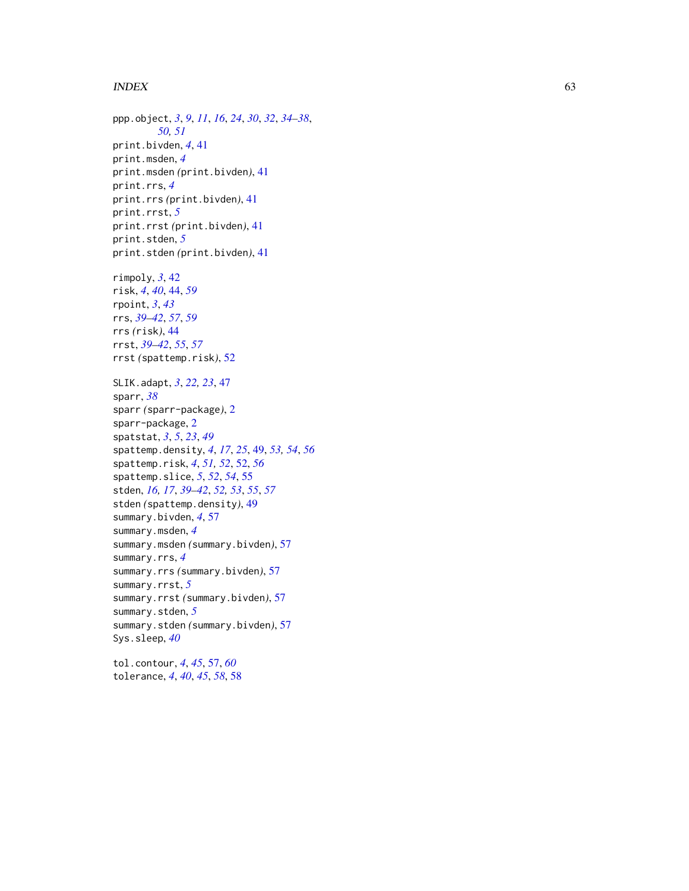ppp.object, *3*, *9*, *11*, *16*, *24*, *30*, *32*, *34–38*, *50*, *51*
print.bivden, *4*, 41
print.msden, *4*
print.msden (print.bivden), 41
print.rrs, *4*
print.rrs (print.bivden), 41
print.rrst, *5*
print.rrst (print.bivden), 41
print.stden, *5*
print.stden (print.bivden), 41

rimpoly, *3*, 42
risk, *4*, *40*, 44, *59*
rpoint, *3*, *43*
rrs, *39–42*, *57*, *59*
rrs (risk), 44
rrst, *39–42*, *55*, *57*
rrst (spattemp.risk), 52

SLIK.adapt, *3*, *22*, *23*, 47
sparr, *38*
sparr (sparr-package), 2
sparr-package, 2
spatstat, *3*, *5*, *23*, *49*
spattemp.density, *4*, *17*, *25*, 49, *53*, *54*, *56*
spattemp.risk, *4*, *51*, *52*, 52, *56*
spattemp.slice, *5*, *52*, *54*, 55
stden, *16*, *17*, *39–42*, *52*, *53*, *55*, *57*
stden (spattemp.density), 49
summary.bivden, *4*, 57
summary.msden, *4*
summary.msden (summary.bivden), 57
summary.rrs, *4*
summary.rrs (summary.bivden), 57
summary.rrst, *5*
summary.rrst (summary.bivden), 57
summary.stden, *5*
summary.stden (summary.bivden), 57
Sys.sleep, *40*

tol.contour, *4*, *45*, 57, *60*
tolerance, *4*, *40*, *45*, *58*, 58